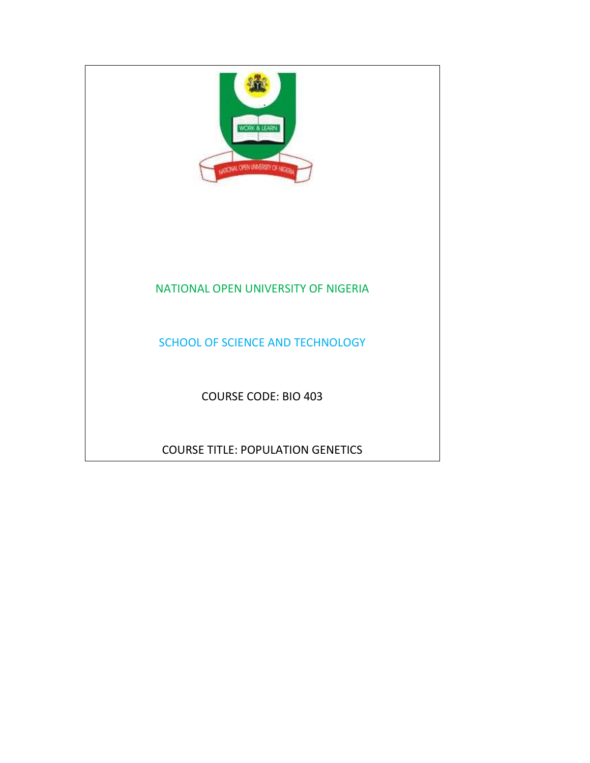# NATIONAL OPEN UNIVERSITY OF NIGERIA

## SCHOOL OF SCIENCE AND TECHNOLOGY

COURSE CODE: BIO 403

COURSE TITLE: POPULATION GENETICS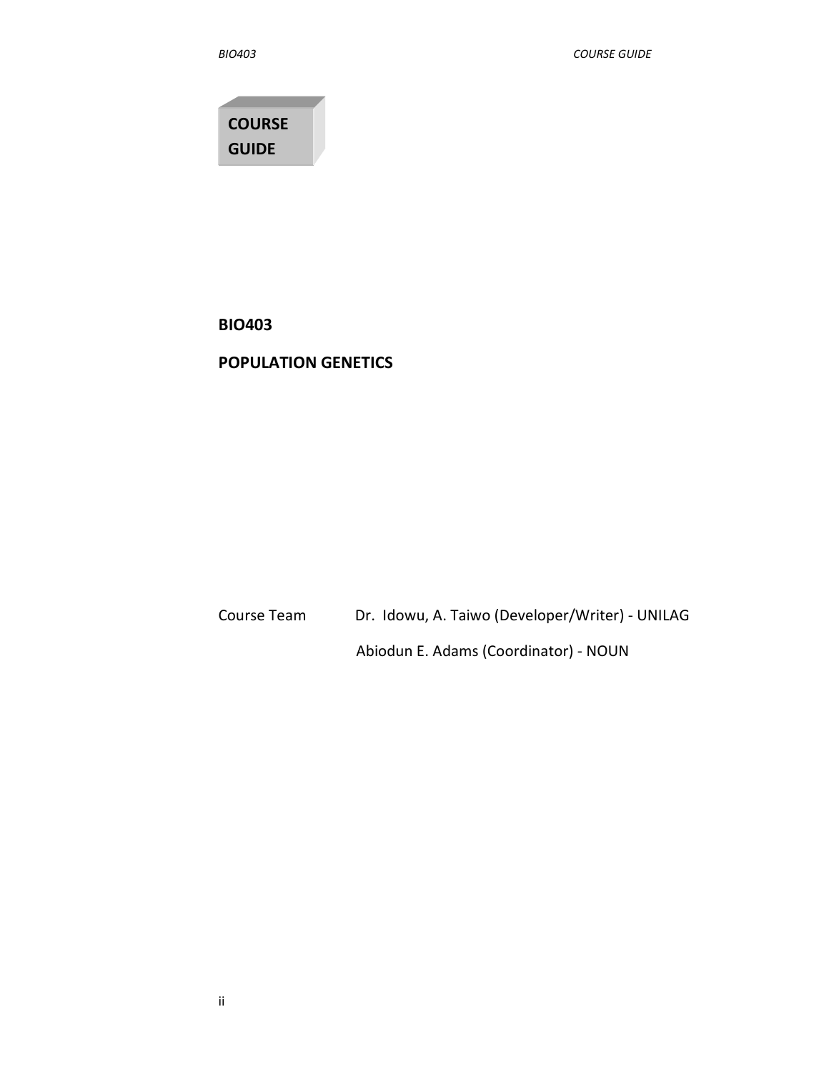**COURSE GUIDE**

**BIO403**

**POPULATION GENETICS**

| | |
|---|---|
| Course Team | Dr. Idowu, A. Taiwo (Developer/Writer) - UNILAG |
| | Abiodun E. Adams (Coordinator) - NOUN |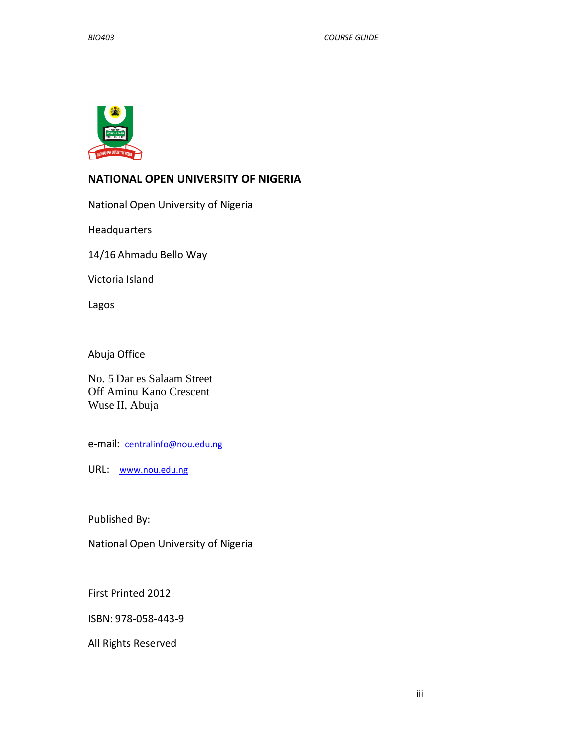# NATIONAL OPEN UNIVERSITY OF NIGERIA

National Open University of Nigeria

Headquarters

14/16 Ahmadu Bello Way

Victoria Island

Lagos

Abuja Office

No. 5 Dar es Salaam Street
Off Aminu Kano Crescent
Wuse II, Abuja

e-mail: centralinfo@nou.edu.ng

URL: www.nou.edu.ng

Published By:

National Open University of Nigeria

First Printed 2012

ISBN: 978-058-443-9

All Rights Reserved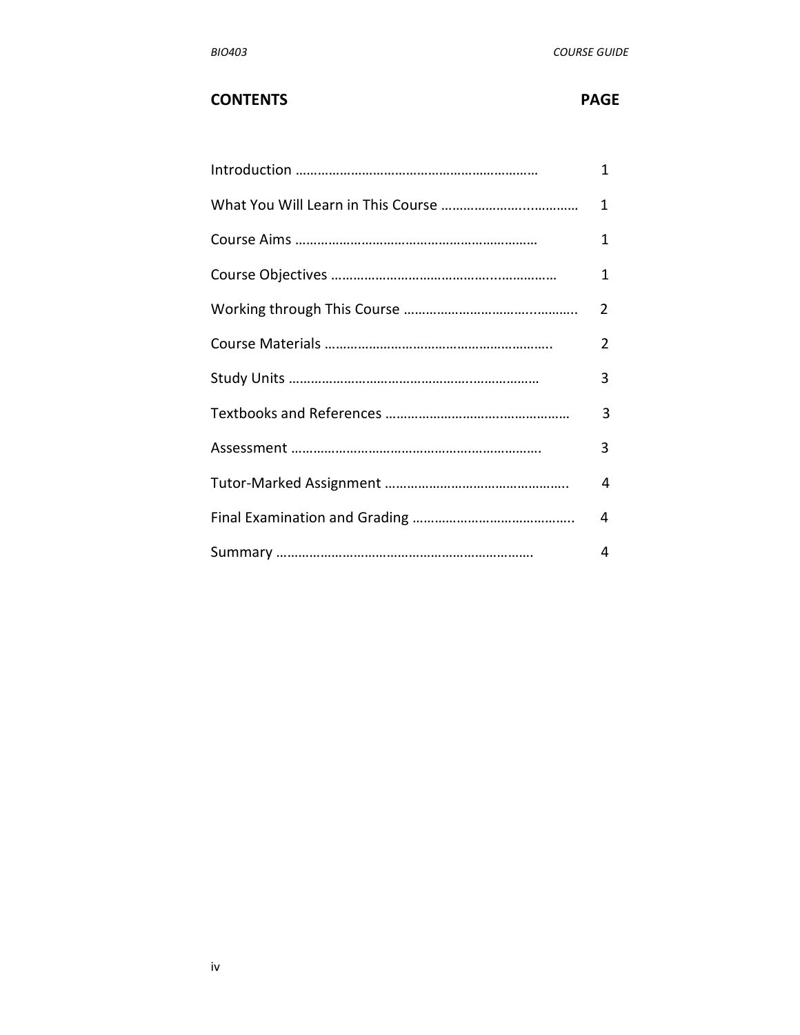| **CONTENTS** | **PAGE** |
|---|---|
| Introduction ………………………………………………………… | 1 |
| What You Will Learn in This Course ………………….………… | 1 |
| Course Aims ………………………………………………………… | 1 |
| Course Objectives ……………………………………..…………… | 1 |
| Working through This Course ………………………….……….. | 2 |
| Course Materials …………………………………………………….. | 2 |
| Study Units …………………………………………..……………… | 3 |
| Textbooks and References ……………………………..………………… | 3 |
| Assessment …………………………………………………………. | 3 |
| Tutor-Marked Assignment …………………………………………. | 4 |
| Final Examination and Grading …………………………………….. | 4 |
| Summary ……………………………………………………………. | 4 |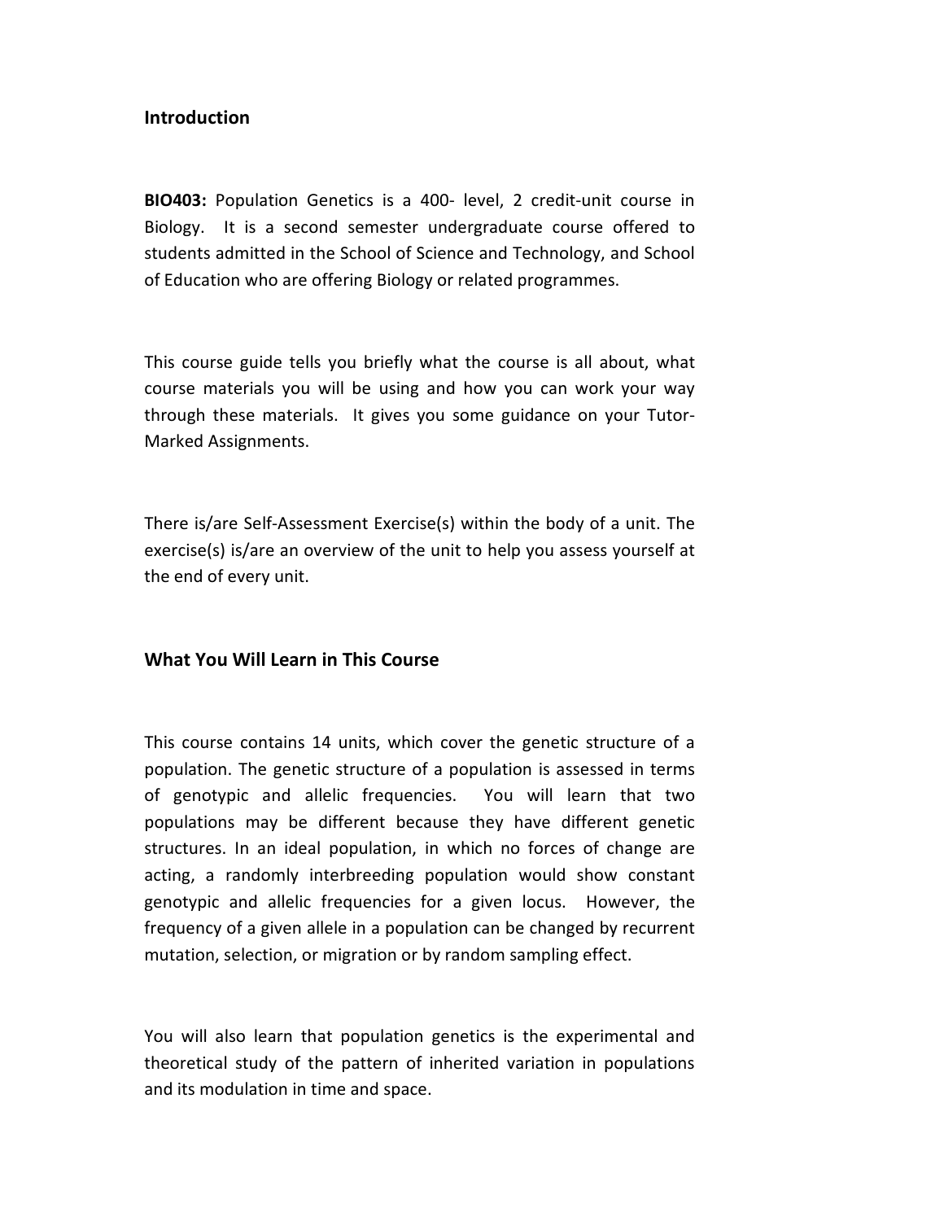## Introduction

**BIO403:** Population Genetics is a 400- level, 2 credit-unit course in Biology. It is a second semester undergraduate course offered to students admitted in the School of Science and Technology, and School of Education who are offering Biology or related programmes.

This course guide tells you briefly what the course is all about, what course materials you will be using and how you can work your way through these materials. It gives you some guidance on your Tutor-Marked Assignments.

There is/are Self-Assessment Exercise(s) within the body of a unit. The exercise(s) is/are an overview of the unit to help you assess yourself at the end of every unit.

## What You Will Learn in This Course

This course contains 14 units, which cover the genetic structure of a population. The genetic structure of a population is assessed in terms of genotypic and allelic frequencies. You will learn that two populations may be different because they have different genetic structures. In an ideal population, in which no forces of change are acting, a randomly interbreeding population would show constant genotypic and allelic frequencies for a given locus. However, the frequency of a given allele in a population can be changed by recurrent mutation, selection, or migration or by random sampling effect.

You will also learn that population genetics is the experimental and theoretical study of the pattern of inherited variation in populations and its modulation in time and space.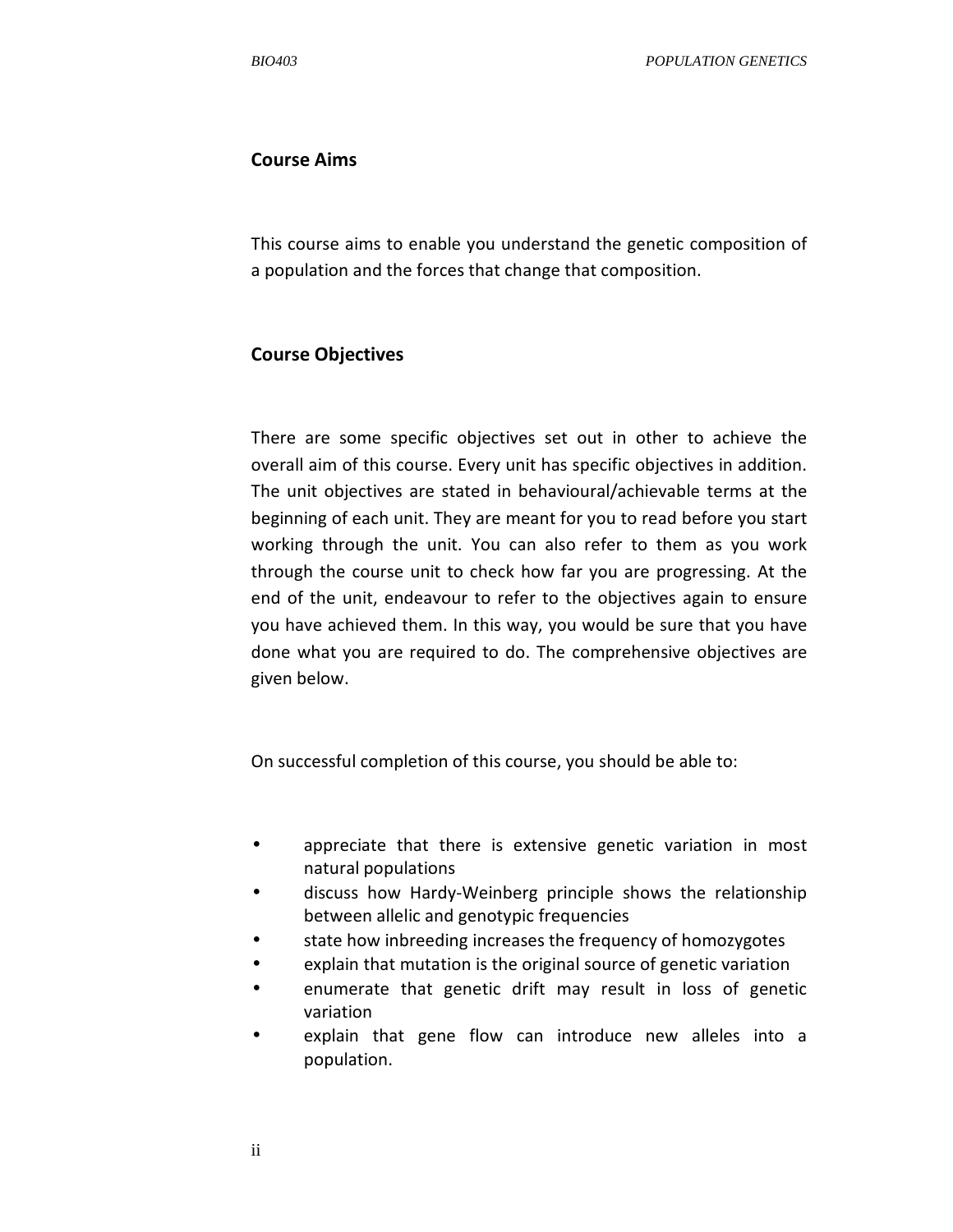## Course Aims

This course aims to enable you understand the genetic composition of a population and the forces that change that composition.

## Course Objectives

There are some specific objectives set out in other to achieve the overall aim of this course. Every unit has specific objectives in addition. The unit objectives are stated in behavioural/achievable terms at the beginning of each unit. They are meant for you to read before you start working through the unit. You can also refer to them as you work through the course unit to check how far you are progressing. At the end of the unit, endeavour to refer to the objectives again to ensure you have achieved them. In this way, you would be sure that you have done what you are required to do. The comprehensive objectives are given below.

On successful completion of this course, you should be able to:

- appreciate that there is extensive genetic variation in most natural populations
- discuss how Hardy-Weinberg principle shows the relationship between allelic and genotypic frequencies
- state how inbreeding increases the frequency of homozygotes
- explain that mutation is the original source of genetic variation
- enumerate that genetic drift may result in loss of genetic variation
- explain that gene flow can introduce new alleles into a population.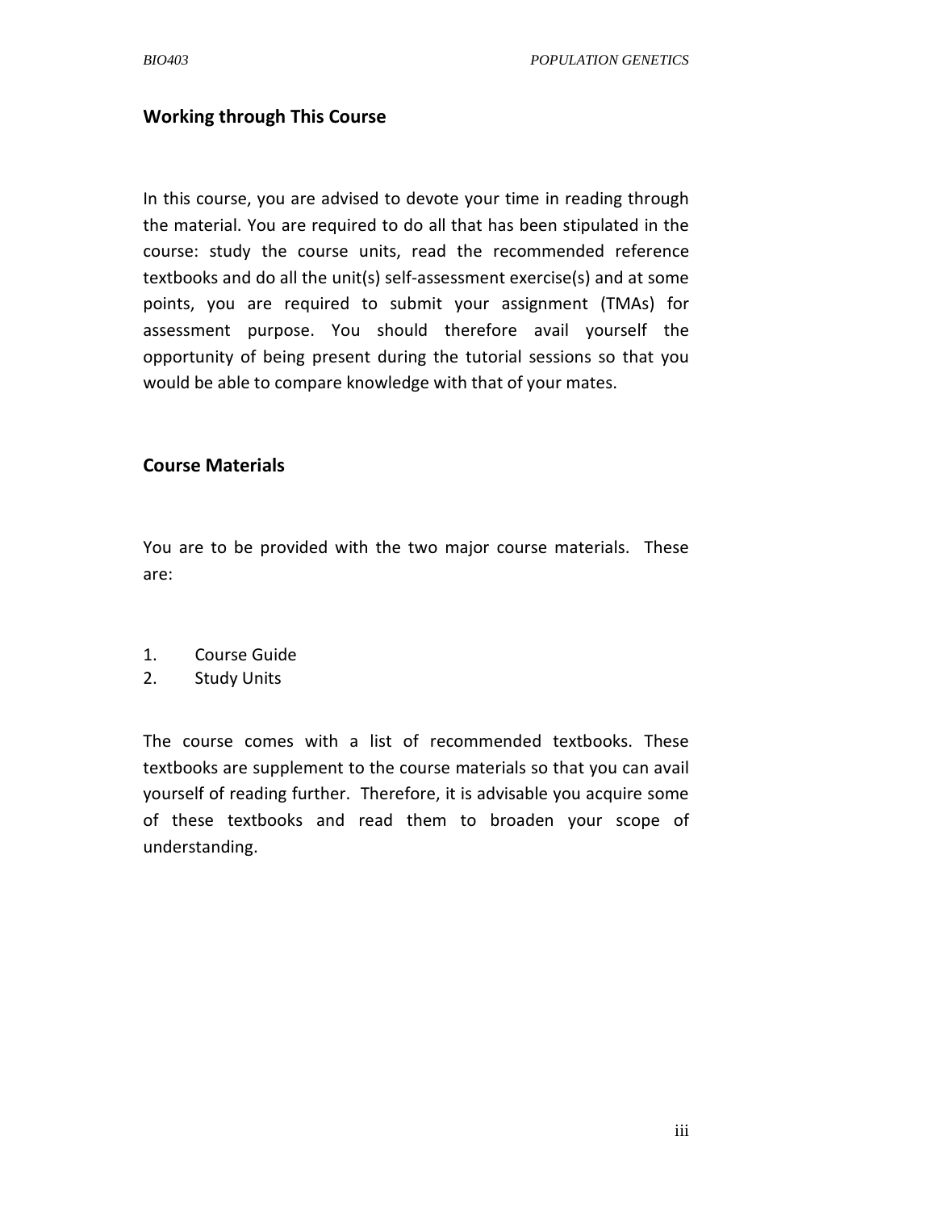## Working through This Course

In this course, you are advised to devote your time in reading through the material. You are required to do all that has been stipulated in the course: study the course units, read the recommended reference textbooks and do all the unit(s) self-assessment exercise(s) and at some points, you are required to submit your assignment (TMAs) for assessment purpose. You should therefore avail yourself the opportunity of being present during the tutorial sessions so that you would be able to compare knowledge with that of your mates.

## Course Materials

You are to be provided with the two major course materials. These are:

1. Course Guide
2. Study Units

The course comes with a list of recommended textbooks. These textbooks are supplement to the course materials so that you can avail yourself of reading further. Therefore, it is advisable you acquire some of these textbooks and read them to broaden your scope of understanding.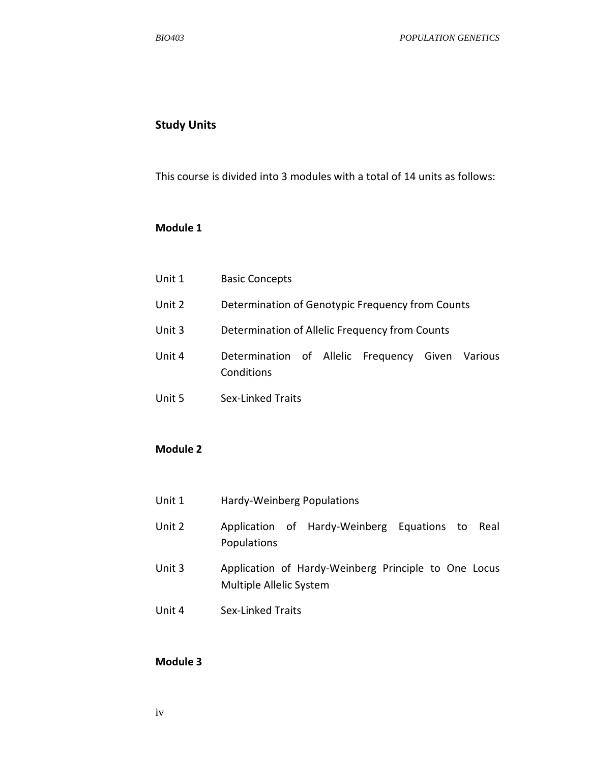## Study Units

This course is divided into 3 modules with a total of 14 units as follows:

### Module 1

| | |
|---|---|
| Unit 1 | Basic Concepts |
| Unit 2 | Determination of Genotypic Frequency from Counts |
| Unit 3 | Determination of Allelic Frequency from Counts |
| Unit 4 | Determination of Allelic Frequency Given Various Conditions |
| Unit 5 | Sex-Linked Traits |

### Module 2

| | |
|---|---|
| Unit 1 | Hardy-Weinberg Populations |
| Unit 2 | Application of Hardy-Weinberg Equations to Real Populations |
| Unit 3 | Application of Hardy-Weinberg Principle to One Locus Multiple Allelic System |
| Unit 4 | Sex-Linked Traits |

### Module 3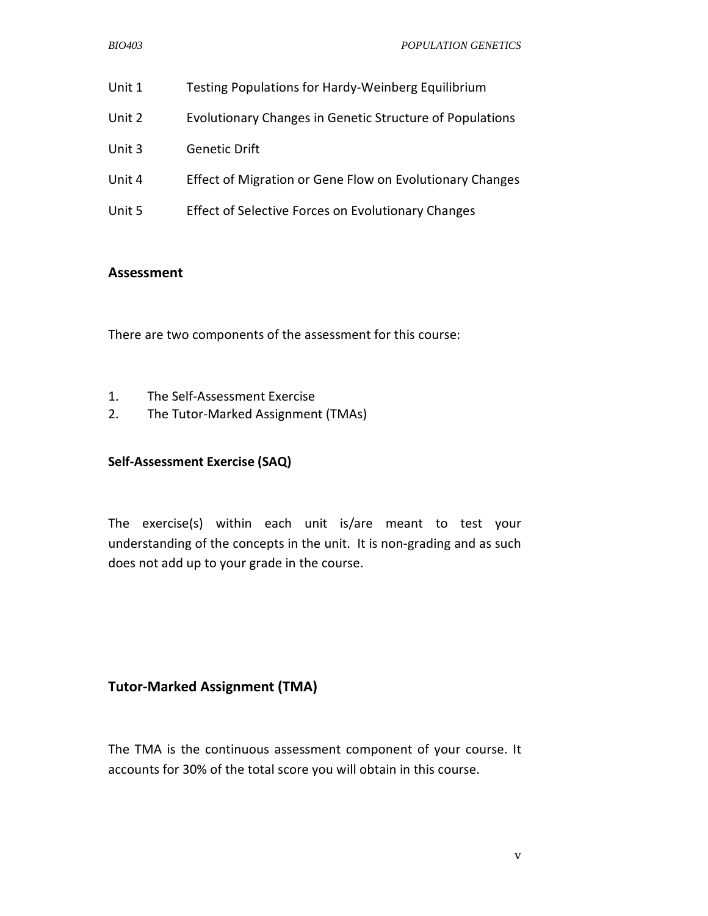Unit 1 Testing Populations for Hardy-Weinberg Equilibrium

Unit 2 Evolutionary Changes in Genetic Structure of Populations

Unit 3 Genetic Drift

Unit 4 Effect of Migration or Gene Flow on Evolutionary Changes

Unit 5 Effect of Selective Forces on Evolutionary Changes

## Assessment

There are two components of the assessment for this course:

1. The Self-Assessment Exercise
2. The Tutor-Marked Assignment (TMAs)

### Self-Assessment Exercise (SAQ)

The exercise(s) within each unit is/are meant to test your understanding of the concepts in the unit. It is non-grading and as such does not add up to your grade in the course.

## Tutor-Marked Assignment (TMA)

The TMA is the continuous assessment component of your course. It accounts for 30% of the total score you will obtain in this course.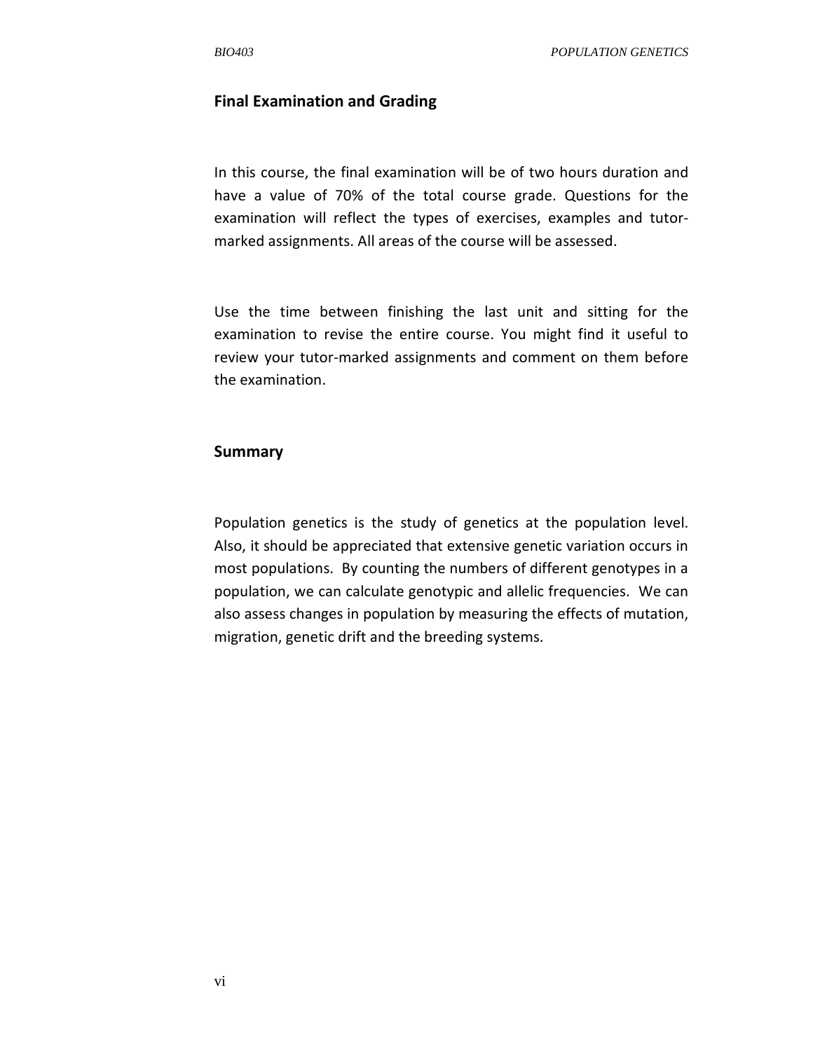## Final Examination and Grading

In this course, the final examination will be of two hours duration and have a value of 70% of the total course grade. Questions for the examination will reflect the types of exercises, examples and tutor-marked assignments. All areas of the course will be assessed.

Use the time between finishing the last unit and sitting for the examination to revise the entire course. You might find it useful to review your tutor-marked assignments and comment on them before the examination.

## Summary

Population genetics is the study of genetics at the population level. Also, it should be appreciated that extensive genetic variation occurs in most populations. By counting the numbers of different genotypes in a population, we can calculate genotypic and allelic frequencies. We can also assess changes in population by measuring the effects of mutation, migration, genetic drift and the breeding systems.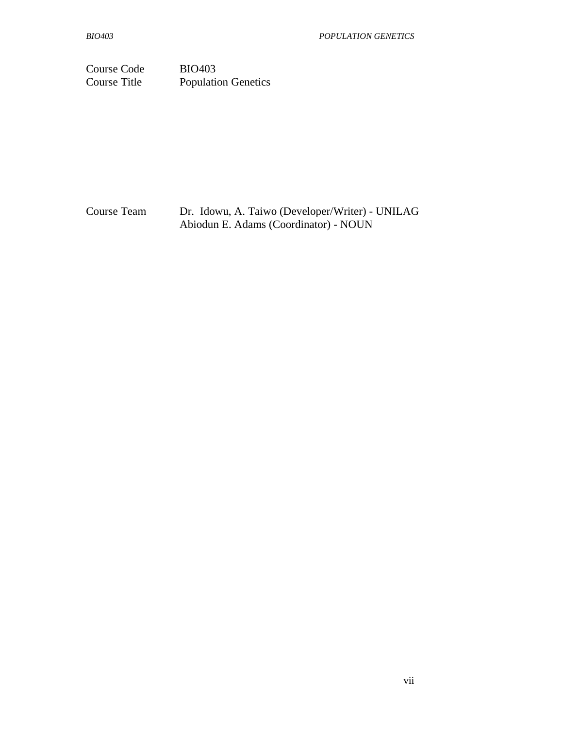| | |
|---|---|
| Course Code | BIO403 |
| Course Title | Population Genetics |

| | |
|---|---|
| Course Team | Dr. Idowu, A. Taiwo (Developer/Writer) - UNILAG<br>Abiodun E. Adams (Coordinator) - NOUN |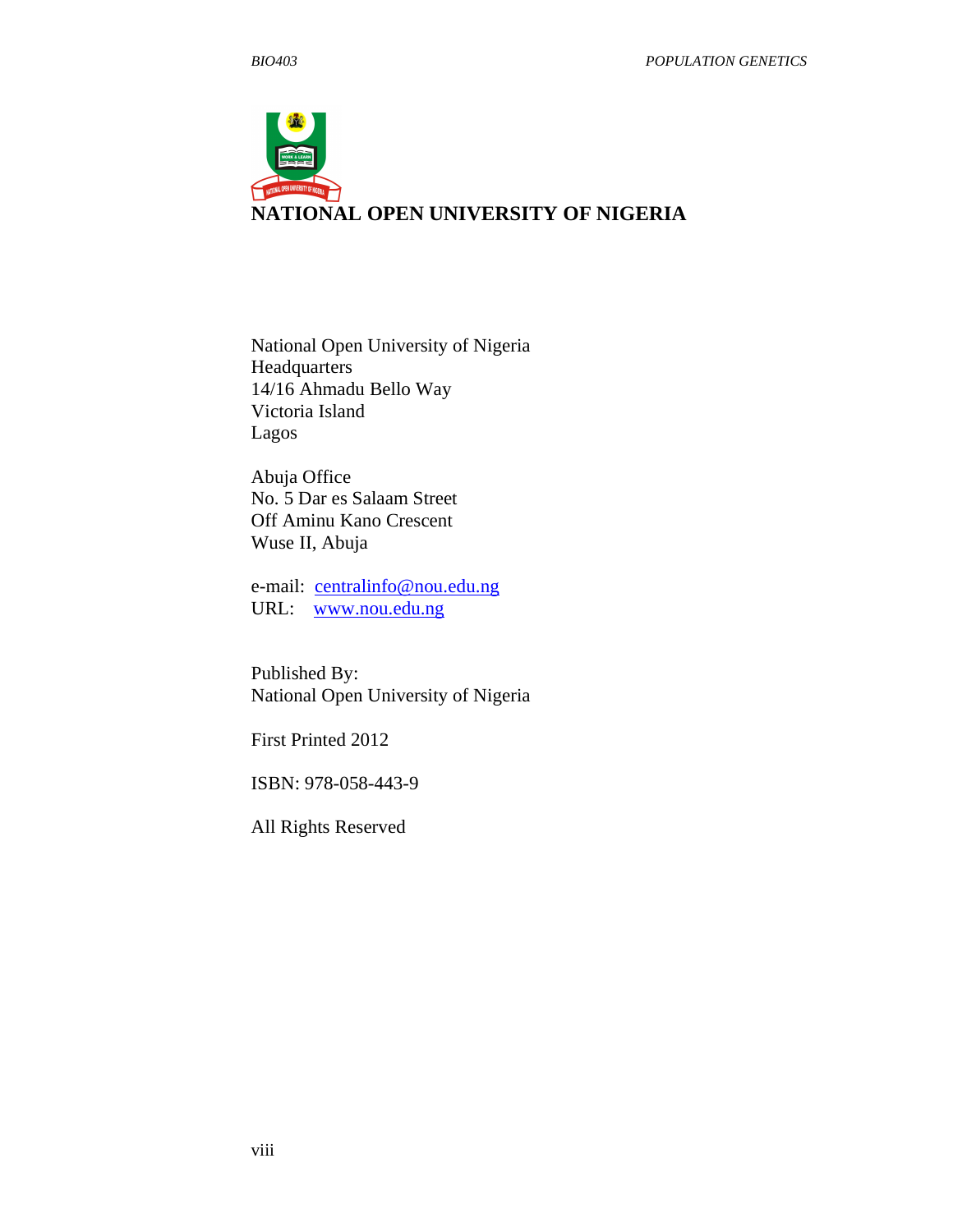**NATIONAL OPEN UNIVERSITY OF NIGERIA**

National Open University of Nigeria
Headquarters
14/16 Ahmadu Bello Way
Victoria Island
Lagos

Abuja Office
No. 5 Dar es Salaam Street
Off Aminu Kano Crescent
Wuse II, Abuja

e-mail: centralinfo@nou.edu.ng
URL: www.nou.edu.ng

Published By:
National Open University of Nigeria

First Printed 2012

ISBN: 978-058-443-9

All Rights Reserved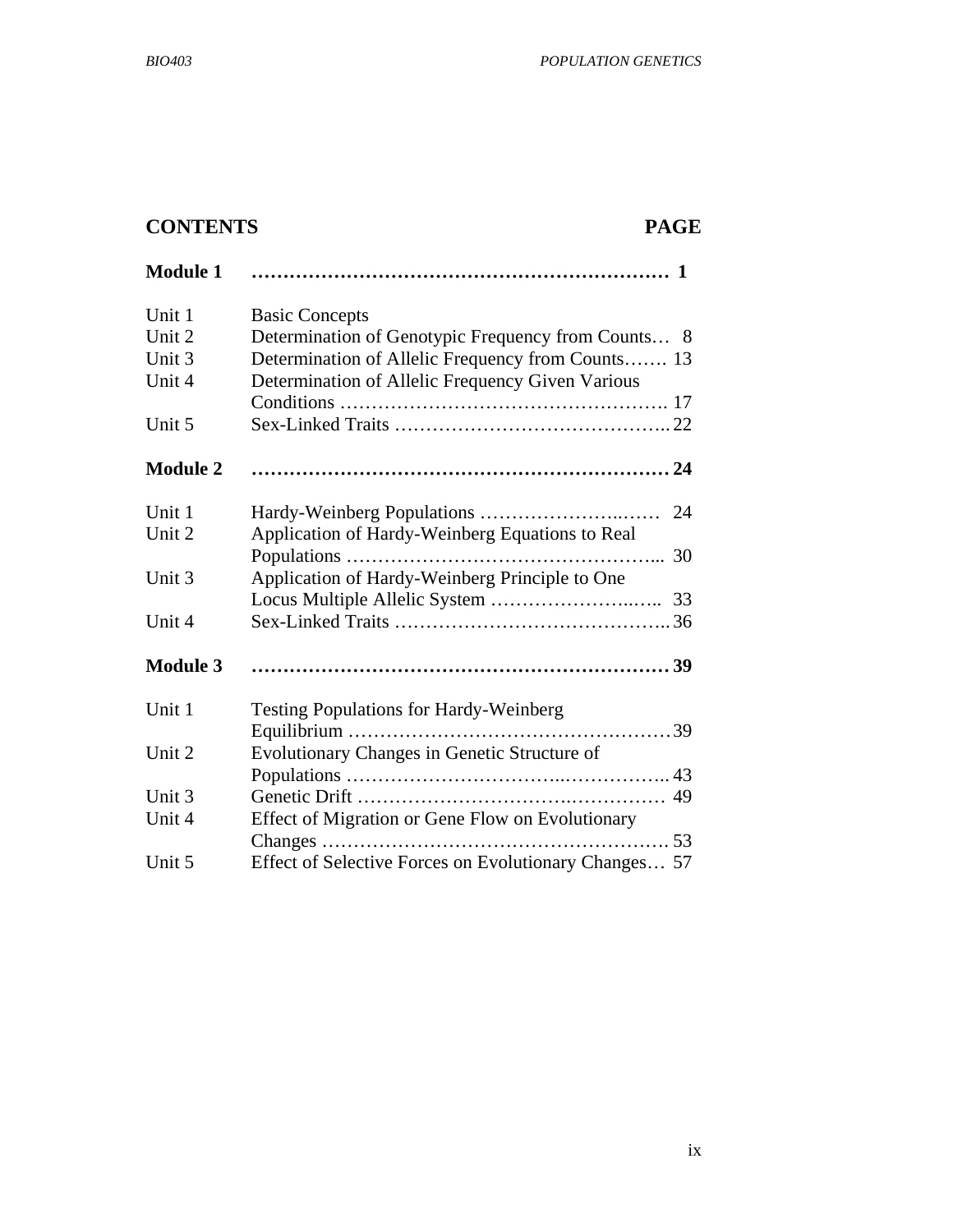## CONTENTS PAGE

| | | |
|---|---|---|
| **Module 1** | | **1** |
| Unit 1 | Basic Concepts | |
| Unit 2 | Determination of Genotypic Frequency from Counts | 8 |
| Unit 3 | Determination of Allelic Frequency from Counts | 13 |
| Unit 4 | Determination of Allelic Frequency Given Various Conditions | 17 |
| Unit 5 | Sex-Linked Traits | 22 |
| **Module 2** | | **24** |
| Unit 1 | Hardy-Weinberg Populations | 24 |
| Unit 2 | Application of Hardy-Weinberg Equations to Real Populations | 30 |
| Unit 3 | Application of Hardy-Weinberg Principle to One Locus Multiple Allelic System | 33 |
| Unit 4 | Sex-Linked Traits | 36 |
| **Module 3** | | **39** |
| Unit 1 | Testing Populations for Hardy-Weinberg Equilibrium | 39 |
| Unit 2 | Evolutionary Changes in Genetic Structure of Populations | 43 |
| Unit 3 | Genetic Drift | 49 |
| Unit 4 | Effect of Migration or Gene Flow on Evolutionary Changes | 53 |
| Unit 5 | Effect of Selective Forces on Evolutionary Changes | 57 |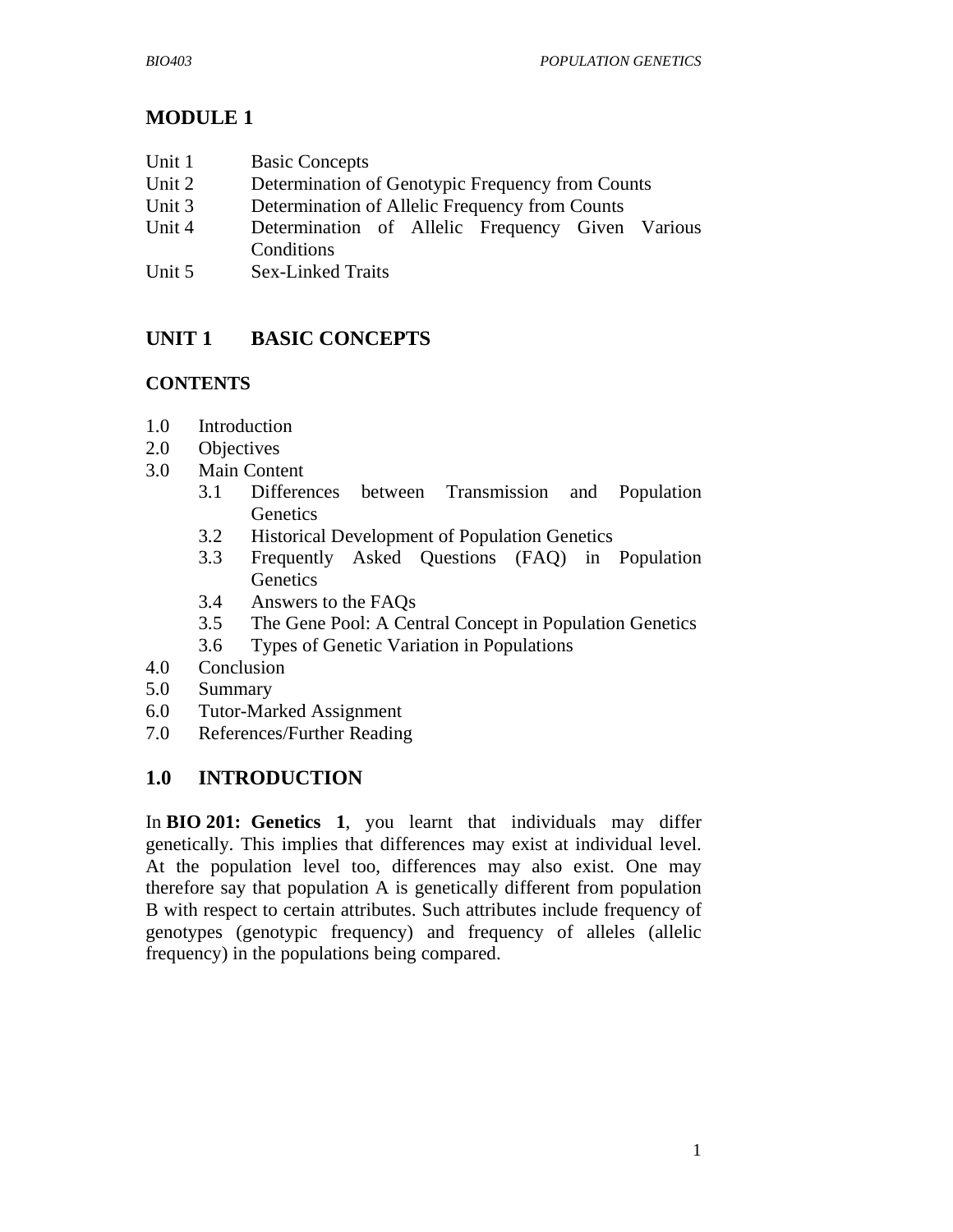# MODULE 1

- Unit 1 Basic Concepts
- Unit 2 Determination of Genotypic Frequency from Counts
- Unit 3 Determination of Allelic Frequency from Counts
- Unit 4 Determination of Allelic Frequency Given Various Conditions
- Unit 5 Sex-Linked Traits

## UNIT 1 BASIC CONCEPTS

### CONTENTS

- 1.0 Introduction
- 2.0 Objectives
- 3.0 Main Content
  - 3.1 Differences between Transmission and Population Genetics
  - 3.2 Historical Development of Population Genetics
  - 3.3 Frequently Asked Questions (FAQ) in Population Genetics
  - 3.4 Answers to the FAQs
  - 3.5 The Gene Pool: A Central Concept in Population Genetics
  - 3.6 Types of Genetic Variation in Populations
- 4.0 Conclusion
- 5.0 Summary
- 6.0 Tutor-Marked Assignment
- 7.0 References/Further Reading

## 1.0 INTRODUCTION

In **BIO 201: Genetics 1**, you learnt that individuals may differ genetically. This implies that differences may exist at individual level. At the population level too, differences may also exist. One may therefore say that population A is genetically different from population B with respect to certain attributes. Such attributes include frequency of genotypes (genotypic frequency) and frequency of alleles (allelic frequency) in the populations being compared.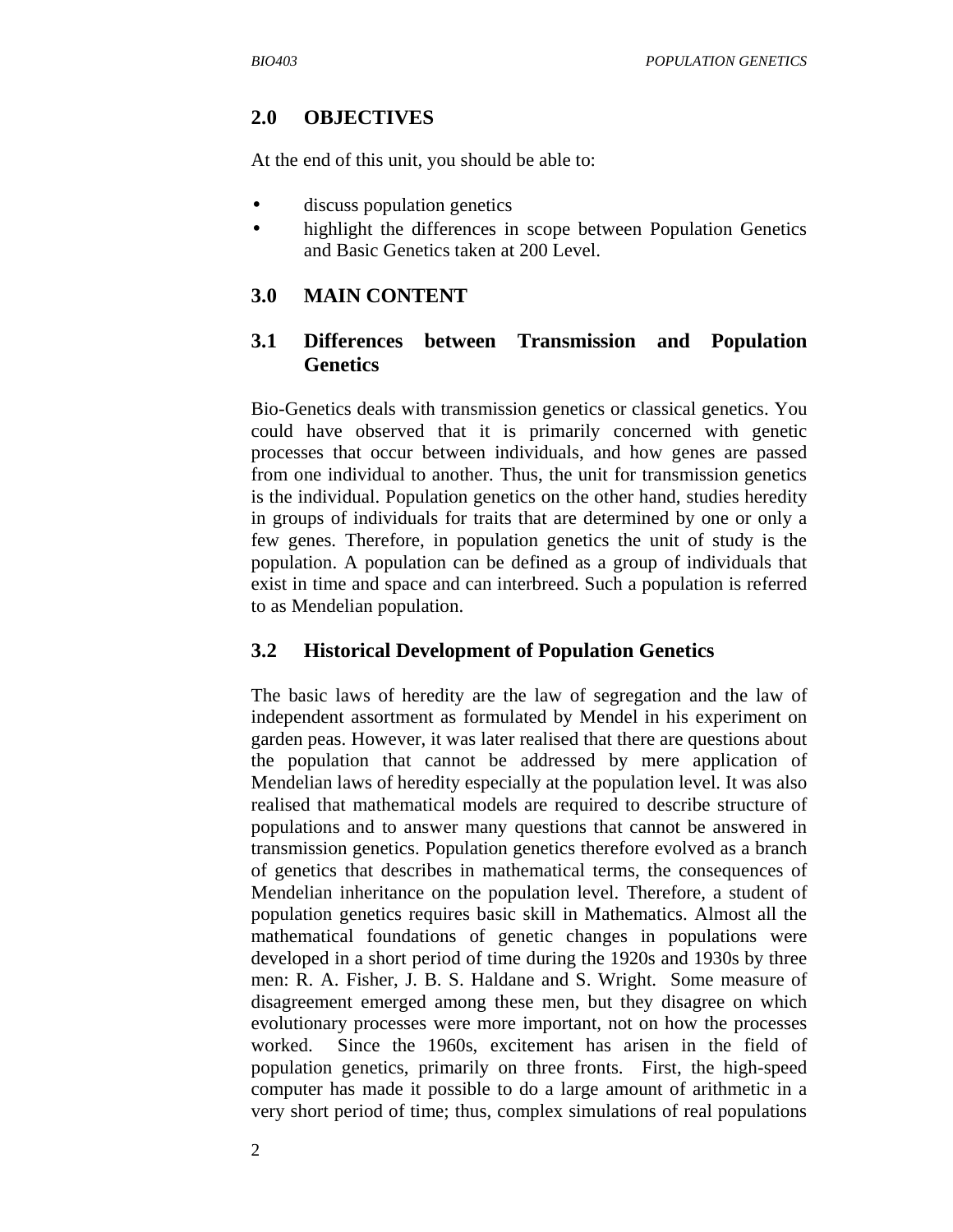## 2.0 OBJECTIVES

At the end of this unit, you should be able to:

- discuss population genetics
- highlight the differences in scope between Population Genetics and Basic Genetics taken at 200 Level.

## 3.0 MAIN CONTENT

### 3.1 Differences between Transmission and Population Genetics

Bio-Genetics deals with transmission genetics or classical genetics. You could have observed that it is primarily concerned with genetic processes that occur between individuals, and how genes are passed from one individual to another. Thus, the unit for transmission genetics is the individual. Population genetics on the other hand, studies heredity in groups of individuals for traits that are determined by one or only a few genes. Therefore, in population genetics the unit of study is the population. A population can be defined as a group of individuals that exist in time and space and can interbreed. Such a population is referred to as Mendelian population.

### 3.2 Historical Development of Population Genetics

The basic laws of heredity are the law of segregation and the law of independent assortment as formulated by Mendel in his experiment on garden peas. However, it was later realised that there are questions about the population that cannot be addressed by mere application of Mendelian laws of heredity especially at the population level. It was also realised that mathematical models are required to describe structure of populations and to answer many questions that cannot be answered in transmission genetics. Population genetics therefore evolved as a branch of genetics that describes in mathematical terms, the consequences of Mendelian inheritance on the population level. Therefore, a student of population genetics requires basic skill in Mathematics. Almost all the mathematical foundations of genetic changes in populations were developed in a short period of time during the 1920s and 1930s by three men: R. A. Fisher, J. B. S. Haldane and S. Wright. Some measure of disagreement emerged among these men, but they disagree on which evolutionary processes were more important, not on how the processes worked. Since the 1960s, excitement has arisen in the field of population genetics, primarily on three fronts. First, the high-speed computer has made it possible to do a large amount of arithmetic in a very short period of time; thus, complex simulations of real populations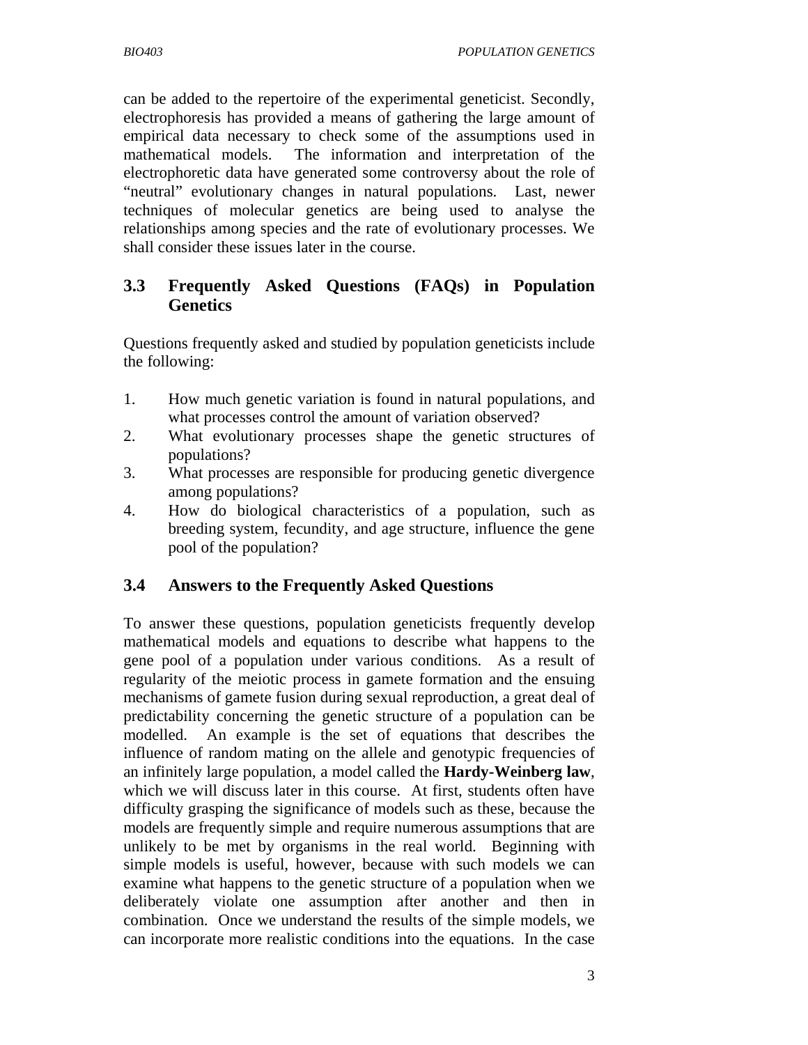can be added to the repertoire of the experimental geneticist. Secondly, electrophoresis has provided a means of gathering the large amount of empirical data necessary to check some of the assumptions used in mathematical models. The information and interpretation of the electrophoretic data have generated some controversy about the role of "neutral" evolutionary changes in natural populations. Last, newer techniques of molecular genetics are being used to analyse the relationships among species and the rate of evolutionary processes. We shall consider these issues later in the course.

### 3.3 Frequently Asked Questions (FAQs) in Population Genetics

Questions frequently asked and studied by population geneticists include the following:

1. How much genetic variation is found in natural populations, and what processes control the amount of variation observed?
2. What evolutionary processes shape the genetic structures of populations?
3. What processes are responsible for producing genetic divergence among populations?
4. How do biological characteristics of a population, such as breeding system, fecundity, and age structure, influence the gene pool of the population?

### 3.4 Answers to the Frequently Asked Questions

To answer these questions, population geneticists frequently develop mathematical models and equations to describe what happens to the gene pool of a population under various conditions. As a result of regularity of the meiotic process in gamete formation and the ensuing mechanisms of gamete fusion during sexual reproduction, a great deal of predictability concerning the genetic structure of a population can be modelled. An example is the set of equations that describes the influence of random mating on the allele and genotypic frequencies of an infinitely large population, a model called the **Hardy-Weinberg law**, which we will discuss later in this course. At first, students often have difficulty grasping the significance of models such as these, because the models are frequently simple and require numerous assumptions that are unlikely to be met by organisms in the real world. Beginning with simple models is useful, however, because with such models we can examine what happens to the genetic structure of a population when we deliberately violate one assumption after another and then in combination. Once we understand the results of the simple models, we can incorporate more realistic conditions into the equations. In the case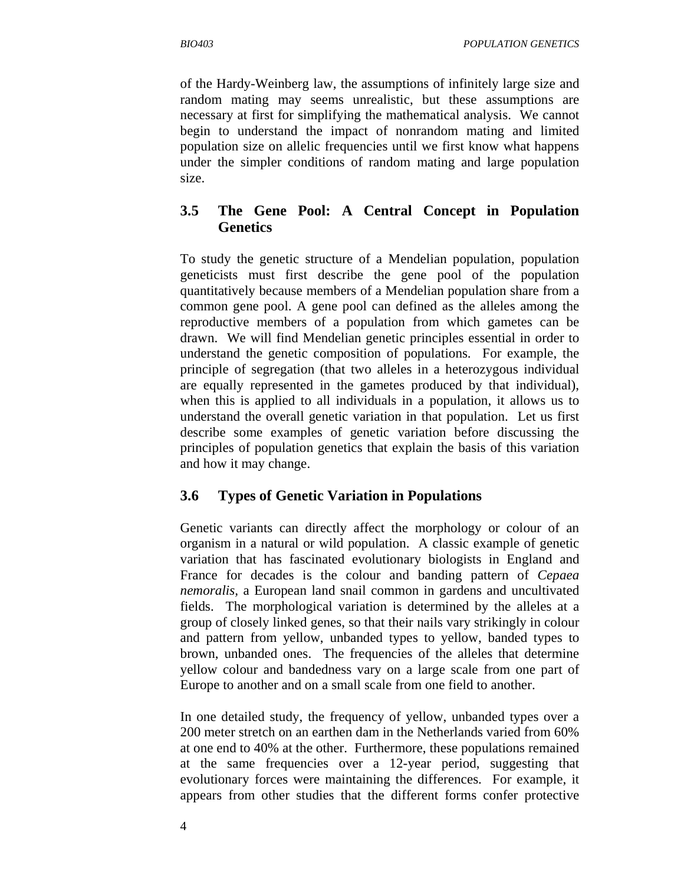of the Hardy-Weinberg law, the assumptions of infinitely large size and random mating may seems unrealistic, but these assumptions are necessary at first for simplifying the mathematical analysis. We cannot begin to understand the impact of nonrandom mating and limited population size on allelic frequencies until we first know what happens under the simpler conditions of random mating and large population size.

## 3.5 The Gene Pool: A Central Concept in Population Genetics

To study the genetic structure of a Mendelian population, population geneticists must first describe the gene pool of the population quantitatively because members of a Mendelian population share from a common gene pool. A gene pool can defined as the alleles among the reproductive members of a population from which gametes can be drawn. We will find Mendelian genetic principles essential in order to understand the genetic composition of populations. For example, the principle of segregation (that two alleles in a heterozygous individual are equally represented in the gametes produced by that individual), when this is applied to all individuals in a population, it allows us to understand the overall genetic variation in that population. Let us first describe some examples of genetic variation before discussing the principles of population genetics that explain the basis of this variation and how it may change.

## 3.6 Types of Genetic Variation in Populations

Genetic variants can directly affect the morphology or colour of an organism in a natural or wild population. A classic example of genetic variation that has fascinated evolutionary biologists in England and France for decades is the colour and banding pattern of *Cepaea nemoralis*, a European land snail common in gardens and uncultivated fields. The morphological variation is determined by the alleles at a group of closely linked genes, so that their nails vary strikingly in colour and pattern from yellow, unbanded types to yellow, banded types to brown, unbanded ones. The frequencies of the alleles that determine yellow colour and bandedness vary on a large scale from one part of Europe to another and on a small scale from one field to another.

In one detailed study, the frequency of yellow, unbanded types over a 200 meter stretch on an earthen dam in the Netherlands varied from 60% at one end to 40% at the other. Furthermore, these populations remained at the same frequencies over a 12-year period, suggesting that evolutionary forces were maintaining the differences. For example, it appears from other studies that the different forms confer protective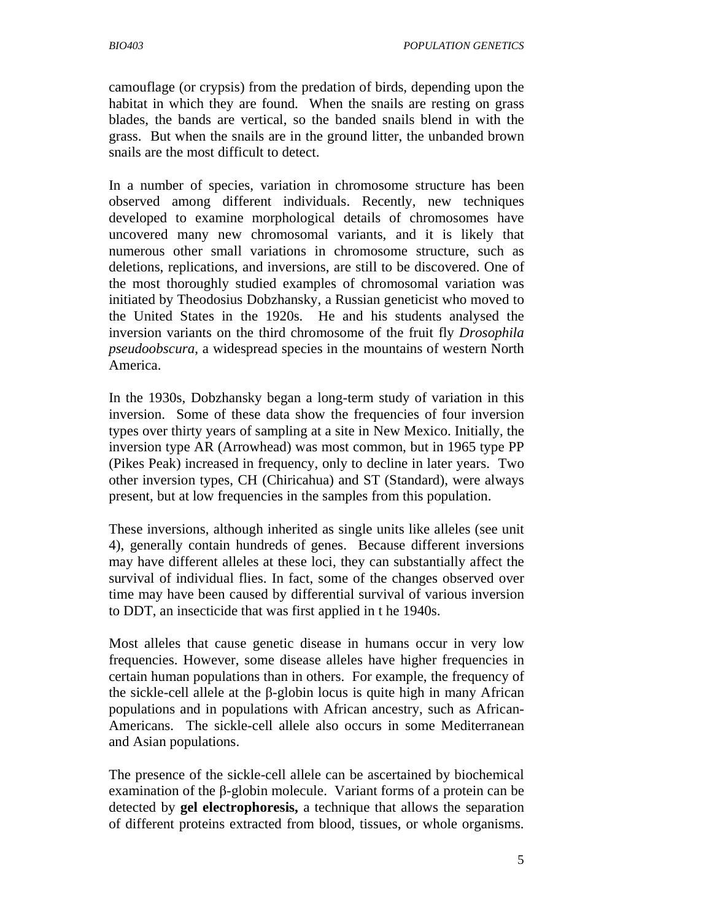camouflage (or crypsis) from the predation of birds, depending upon the habitat in which they are found. When the snails are resting on grass blades, the bands are vertical, so the banded snails blend in with the grass. But when the snails are in the ground litter, the unbanded brown snails are the most difficult to detect.

In a number of species, variation in chromosome structure has been observed among different individuals. Recently, new techniques developed to examine morphological details of chromosomes have uncovered many new chromosomal variants, and it is likely that numerous other small variations in chromosome structure, such as deletions, replications, and inversions, are still to be discovered. One of the most thoroughly studied examples of chromosomal variation was initiated by Theodosius Dobzhansky, a Russian geneticist who moved to the United States in the 1920s. He and his students analysed the inversion variants on the third chromosome of the fruit fly *Drosophila pseudoobscura*, a widespread species in the mountains of western North America.

In the 1930s, Dobzhansky began a long-term study of variation in this inversion. Some of these data show the frequencies of four inversion types over thirty years of sampling at a site in New Mexico. Initially, the inversion type AR (Arrowhead) was most common, but in 1965 type PP (Pikes Peak) increased in frequency, only to decline in later years. Two other inversion types, CH (Chiricahua) and ST (Standard), were always present, but at low frequencies in the samples from this population.

These inversions, although inherited as single units like alleles (see unit 4), generally contain hundreds of genes. Because different inversions may have different alleles at these loci, they can substantially affect the survival of individual flies. In fact, some of the changes observed over time may have been caused by differential survival of various inversion to DDT, an insecticide that was first applied in t he 1940s.

Most alleles that cause genetic disease in humans occur in very low frequencies. However, some disease alleles have higher frequencies in certain human populations than in others. For example, the frequency of the sickle-cell allele at the β-globin locus is quite high in many African populations and in populations with African ancestry, such as African-Americans. The sickle-cell allele also occurs in some Mediterranean and Asian populations.

The presence of the sickle-cell allele can be ascertained by biochemical examination of the β-globin molecule. Variant forms of a protein can be detected by **gel electrophoresis,** a technique that allows the separation of different proteins extracted from blood, tissues, or whole organisms.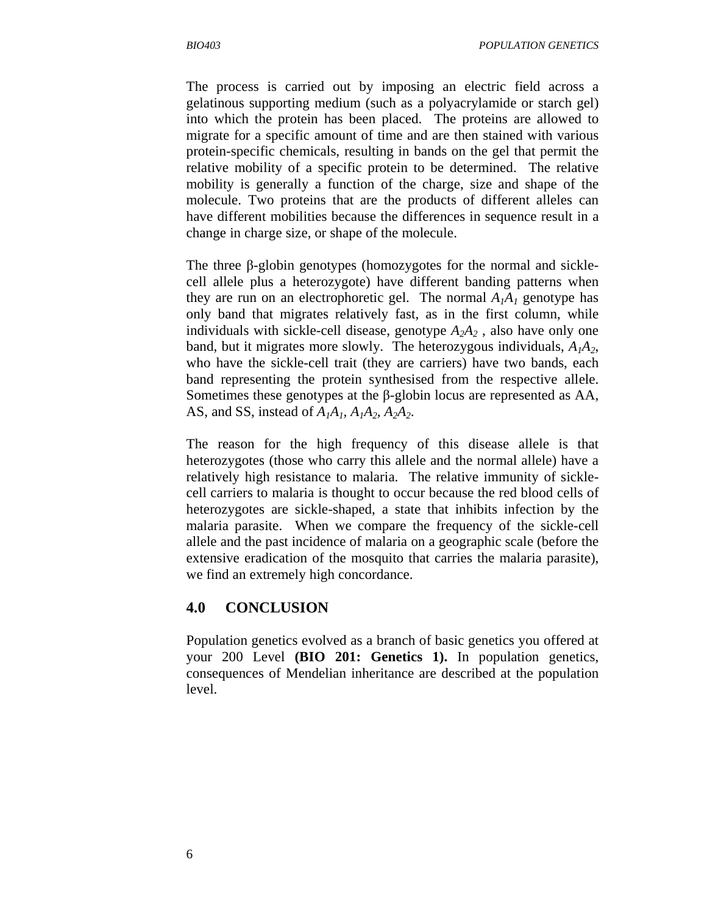The process is carried out by imposing an electric field across a gelatinous supporting medium (such as a polyacrylamide or starch gel) into which the protein has been placed. The proteins are allowed to migrate for a specific amount of time and are then stained with various protein-specific chemicals, resulting in bands on the gel that permit the relative mobility of a specific protein to be determined. The relative mobility is generally a function of the charge, size and shape of the molecule. Two proteins that are the products of different alleles can have different mobilities because the differences in sequence result in a change in charge size, or shape of the molecule.

The three β-globin genotypes (homozygotes for the normal and sickle-cell allele plus a heterozygote) have different banding patterns when they are run on an electrophoretic gel. The normal $A_1A_1$ genotype has only band that migrates relatively fast, as in the first column, while individuals with sickle-cell disease, genotype $A_2A_2$ , also have only one band, but it migrates more slowly. The heterozygous individuals, $A_1A_2$, who have the sickle-cell trait (they are carriers) have two bands, each band representing the protein synthesised from the respective allele. Sometimes these genotypes at the β-globin locus are represented as AA, AS, and SS, instead of $A_1A_1$, $A_1A_2$, $A_2A_2$.

The reason for the high frequency of this disease allele is that heterozygotes (those who carry this allele and the normal allele) have a relatively high resistance to malaria. The relative immunity of sickle-cell carriers to malaria is thought to occur because the red blood cells of heterozygotes are sickle-shaped, a state that inhibits infection by the malaria parasite. When we compare the frequency of the sickle-cell allele and the past incidence of malaria on a geographic scale (before the extensive eradication of the mosquito that carries the malaria parasite), we find an extremely high concordance.

## 4.0 CONCLUSION

Population genetics evolved as a branch of basic genetics you offered at your 200 Level **(BIO 201: Genetics 1).** In population genetics, consequences of Mendelian inheritance are described at the population level.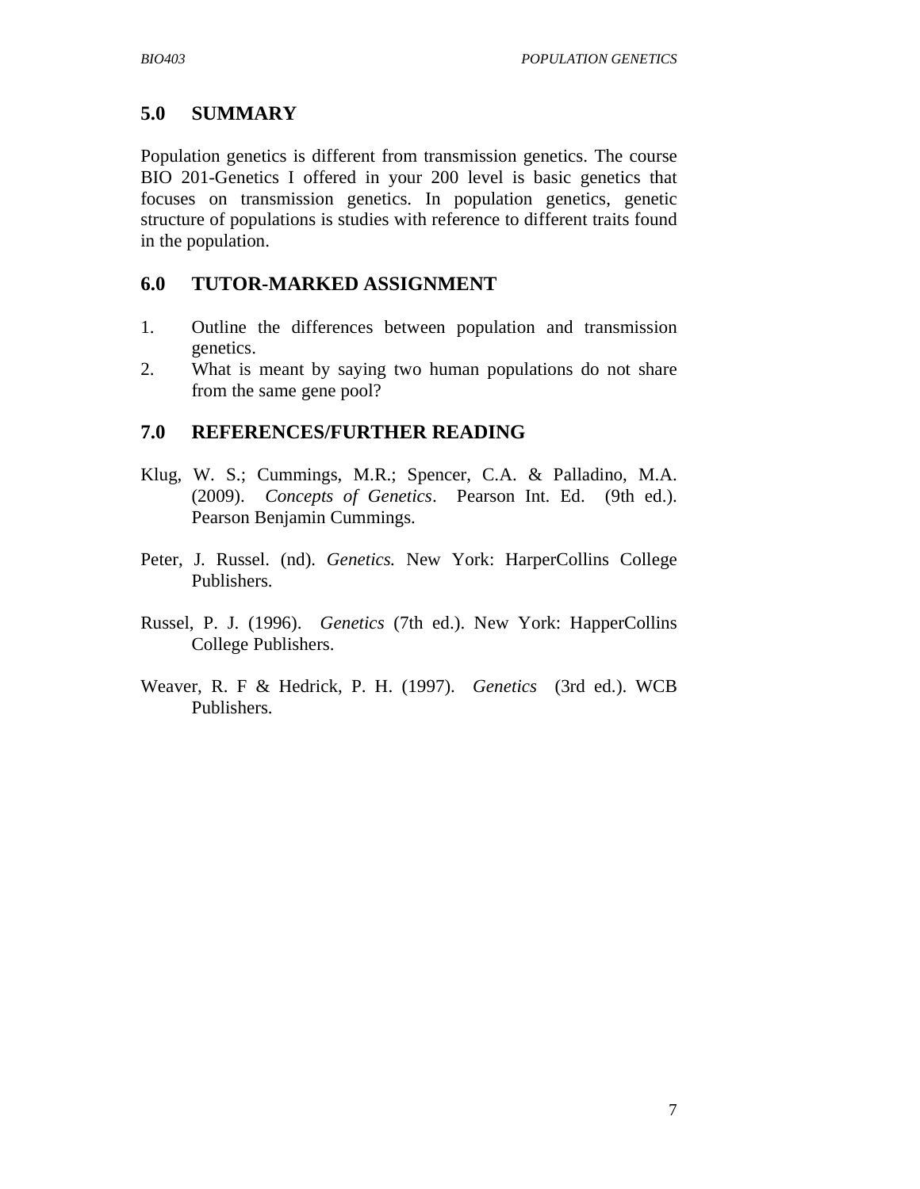## 5.0 SUMMARY

Population genetics is different from transmission genetics. The course BIO 201-Genetics I offered in your 200 level is basic genetics that focuses on transmission genetics. In population genetics, genetic structure of populations is studies with reference to different traits found in the population.

## 6.0 TUTOR-MARKED ASSIGNMENT

1. Outline the differences between population and transmission genetics.
2. What is meant by saying two human populations do not share from the same gene pool?

## 7.0 REFERENCES/FURTHER READING

Klug, W. S.; Cummings, M.R.; Spencer, C.A. & Palladino, M.A. (2009). *Concepts of Genetics*. Pearson Int. Ed. (9th ed.). Pearson Benjamin Cummings.

Peter, J. Russel. (nd). *Genetics.* New York: HarperCollins College Publishers.

Russel, P. J. (1996). *Genetics* (7th ed.). New York: HapperCollins College Publishers.

Weaver, R. F & Hedrick, P. H. (1997). *Genetics* (3rd ed.). WCB Publishers.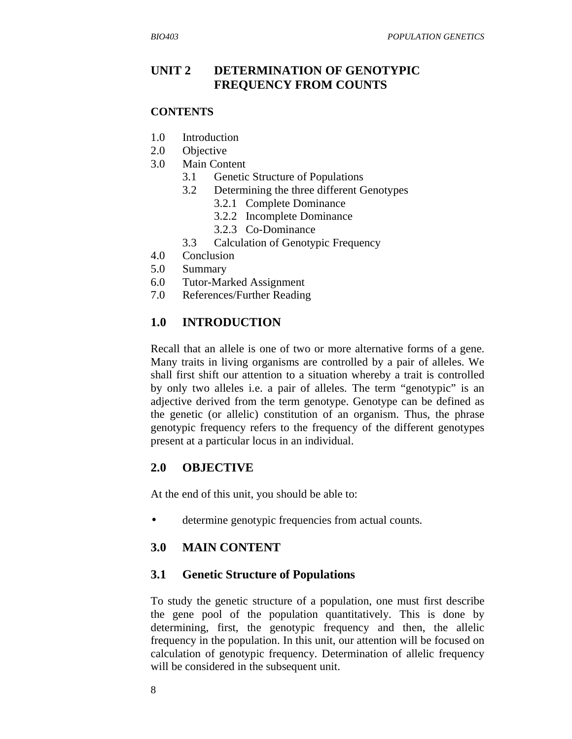# UNIT 2 DETERMINATION OF GENOTYPIC FREQUENCY FROM COUNTS

## CONTENTS

1.0 Introduction
2.0 Objective
3.0 Main Content
  3.1 Genetic Structure of Populations
  3.2 Determining the three different Genotypes
    3.2.1 Complete Dominance
    3.2.2 Incomplete Dominance
    3.2.3 Co-Dominance
  3.3 Calculation of Genotypic Frequency
4.0 Conclusion
5.0 Summary
6.0 Tutor-Marked Assignment
7.0 References/Further Reading

## 1.0 INTRODUCTION

Recall that an allele is one of two or more alternative forms of a gene. Many traits in living organisms are controlled by a pair of alleles. We shall first shift our attention to a situation whereby a trait is controlled by only two alleles i.e. a pair of alleles. The term "genotypic" is an adjective derived from the term genotype. Genotype can be defined as the genetic (or allelic) constitution of an organism. Thus, the phrase genotypic frequency refers to the frequency of the different genotypes present at a particular locus in an individual.

## 2.0 OBJECTIVE

At the end of this unit, you should be able to:

- determine genotypic frequencies from actual counts.

## 3.0 MAIN CONTENT

### 3.1 Genetic Structure of Populations

To study the genetic structure of a population, one must first describe the gene pool of the population quantitatively. This is done by determining, first, the genotypic frequency and then, the allelic frequency in the population. In this unit, our attention will be focused on calculation of genotypic frequency. Determination of allelic frequency will be considered in the subsequent unit.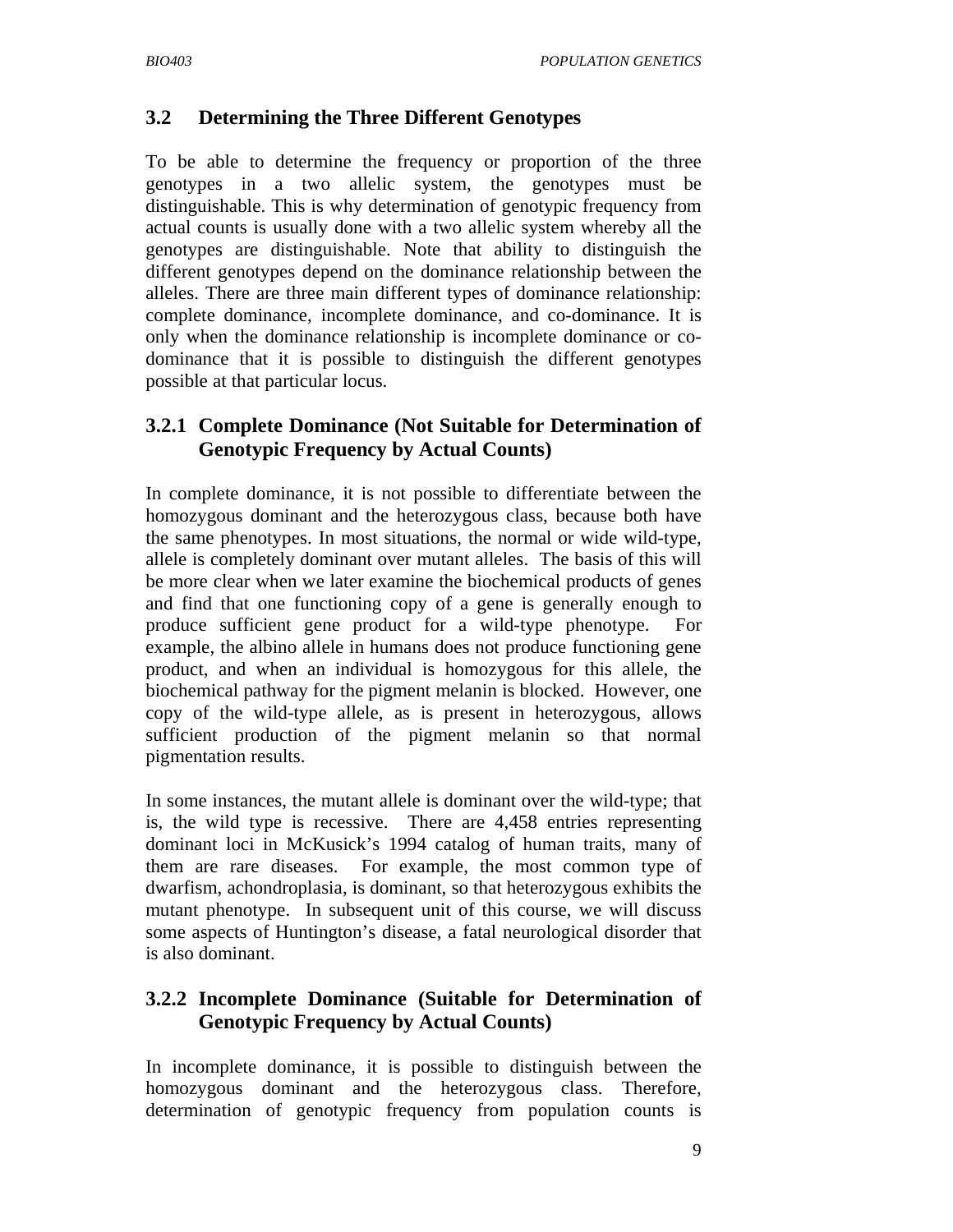## 3.2 Determining the Three Different Genotypes

To be able to determine the frequency or proportion of the three genotypes in a two allelic system, the genotypes must be distinguishable. This is why determination of genotypic frequency from actual counts is usually done with a two allelic system whereby all the genotypes are distinguishable. Note that ability to distinguish the different genotypes depend on the dominance relationship between the alleles. There are three main different types of dominance relationship: complete dominance, incomplete dominance, and co-dominance. It is only when the dominance relationship is incomplete dominance or co-dominance that it is possible to distinguish the different genotypes possible at that particular locus.

### 3.2.1 Complete Dominance (Not Suitable for Determination of Genotypic Frequency by Actual Counts)

In complete dominance, it is not possible to differentiate between the homozygous dominant and the heterozygous class, because both have the same phenotypes. In most situations, the normal or wide wild-type, allele is completely dominant over mutant alleles. The basis of this will be more clear when we later examine the biochemical products of genes and find that one functioning copy of a gene is generally enough to produce sufficient gene product for a wild-type phenotype. For example, the albino allele in humans does not produce functioning gene product, and when an individual is homozygous for this allele, the biochemical pathway for the pigment melanin is blocked. However, one copy of the wild-type allele, as is present in heterozygous, allows sufficient production of the pigment melanin so that normal pigmentation results.

In some instances, the mutant allele is dominant over the wild-type; that is, the wild type is recessive. There are 4,458 entries representing dominant loci in McKusick's 1994 catalog of human traits, many of them are rare diseases. For example, the most common type of dwarfism, achondroplasia, is dominant, so that heterozygous exhibits the mutant phenotype. In subsequent unit of this course, we will discuss some aspects of Huntington's disease, a fatal neurological disorder that is also dominant.

### 3.2.2 Incomplete Dominance (Suitable for Determination of Genotypic Frequency by Actual Counts)

In incomplete dominance, it is possible to distinguish between the homozygous dominant and the heterozygous class. Therefore, determination of genotypic frequency from population counts is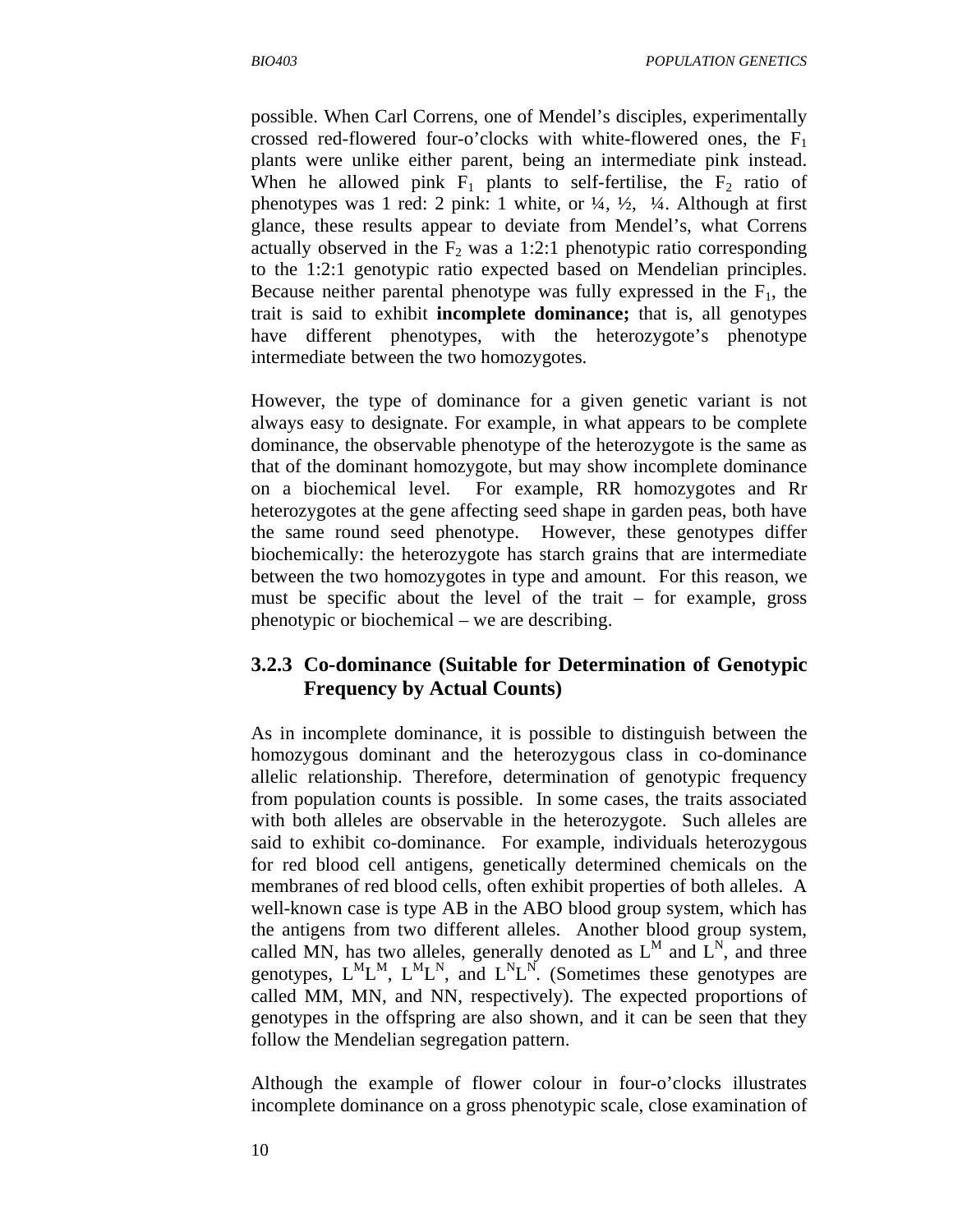possible. When Carl Correns, one of Mendel's disciples, experimentally crossed red-flowered four-o'clocks with white-flowered ones, the $F_1$ plants were unlike either parent, being an intermediate pink instead. When he allowed pink $F_1$ plants to self-fertilise, the $F_2$ ratio of phenotypes was 1 red: 2 pink: 1 white, or ¼, ½, ¼. Although at first glance, these results appear to deviate from Mendel's, what Correns actually observed in the $F_2$ was a 1:2:1 phenotypic ratio corresponding to the 1:2:1 genotypic ratio expected based on Mendelian principles. Because neither parental phenotype was fully expressed in the $F_1$, the trait is said to exhibit **incomplete dominance;** that is, all genotypes have different phenotypes, with the heterozygote's phenotype intermediate between the two homozygotes.

However, the type of dominance for a given genetic variant is not always easy to designate. For example, in what appears to be complete dominance, the observable phenotype of the heterozygote is the same as that of the dominant homozygote, but may show incomplete dominance on a biochemical level. For example, RR homozygotes and Rr heterozygotes at the gene affecting seed shape in garden peas, both have the same round seed phenotype. However, these genotypes differ biochemically: the heterozygote has starch grains that are intermediate between the two homozygotes in type and amount. For this reason, we must be specific about the level of the trait – for example, gross phenotypic or biochemical – we are describing.

### 3.2.3 Co-dominance (Suitable for Determination of Genotypic Frequency by Actual Counts)

As in incomplete dominance, it is possible to distinguish between the homozygous dominant and the heterozygous class in co-dominance allelic relationship. Therefore, determination of genotypic frequency from population counts is possible. In some cases, the traits associated with both alleles are observable in the heterozygote. Such alleles are said to exhibit co-dominance. For example, individuals heterozygous for red blood cell antigens, genetically determined chemicals on the membranes of red blood cells, often exhibit properties of both alleles. A well-known case is type AB in the ABO blood group system, which has the antigens from two different alleles. Another blood group system, called MN, has two alleles, generally denoted as $L^M$ and $L^N$, and three genotypes, $L^ML^M$, $L^ML^N$, and $L^NL^N$. (Sometimes these genotypes are called MM, MN, and NN, respectively). The expected proportions of genotypes in the offspring are also shown, and it can be seen that they follow the Mendelian segregation pattern.

Although the example of flower colour in four-o'clocks illustrates incomplete dominance on a gross phenotypic scale, close examination of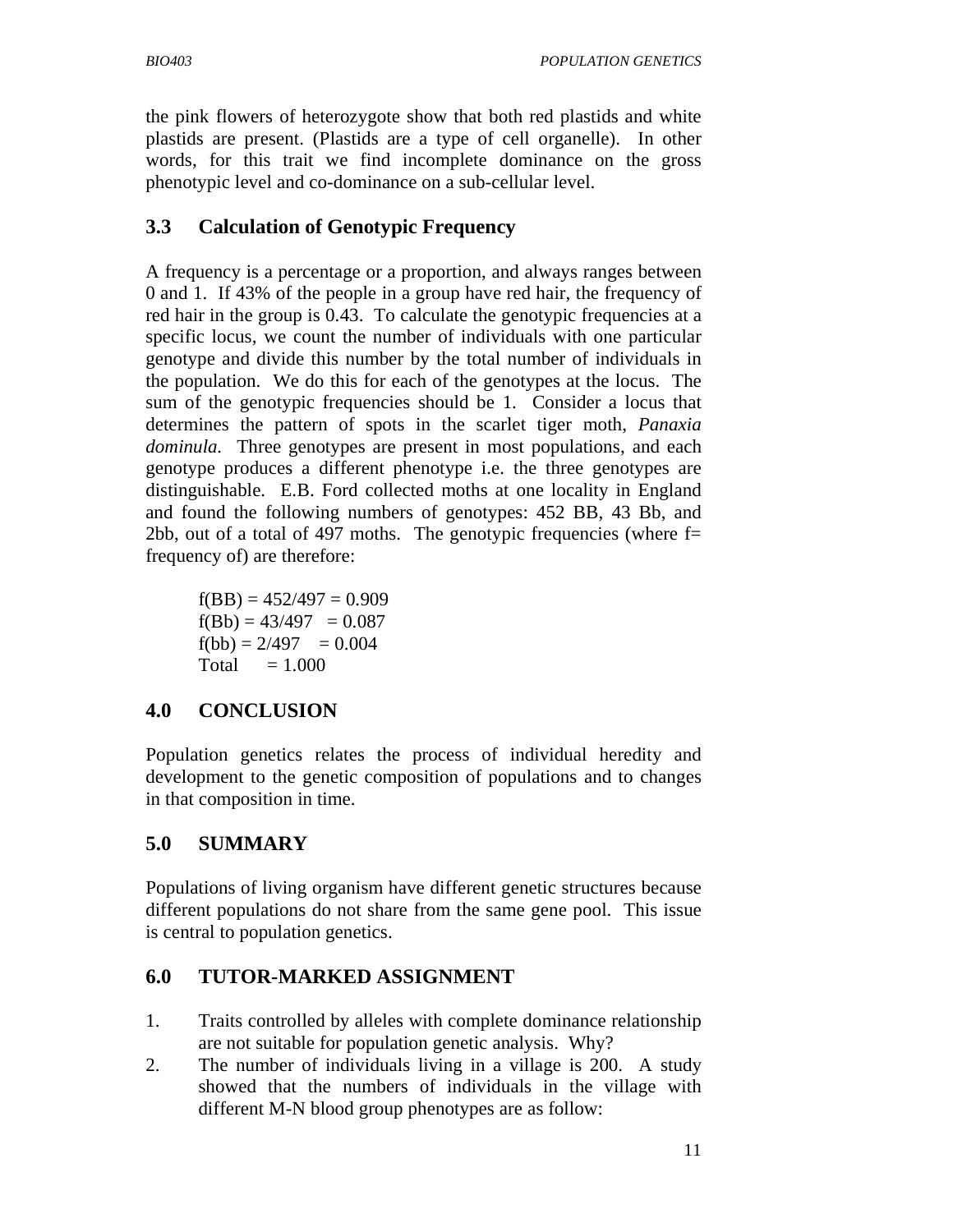the pink flowers of heterozygote show that both red plastids and white plastids are present. (Plastids are a type of cell organelle). In other words, for this trait we find incomplete dominance on the gross phenotypic level and co-dominance on a sub-cellular level.

### 3.3 Calculation of Genotypic Frequency

A frequency is a percentage or a proportion, and always ranges between 0 and 1. If 43% of the people in a group have red hair, the frequency of red hair in the group is 0.43. To calculate the genotypic frequencies at a specific locus, we count the number of individuals with one particular genotype and divide this number by the total number of individuals in the population. We do this for each of the genotypes at the locus. The sum of the genotypic frequencies should be 1. Consider a locus that determines the pattern of spots in the scarlet tiger moth, *Panaxia dominula*. Three genotypes are present in most populations, and each genotype produces a different phenotype i.e. the three genotypes are distinguishable. E.B. Ford collected moths at one locality in England and found the following numbers of genotypes: 452 BB, 43 Bb, and 2bb, out of a total of 497 moths. The genotypic frequencies (where f= frequency of) are therefore:

f(BB) = 452/497 = 0.909
f(Bb) = 43/497 = 0.087
f(bb) = 2/497 = 0.004
Total = 1.000

## 4.0 CONCLUSION

Population genetics relates the process of individual heredity and development to the genetic composition of populations and to changes in that composition in time.

## 5.0 SUMMARY

Populations of living organism have different genetic structures because different populations do not share from the same gene pool. This issue is central to population genetics.

## 6.0 TUTOR-MARKED ASSIGNMENT

1. Traits controlled by alleles with complete dominance relationship are not suitable for population genetic analysis. Why?
2. The number of individuals living in a village is 200. A study showed that the numbers of individuals in the village with different M-N blood group phenotypes are as follow: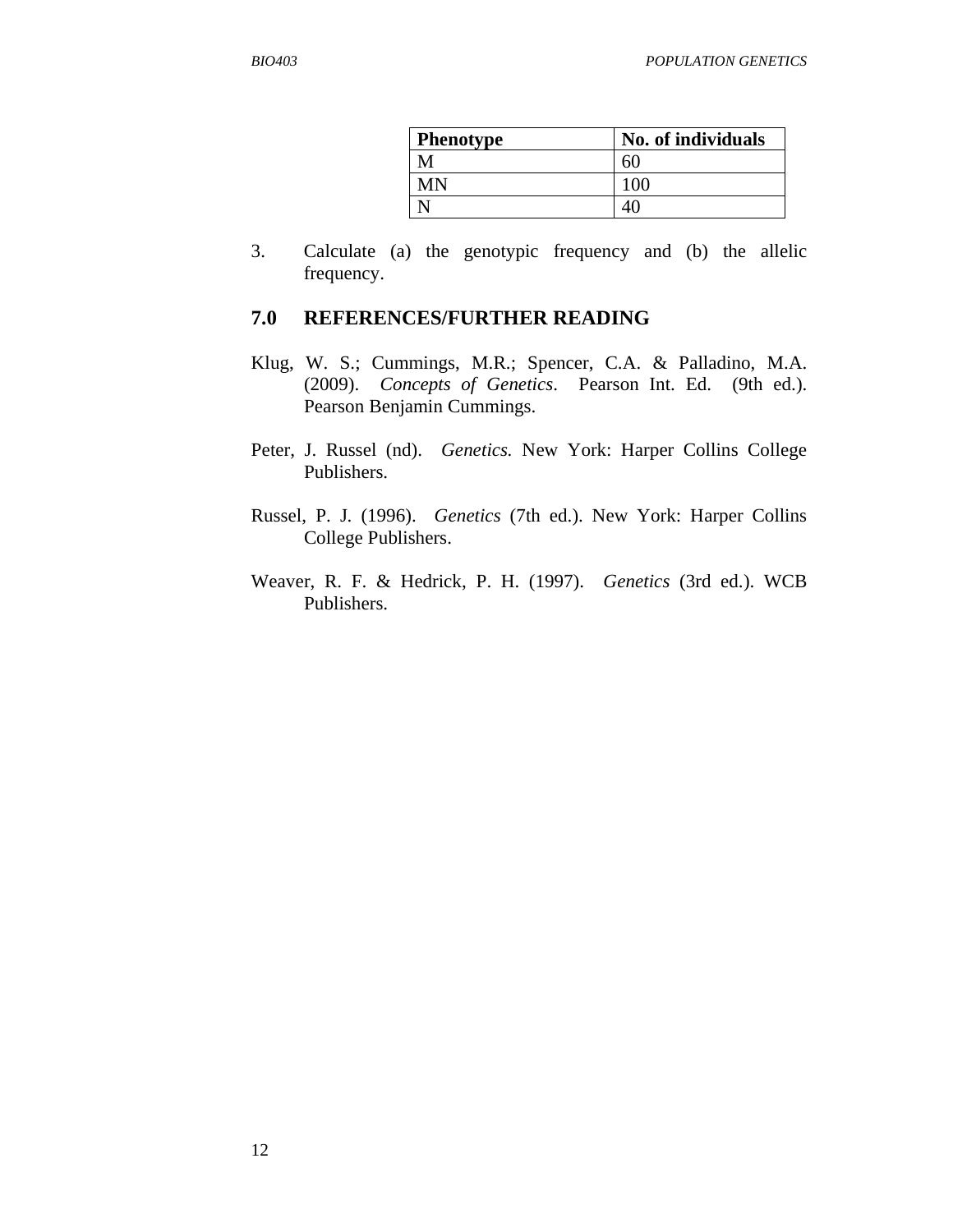| Phenotype | No. of individuals |
| --- | --- |
| M | 60 |
| MN | 100 |
| N | 40 |

3. Calculate (a) the genotypic frequency and (b) the allelic frequency.

## 7.0 REFERENCES/FURTHER READING

Klug, W. S.; Cummings, M.R.; Spencer, C.A. & Palladino, M.A. (2009). *Concepts of Genetics*. Pearson Int. Ed. (9th ed.). Pearson Benjamin Cummings.

Peter, J. Russel (nd). *Genetics.* New York: Harper Collins College Publishers.

Russel, P. J. (1996). *Genetics* (7th ed.). New York: Harper Collins College Publishers.

Weaver, R. F. & Hedrick, P. H. (1997). *Genetics* (3rd ed.). WCB Publishers.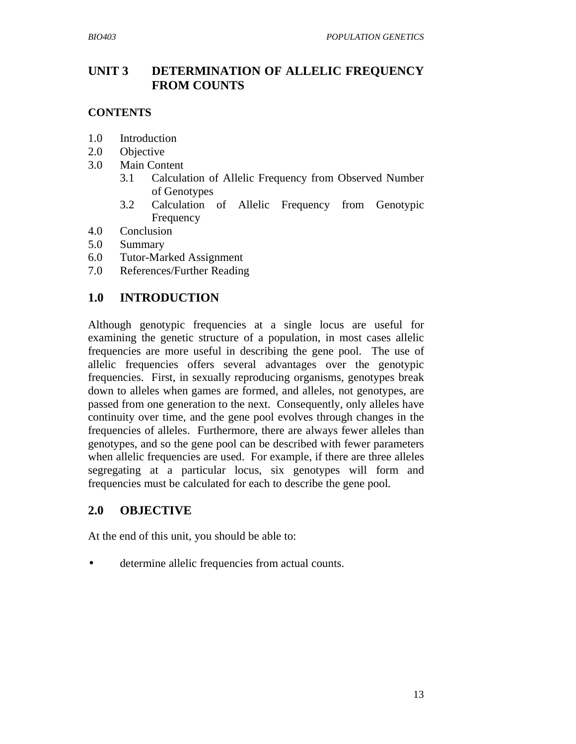# UNIT 3 DETERMINATION OF ALLELIC FREQUENCY FROM COUNTS

## CONTENTS

1.0 Introduction
2.0 Objective
3.0 Main Content
  3.1 Calculation of Allelic Frequency from Observed Number of Genotypes
  3.2 Calculation of Allelic Frequency from Genotypic Frequency
4.0 Conclusion
5.0 Summary
6.0 Tutor-Marked Assignment
7.0 References/Further Reading

## 1.0 INTRODUCTION

Although genotypic frequencies at a single locus are useful for examining the genetic structure of a population, in most cases allelic frequencies are more useful in describing the gene pool. The use of allelic frequencies offers several advantages over the genotypic frequencies. First, in sexually reproducing organisms, genotypes break down to alleles when games are formed, and alleles, not genotypes, are passed from one generation to the next. Consequently, only alleles have continuity over time, and the gene pool evolves through changes in the frequencies of alleles. Furthermore, there are always fewer alleles than genotypes, and so the gene pool can be described with fewer parameters when allelic frequencies are used. For example, if there are three alleles segregating at a particular locus, six genotypes will form and frequencies must be calculated for each to describe the gene pool.

## 2.0 OBJECTIVE

At the end of this unit, you should be able to:

- determine allelic frequencies from actual counts.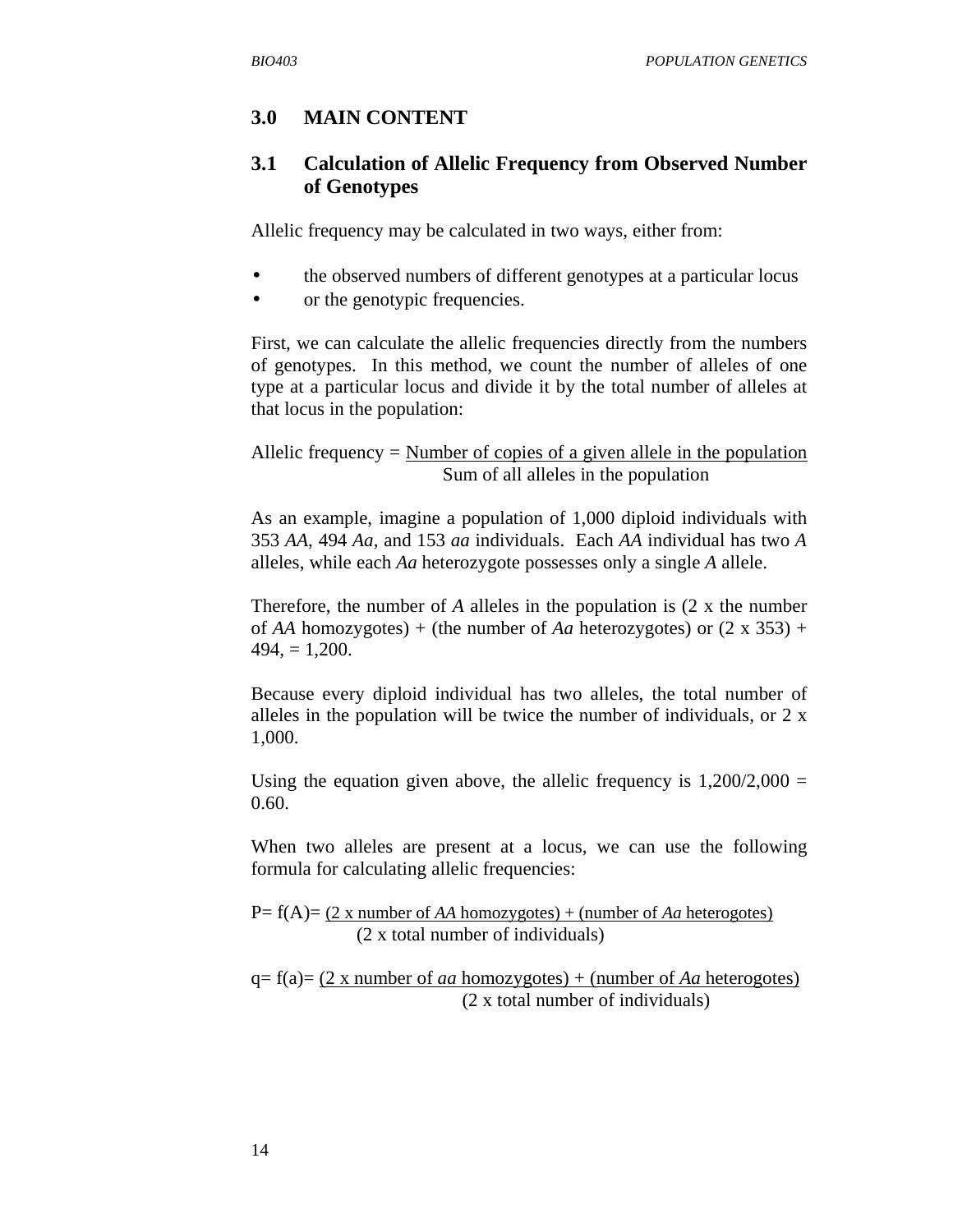## 3.0 MAIN CONTENT

### 3.1 Calculation of Allelic Frequency from Observed Number of Genotypes

Allelic frequency may be calculated in two ways, either from:

- the observed numbers of different genotypes at a particular locus
- or the genotypic frequencies.

First, we can calculate the allelic frequencies directly from the numbers of genotypes. In this method, we count the number of alleles of one type at a particular locus and divide it by the total number of alleles at that locus in the population:

$$\text{Allelic frequency} = \frac{\text{Number of copies of a given allele in the population}}{\text{Sum of all alleles in the population}}$$

As an example, imagine a population of 1,000 diploid individuals with 353 *AA*, 494 *Aa*, and 153 *aa* individuals. Each *AA* individual has two *A* alleles, while each *Aa* heterozygote possesses only a single *A* allele.

Therefore, the number of *A* alleles in the population is (2 x the number of *AA* homozygotes) + (the number of *Aa* heterozygotes) or (2 x 353) + 494, = 1,200.

Because every diploid individual has two alleles, the total number of alleles in the population will be twice the number of individuals, or 2 x 1,000.

Using the equation given above, the allelic frequency is 1,200/2,000 = 0.60.

When two alleles are present at a locus, we can use the following formula for calculating allelic frequencies:

$$P = f(A) = \frac{(2 \times \text{number of } AA \text{ homozygotes}) + (\text{number of } Aa \text{ heterogotes})}{(2 \times \text{total number of individuals})}$$

$$q = f(a) = \frac{(2 \times \text{number of } aa \text{ homozygotes}) + (\text{number of } Aa \text{ heterogotes})}{(2 \times \text{total number of individuals})}$$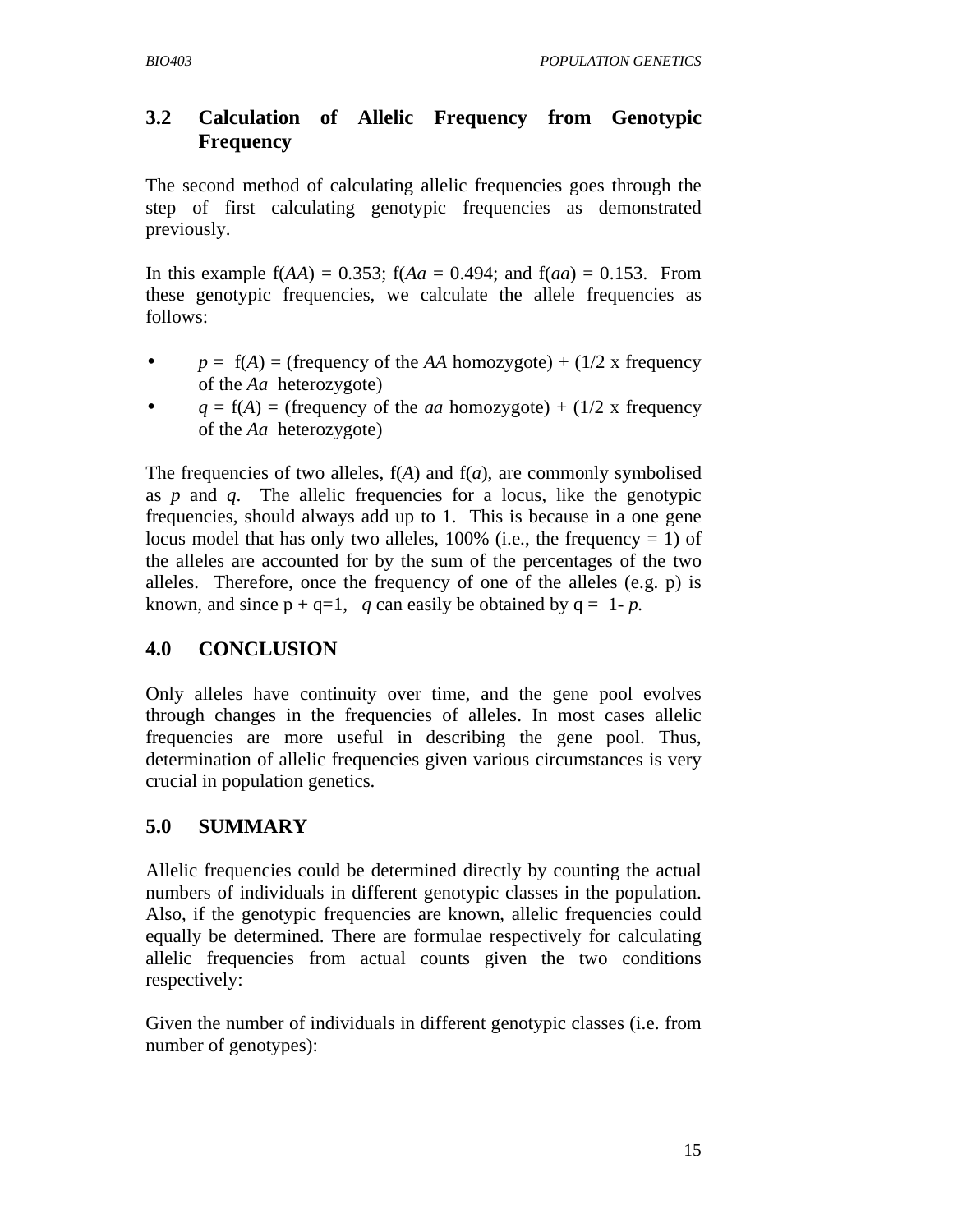## 3.2 Calculation of Allelic Frequency from Genotypic Frequency

The second method of calculating allelic frequencies goes through the step of first calculating genotypic frequencies as demonstrated previously.

In this example f(*AA*) = 0.353; f(*Aa* = 0.494; and f(*aa*) = 0.153. From these genotypic frequencies, we calculate the allele frequencies as follows:

- *p* = f(*A*) = (frequency of the *AA* homozygote) + (1/2 x frequency of the *Aa* heterozygote)
- *q* = f(*A*) = (frequency of the *aa* homozygote) + (1/2 x frequency of the *Aa* heterozygote)

The frequencies of two alleles, f(*A*) and f(*a*), are commonly symbolised as *p* and *q*. The allelic frequencies for a locus, like the genotypic frequencies, should always add up to 1. This is because in a one gene locus model that has only two alleles, 100% (i.e., the frequency = 1) of the alleles are accounted for by the sum of the percentages of the two alleles. Therefore, once the frequency of one of the alleles (e.g. p) is known, and since p + q=1, *q* can easily be obtained by q = 1- *p*.

## 4.0 CONCLUSION

Only alleles have continuity over time, and the gene pool evolves through changes in the frequencies of alleles. In most cases allelic frequencies are more useful in describing the gene pool. Thus, determination of allelic frequencies given various circumstances is very crucial in population genetics.

## 5.0 SUMMARY

Allelic frequencies could be determined directly by counting the actual numbers of individuals in different genotypic classes in the population. Also, if the genotypic frequencies are known, allelic frequencies could equally be determined. There are formulae respectively for calculating allelic frequencies from actual counts given the two conditions respectively:

Given the number of individuals in different genotypic classes (i.e. from number of genotypes):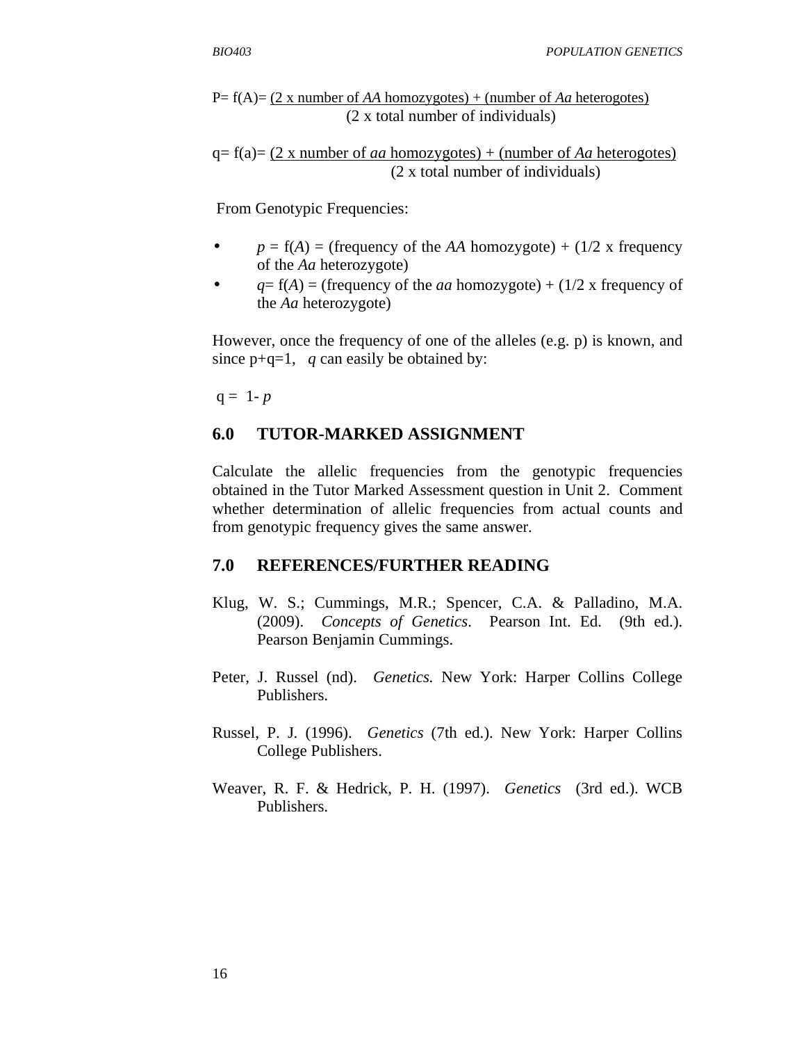P= f(A)= $\frac{\text{(2 x number of } AA \text{ homozygotes) + (number of } Aa \text{ heterogotes)}}{\text{(2 x total number of individuals)}}$

q= f(a)= $\frac{\text{(2 x number of } aa \text{ homozygotes) + (number of } Aa \text{ heterogotes)}}{\text{(2 x total number of individuals)}}$

From Genotypic Frequencies:

- *p* = f(*A*) = (frequency of the *AA* homozygote) + (1/2 x frequency of the *Aa* heterozygote)
- *q*= f(*A*) = (frequency of the *aa* homozygote) + (1/2 x frequency of the *Aa* heterozygote)

However, once the frequency of one of the alleles (e.g. p) is known, and since p+q=1, *q* can easily be obtained by:

q = 1- *p*

## 6.0 TUTOR-MARKED ASSIGNMENT

Calculate the allelic frequencies from the genotypic frequencies obtained in the Tutor Marked Assessment question in Unit 2. Comment whether determination of allelic frequencies from actual counts and from genotypic frequency gives the same answer.

## 7.0 REFERENCES/FURTHER READING

Klug, W. S.; Cummings, M.R.; Spencer, C.A. & Palladino, M.A. (2009). *Concepts of Genetics*. Pearson Int. Ed. (9th ed.). Pearson Benjamin Cummings.

Peter, J. Russel (nd). *Genetics.* New York: Harper Collins College Publishers.

Russel, P. J. (1996). *Genetics* (7th ed.). New York: Harper Collins College Publishers.

Weaver, R. F. & Hedrick, P. H. (1997). *Genetics* (3rd ed.). WCB Publishers.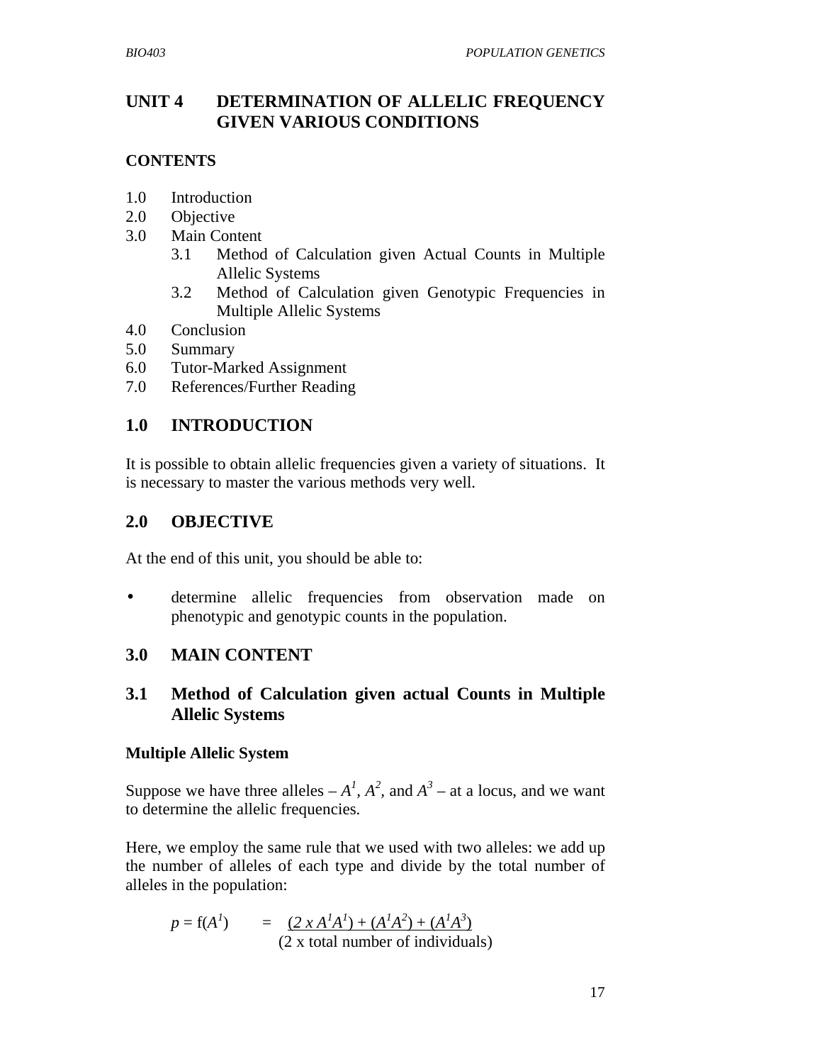# UNIT 4 DETERMINATION OF ALLELIC FREQUENCY GIVEN VARIOUS CONDITIONS

**CONTENTS**

1.0 Introduction
2.0 Objective
3.0 Main Content
  3.1 Method of Calculation given Actual Counts in Multiple Allelic Systems
  3.2 Method of Calculation given Genotypic Frequencies in Multiple Allelic Systems
4.0 Conclusion
5.0 Summary
6.0 Tutor-Marked Assignment
7.0 References/Further Reading

## 1.0 INTRODUCTION

It is possible to obtain allelic frequencies given a variety of situations. It is necessary to master the various methods very well.

## 2.0 OBJECTIVE

At the end of this unit, you should be able to:

- determine allelic frequencies from observation made on phenotypic and genotypic counts in the population.

## 3.0 MAIN CONTENT

## 3.1 Method of Calculation given actual Counts in Multiple Allelic Systems

**Multiple Allelic System**

Suppose we have three alleles – $A^1$, $A^2$, and $A^3$ – at a locus, and we want to determine the allelic frequencies.

Here, we employ the same rule that we used with two alleles: we add up the number of alleles of each type and divide by the total number of alleles in the population:

$$p = f(A^1) = \frac{(2 \times A^1A^1) + (A^1A^2) + (A^1A^3)}{(2 \text{ x total number of individuals})}$$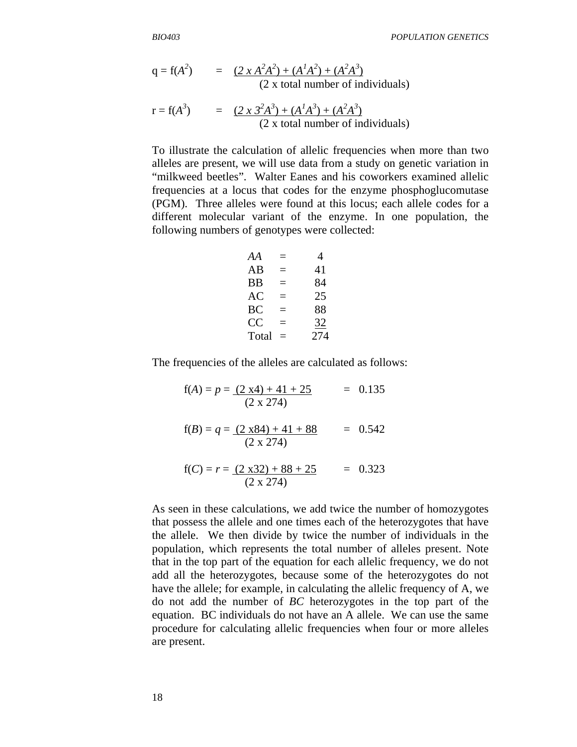$$q = f(A^2) = \frac{(2 \times A^2A^2) + (A^1A^2) + (A^2A^3)}{(2 \text{ x total number of individuals})}$$

$$r = f(A^3) = \frac{(2 \times 3^2A^3) + (A^1A^3) + (A^2A^3)}{(2 \text{ x total number of individuals})}$$

To illustrate the calculation of allelic frequencies when more than two alleles are present, we will use data from a study on genetic variation in "milkweed beetles". Walter Eanes and his coworkers examined allelic frequencies at a locus that codes for the enzyme phosphoglucomutase (PGM). Three alleles were found at this locus; each allele codes for a different molecular variant of the enzyme. In one population, the following numbers of genotypes were collected:

| Genotype | | Number |
|---|---|---|
| *AA* | = | 4 |
| AB | = | 41 |
| BB | = | 84 |
| AC | = | 25 |
| BC | = | 88 |
| CC | = | 32 |
| Total | = | 274 |

The frequencies of the alleles are calculated as follows:

$$f(A) = p = \frac{(2 \times 4) + 41 + 25}{(2 \times 274)} = 0.135$$

$$f(B) = q = \frac{(2 \times 84) + 41 + 88}{(2 \times 274)} = 0.542$$

$$f(C) = r = \frac{(2 \times 32) + 88 + 25}{(2 \times 274)} = 0.323$$

As seen in these calculations, we add twice the number of homozygotes that possess the allele and one times each of the heterozygotes that have the allele. We then divide by twice the number of individuals in the population, which represents the total number of alleles present. Note that in the top part of the equation for each allelic frequency, we do not add all the heterozygotes, because some of the heterozygotes do not have the allele; for example, in calculating the allelic frequency of A, we do not add the number of *BC* heterozygotes in the top part of the equation. BC individuals do not have an A allele. We can use the same procedure for calculating allelic frequencies when four or more alleles are present.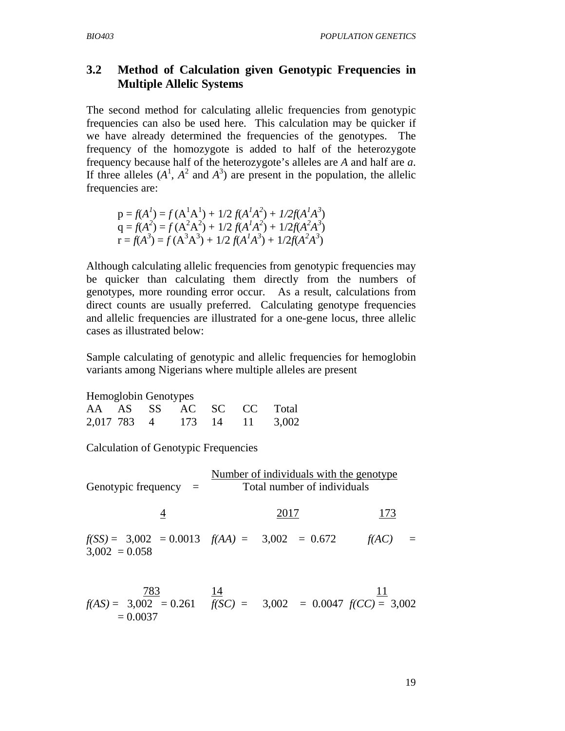## 3.2 Method of Calculation given Genotypic Frequencies in Multiple Allelic Systems

The second method for calculating allelic frequencies from genotypic frequencies can also be used here. This calculation may be quicker if we have already determined the frequencies of the genotypes. The frequency of the homozygote is added to half of the heterozygote frequency because half of the heterozygote's alleles are *A* and half are *a*. If three alleles ($A^1$, $A^2$ and $A^3$) are present in the population, the allelic frequencies are:

$$p = f(A^1) = f(A^1A^1) + 1/2\, f(A^1A^2) + 1/2 f(A^1A^3)$$
$$q = f(A^2) = f(A^2A^2) + 1/2\, f(A^1A^2) + 1/2 f(A^2A^3)$$
$$r = f(A^3) = f(A^3A^3) + 1/2\, f(A^1A^3) + 1/2 f(A^2A^3)$$

Although calculating allelic frequencies from genotypic frequencies may be quicker than calculating them directly from the numbers of genotypes, more rounding error occur. As a result, calculations from direct counts are usually preferred. Calculating genotype frequencies and allelic frequencies are illustrated for a one-gene locus, three allelic cases as illustrated below:

Sample calculating of genotypic and allelic frequencies for hemoglobin variants among Nigerians where multiple alleles are present

Hemoglobin Genotypes

| AA | AS | SS | AC | SC | CC | Total |
|---|---|---|---|---|---|---|
| 2,017 | 783 | 4 | 173 | 14 | 11 | 3,002 |

Calculation of Genotypic Frequencies

$$\text{Genotypic frequency} = \frac{\text{Number of individuals with the genotype}}{\text{Total number of individuals}}$$

$f(SS) = \frac{4}{3,002} = 0.0013$ $\quad f(AA) = \frac{2017}{3,002} = 0.672$ $\quad f(AC) = \frac{173}{3,002} = 0.058$

$f(AS) = \frac{783}{3,002} = 0.261$ $\quad f(SC) = \frac{14}{3,002} = 0.0047$ $\quad f(CC) = \frac{11}{3,002} = 0.0037$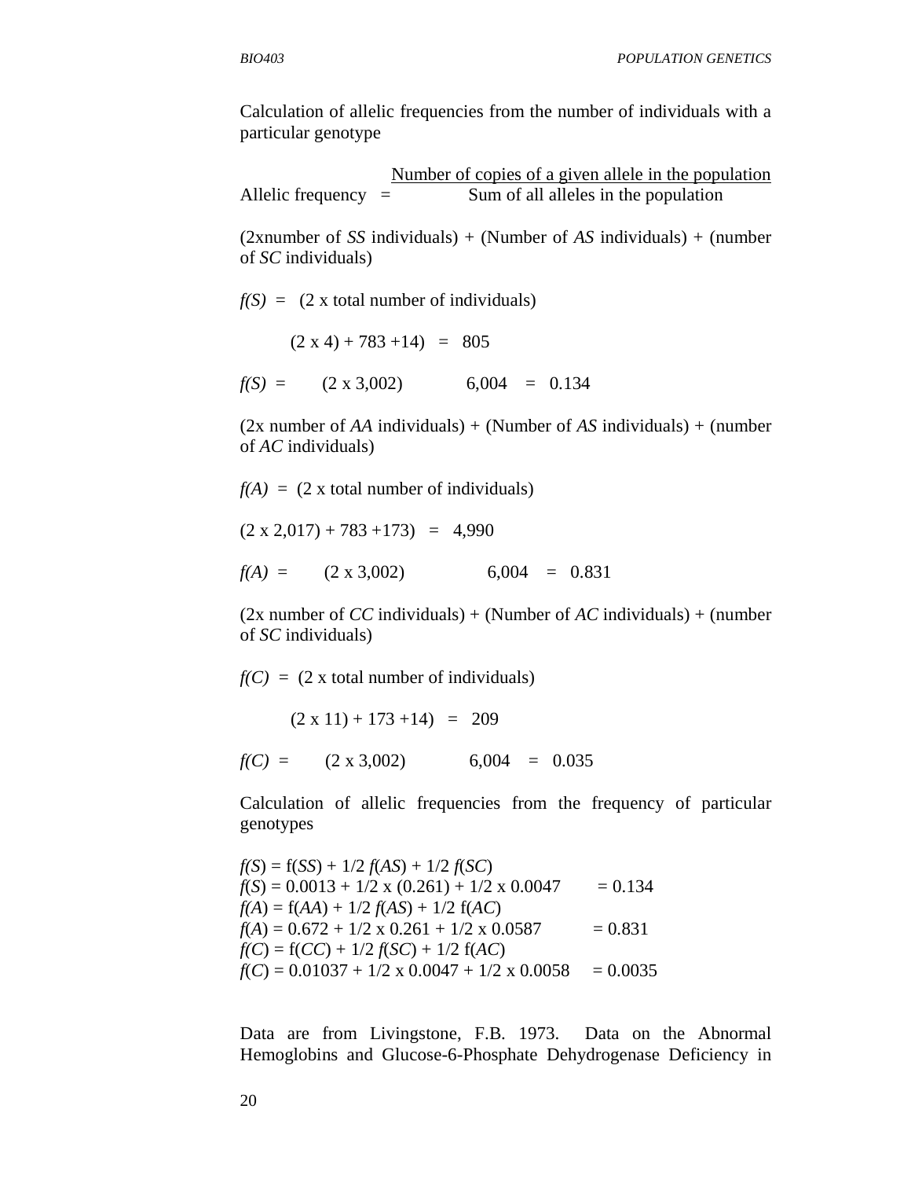Calculation of allelic frequencies from the number of individuals with a particular genotype

$$\text{Allelic frequency} = \frac{\text{Number of copies of a given allele in the population}}{\text{Sum of all alleles in the population}}$$

$$f(S) = \frac{(2 \times \text{number of } SS \text{ individuals}) + (\text{Number of } AS \text{ individuals}) + (\text{number of } SC \text{ individuals})}{(2 \times \text{total number of individuals})}$$

$$f(S) = \frac{(2 \times 4) + 783 + 14)}{(2 \times 3{,}002)} = \frac{805}{6{,}004} = 0.134$$

$$f(A) = \frac{(2 \times \text{number of } AA \text{ individuals}) + (\text{Number of } AS \text{ individuals}) + (\text{number of } AC \text{ individuals})}{(2 \times \text{total number of individuals})}$$

$$f(A) = \frac{(2 \times 2{,}017) + 783 + 173)}{(2 \times 3{,}002)} = \frac{4{,}990}{6{,}004} = 0.831$$

$$f(C) = \frac{(2 \times \text{number of } CC \text{ individuals}) + (\text{Number of } AC \text{ individuals}) + (\text{number of } SC \text{ individuals})}{(2 \times \text{total number of individuals})}$$

$$f(C) = \frac{(2 \times 11) + 173 + 14)}{(2 \times 3{,}002)} = \frac{209}{6{,}004} = 0.035$$

Calculation of allelic frequencies from the frequency of particular genotypes

$f(S) = f(SS) + 1/2\ f(AS) + 1/2\ f(SC)$
$f(S) = 0.0013 + 1/2 \times (0.261) + 1/2 \times 0.0047 \quad = 0.134$
$f(A) = f(AA) + 1/2\ f(AS) + 1/2\ f(AC)$
$f(A) = 0.672 + 1/2 \times 0.261 + 1/2 \times 0.0587 \quad = 0.831$
$f(C) = f(CC) + 1/2\ f(SC) + 1/2\ f(AC)$
$f(C) = 0.01037 + 1/2 \times 0.0047 + 1/2 \times 0.0058 \quad = 0.0035$

Data are from Livingstone, F.B. 1973. Data on the Abnormal Hemoglobins and Glucose-6-Phosphate Dehydrogenase Deficiency in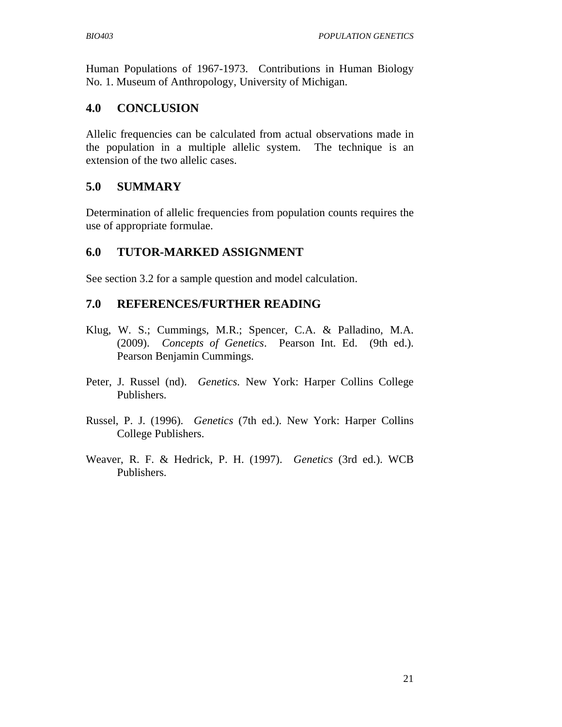Human Populations of 1967-1973. Contributions in Human Biology No. 1. Museum of Anthropology, University of Michigan.

## 4.0 CONCLUSION

Allelic frequencies can be calculated from actual observations made in the population in a multiple allelic system. The technique is an extension of the two allelic cases.

## 5.0 SUMMARY

Determination of allelic frequencies from population counts requires the use of appropriate formulae.

## 6.0 TUTOR-MARKED ASSIGNMENT

See section 3.2 for a sample question and model calculation.

## 7.0 REFERENCES/FURTHER READING

Klug, W. S.; Cummings, M.R.; Spencer, C.A. & Palladino, M.A. (2009). *Concepts of Genetics*. Pearson Int. Ed. (9th ed.). Pearson Benjamin Cummings.

Peter, J. Russel (nd). *Genetics*. New York: Harper Collins College Publishers.

Russel, P. J. (1996). *Genetics* (7th ed.). New York: Harper Collins College Publishers.

Weaver, R. F. & Hedrick, P. H. (1997). *Genetics* (3rd ed.). WCB Publishers.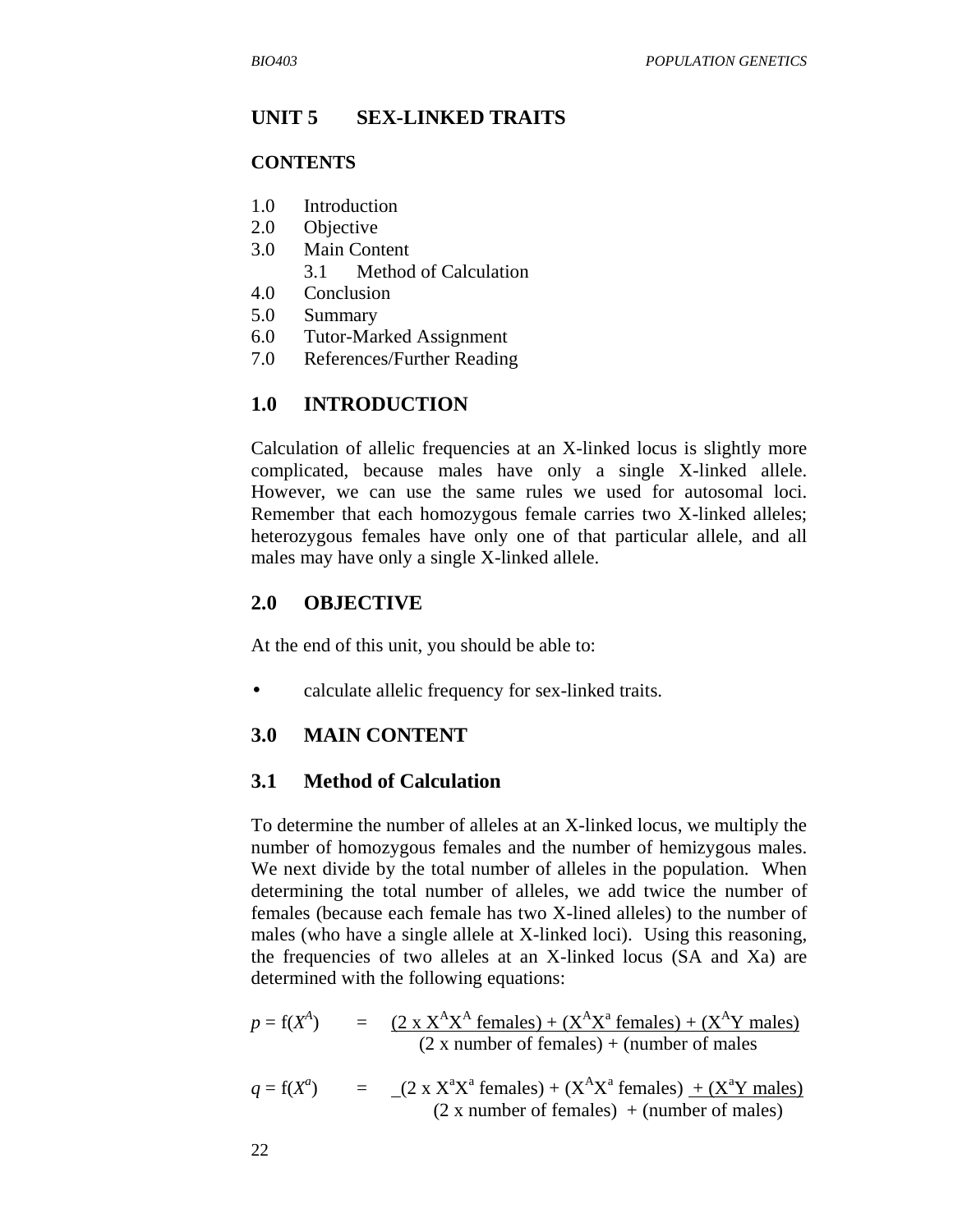# UNIT 5 SEX-LINKED TRAITS

## CONTENTS

1.0 Introduction
2.0 Objective
3.0 Main Content
  3.1 Method of Calculation
4.0 Conclusion
5.0 Summary
6.0 Tutor-Marked Assignment
7.0 References/Further Reading

## 1.0 INTRODUCTION

Calculation of allelic frequencies at an X-linked locus is slightly more complicated, because males have only a single X-linked allele. However, we can use the same rules we used for autosomal loci. Remember that each homozygous female carries two X-linked alleles; heterozygous females have only one of that particular allele, and all males may have only a single X-linked allele.

## 2.0 OBJECTIVE

At the end of this unit, you should be able to:

- calculate allelic frequency for sex-linked traits.

## 3.0 MAIN CONTENT

### 3.1 Method of Calculation

To determine the number of alleles at an X-linked locus, we multiply the number of homozygous females and the number of hemizygous males. We next divide by the total number of alleles in the population. When determining the total number of alleles, we add twice the number of females (because each female has two X-lined alleles) to the number of males (who have a single allele at X-linked loci). Using this reasoning, the frequencies of two alleles at an X-linked locus (SA and Xa) are determined with the following equations:

$$p = f(X^A) = \frac{(2 \times X^AX^A \text{ females}) + (X^AX^a \text{ females}) + (X^AY \text{ males})}{(2 \times \text{number of females}) + (\text{number of males}}$$

$$q = f(X^a) = \frac{(2 \times X^aX^a \text{ females}) + (X^AX^a \text{ females}) + (X^aY \text{ males})}{(2 \times \text{number of females}) + (\text{number of males})}$$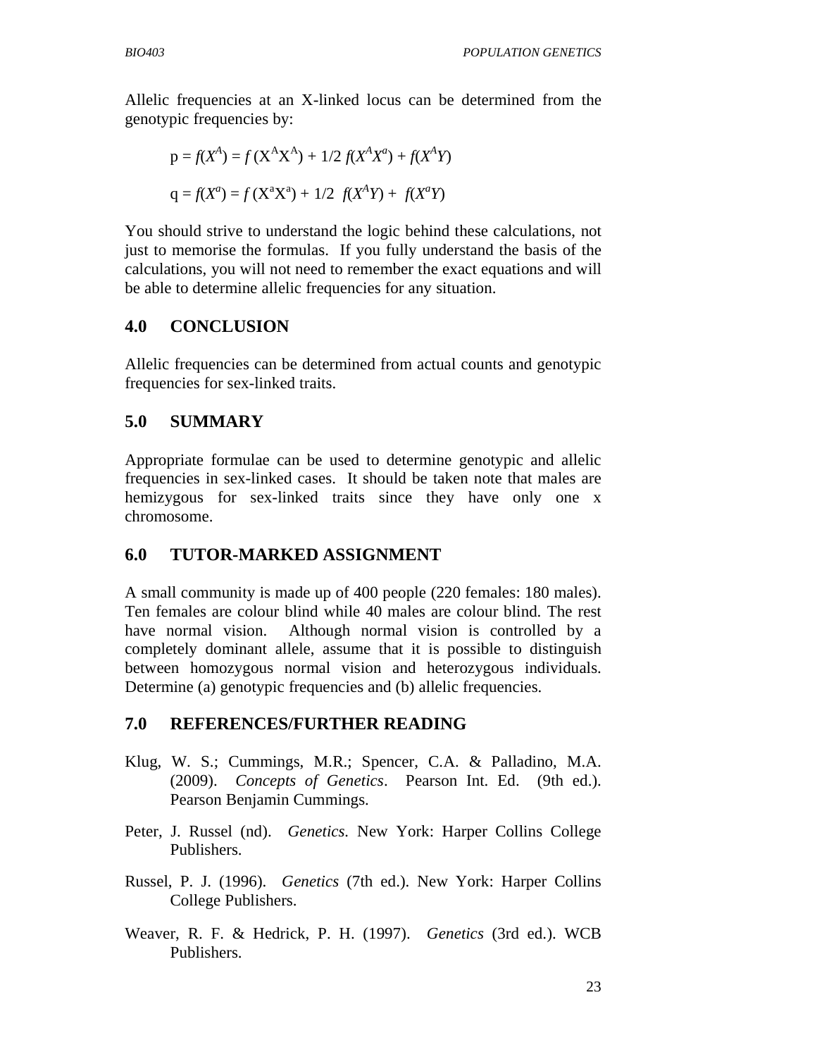Allelic frequencies at an X-linked locus can be determined from the genotypic frequencies by:

$$p = f(X^A) = f(X^AX^A) + 1/2\ f(X^AX^a) + f(X^AY)$$

$$q = f(X^a) = f(X^aX^a) + 1/2\ f(X^AY) + f(X^aY)$$

You should strive to understand the logic behind these calculations, not just to memorise the formulas. If you fully understand the basis of the calculations, you will not need to remember the exact equations and will be able to determine allelic frequencies for any situation.

## 4.0 CONCLUSION

Allelic frequencies can be determined from actual counts and genotypic frequencies for sex-linked traits.

## 5.0 SUMMARY

Appropriate formulae can be used to determine genotypic and allelic frequencies in sex-linked cases. It should be taken note that males are hemizygous for sex-linked traits since they have only one x chromosome.

## 6.0 TUTOR-MARKED ASSIGNMENT

A small community is made up of 400 people (220 females: 180 males). Ten females are colour blind while 40 males are colour blind. The rest have normal vision. Although normal vision is controlled by a completely dominant allele, assume that it is possible to distinguish between homozygous normal vision and heterozygous individuals. Determine (a) genotypic frequencies and (b) allelic frequencies.

## 7.0 REFERENCES/FURTHER READING

Klug, W. S.; Cummings, M.R.; Spencer, C.A. & Palladino, M.A. (2009). *Concepts of Genetics*. Pearson Int. Ed. (9th ed.). Pearson Benjamin Cummings.

Peter, J. Russel (nd). *Genetics*. New York: Harper Collins College Publishers.

Russel, P. J. (1996). *Genetics* (7th ed.). New York: Harper Collins College Publishers.

Weaver, R. F. & Hedrick, P. H. (1997). *Genetics* (3rd ed.). WCB Publishers.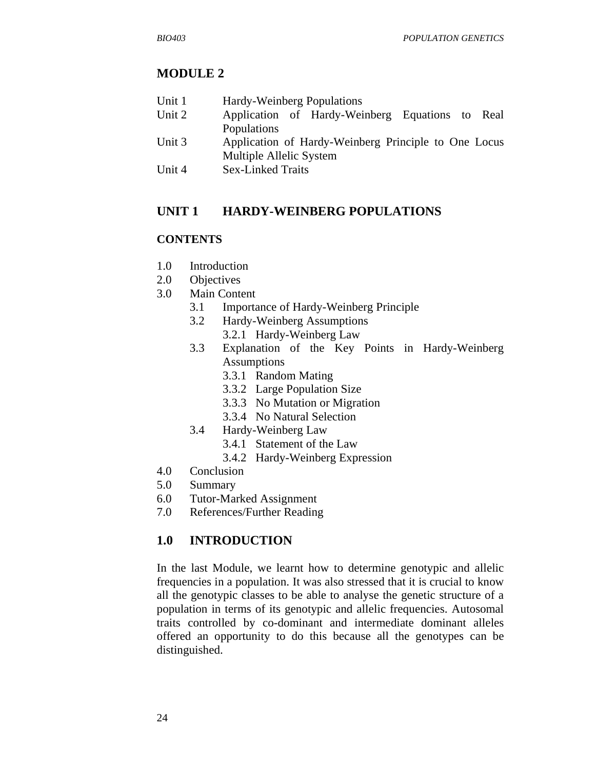# MODULE 2

| | |
|---|---|
| Unit 1 | Hardy-Weinberg Populations |
| Unit 2 | Application of Hardy-Weinberg Equations to Real Populations |
| Unit 3 | Application of Hardy-Weinberg Principle to One Locus Multiple Allelic System |
| Unit 4 | Sex-Linked Traits |

## UNIT 1 HARDY-WEINBERG POPULATIONS

### CONTENTS

1.0 Introduction
2.0 Objectives
3.0 Main Content
- 3.1 Importance of Hardy-Weinberg Principle
- 3.2 Hardy-Weinberg Assumptions
  - 3.2.1 Hardy-Weinberg Law
- 3.3 Explanation of the Key Points in Hardy-Weinberg Assumptions
  - 3.3.1 Random Mating
  - 3.3.2 Large Population Size
  - 3.3.3 No Mutation or Migration
  - 3.3.4 No Natural Selection
- 3.4 Hardy-Weinberg Law
  - 3.4.1 Statement of the Law
  - 3.4.2 Hardy-Weinberg Expression

4.0 Conclusion
5.0 Summary
6.0 Tutor-Marked Assignment
7.0 References/Further Reading

## 1.0 INTRODUCTION

In the last Module, we learnt how to determine genotypic and allelic frequencies in a population. It was also stressed that it is crucial to know all the genotypic classes to be able to analyse the genetic structure of a population in terms of its genotypic and allelic frequencies. Autosomal traits controlled by co-dominant and intermediate dominant alleles offered an opportunity to do this because all the genotypes can be distinguished.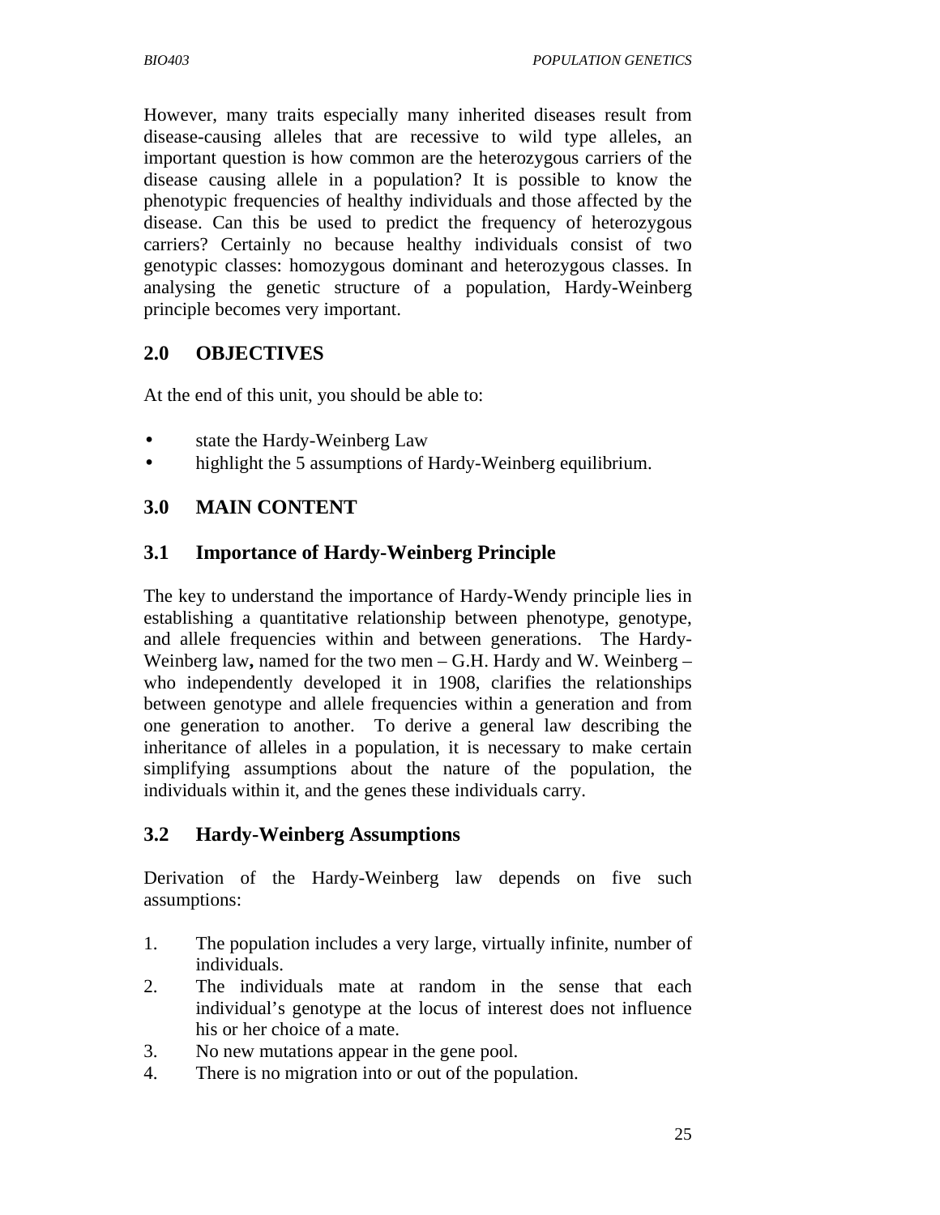However, many traits especially many inherited diseases result from disease-causing alleles that are recessive to wild type alleles, an important question is how common are the heterozygous carriers of the disease causing allele in a population? It is possible to know the phenotypic frequencies of healthy individuals and those affected by the disease. Can this be used to predict the frequency of heterozygous carriers? Certainly no because healthy individuals consist of two genotypic classes: homozygous dominant and heterozygous classes. In analysing the genetic structure of a population, Hardy-Weinberg principle becomes very important.

## 2.0 OBJECTIVES

At the end of this unit, you should be able to:

- state the Hardy-Weinberg Law
- highlight the 5 assumptions of Hardy-Weinberg equilibrium.

## 3.0 MAIN CONTENT

### 3.1 Importance of Hardy-Weinberg Principle

The key to understand the importance of Hardy-Wendy principle lies in establishing a quantitative relationship between phenotype, genotype, and allele frequencies within and between generations. The Hardy-Weinberg law**,** named for the two men – G.H. Hardy and W. Weinberg – who independently developed it in 1908, clarifies the relationships between genotype and allele frequencies within a generation and from one generation to another. To derive a general law describing the inheritance of alleles in a population, it is necessary to make certain simplifying assumptions about the nature of the population, the individuals within it, and the genes these individuals carry.

### 3.2 Hardy-Weinberg Assumptions

Derivation of the Hardy-Weinberg law depends on five such assumptions:

1. The population includes a very large, virtually infinite, number of individuals.
2. The individuals mate at random in the sense that each individual's genotype at the locus of interest does not influence his or her choice of a mate.
3. No new mutations appear in the gene pool.
4. There is no migration into or out of the population.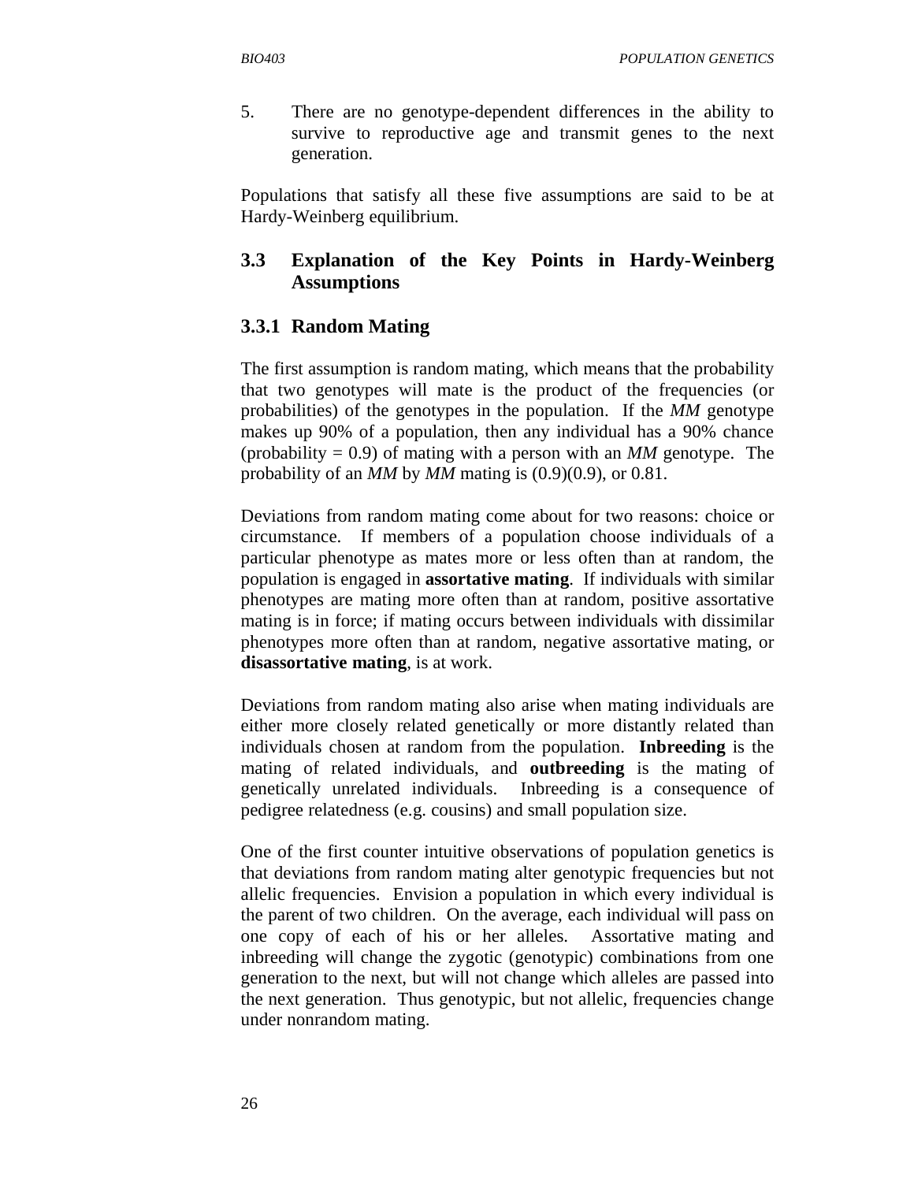5. There are no genotype-dependent differences in the ability to survive to reproductive age and transmit genes to the next generation.

Populations that satisfy all these five assumptions are said to be at Hardy-Weinberg equilibrium.

## 3.3 Explanation of the Key Points in Hardy-Weinberg Assumptions

### 3.3.1 Random Mating

The first assumption is random mating, which means that the probability that two genotypes will mate is the product of the frequencies (or probabilities) of the genotypes in the population. If the *MM* genotype makes up 90% of a population, then any individual has a 90% chance (probability = 0.9) of mating with a person with an *MM* genotype. The probability of an *MM* by *MM* mating is (0.9)(0.9), or 0.81.

Deviations from random mating come about for two reasons: choice or circumstance. If members of a population choose individuals of a particular phenotype as mates more or less often than at random, the population is engaged in **assortative mating**. If individuals with similar phenotypes are mating more often than at random, positive assortative mating is in force; if mating occurs between individuals with dissimilar phenotypes more often than at random, negative assortative mating, or **disassortative mating**, is at work.

Deviations from random mating also arise when mating individuals are either more closely related genetically or more distantly related than individuals chosen at random from the population. **Inbreeding** is the mating of related individuals, and **outbreeding** is the mating of genetically unrelated individuals. Inbreeding is a consequence of pedigree relatedness (e.g. cousins) and small population size.

One of the first counter intuitive observations of population genetics is that deviations from random mating alter genotypic frequencies but not allelic frequencies. Envision a population in which every individual is the parent of two children. On the average, each individual will pass on one copy of each of his or her alleles. Assortative mating and inbreeding will change the zygotic (genotypic) combinations from one generation to the next, but will not change which alleles are passed into the next generation. Thus genotypic, but not allelic, frequencies change under nonrandom mating.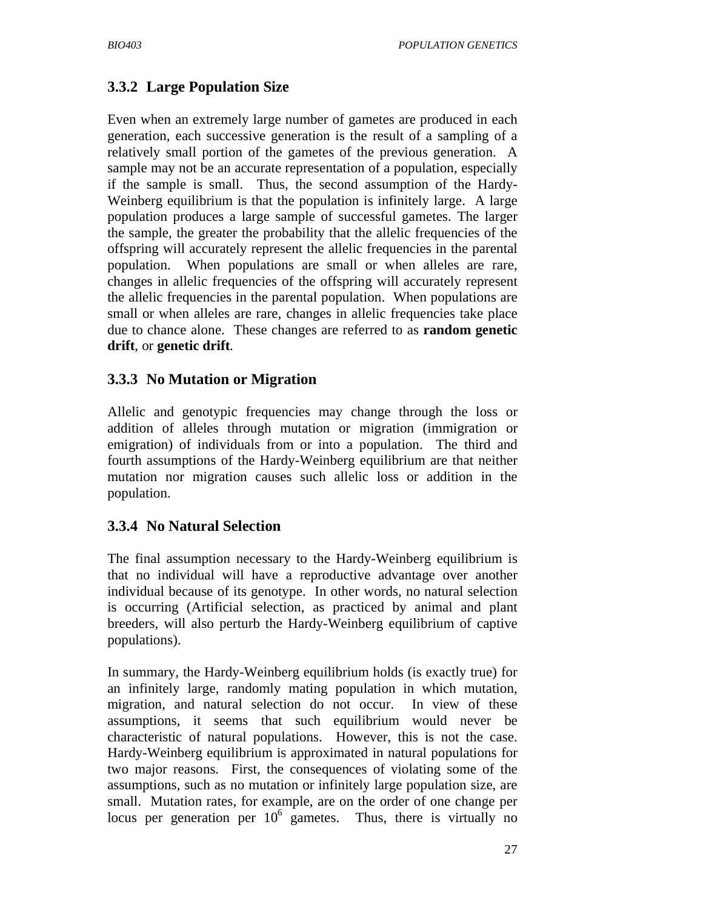### 3.3.2 Large Population Size

Even when an extremely large number of gametes are produced in each generation, each successive generation is the result of a sampling of a relatively small portion of the gametes of the previous generation. A sample may not be an accurate representation of a population, especially if the sample is small. Thus, the second assumption of the Hardy-Weinberg equilibrium is that the population is infinitely large. A large population produces a large sample of successful gametes. The larger the sample, the greater the probability that the allelic frequencies of the offspring will accurately represent the allelic frequencies in the parental population. When populations are small or when alleles are rare, changes in allelic frequencies of the offspring will accurately represent the allelic frequencies in the parental population. When populations are small or when alleles are rare, changes in allelic frequencies take place due to chance alone. These changes are referred to as **random genetic drift**, or **genetic drift**.

### 3.3.3 No Mutation or Migration

Allelic and genotypic frequencies may change through the loss or addition of alleles through mutation or migration (immigration or emigration) of individuals from or into a population. The third and fourth assumptions of the Hardy-Weinberg equilibrium are that neither mutation nor migration causes such allelic loss or addition in the population.

### 3.3.4 No Natural Selection

The final assumption necessary to the Hardy-Weinberg equilibrium is that no individual will have a reproductive advantage over another individual because of its genotype. In other words, no natural selection is occurring (Artificial selection, as practiced by animal and plant breeders, will also perturb the Hardy-Weinberg equilibrium of captive populations).

In summary, the Hardy-Weinberg equilibrium holds (is exactly true) for an infinitely large, randomly mating population in which mutation, migration, and natural selection do not occur. In view of these assumptions, it seems that such equilibrium would never be characteristic of natural populations. However, this is not the case. Hardy-Weinberg equilibrium is approximated in natural populations for two major reasons. First, the consequences of violating some of the assumptions, such as no mutation or infinitely large population size, are small. Mutation rates, for example, are on the order of one change per locus per generation per $10^6$ gametes. Thus, there is virtually no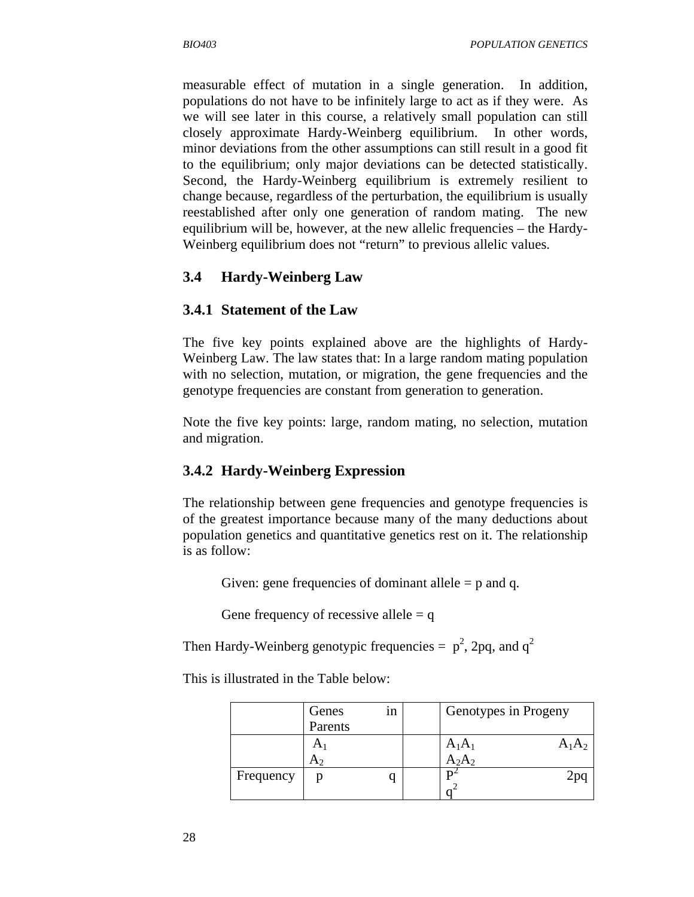measurable effect of mutation in a single generation. In addition, populations do not have to be infinitely large to act as if they were. As we will see later in this course, a relatively small population can still closely approximate Hardy-Weinberg equilibrium. In other words, minor deviations from the other assumptions can still result in a good fit to the equilibrium; only major deviations can be detected statistically. Second, the Hardy-Weinberg equilibrium is extremely resilient to change because, regardless of the perturbation, the equilibrium is usually reestablished after only one generation of random mating. The new equilibrium will be, however, at the new allelic frequencies – the Hardy-Weinberg equilibrium does not "return" to previous allelic values.

## 3.4 Hardy-Weinberg Law

### 3.4.1 Statement of the Law

The five key points explained above are the highlights of Hardy-Weinberg Law. The law states that: In a large random mating population with no selection, mutation, or migration, the gene frequencies and the genotype frequencies are constant from generation to generation.

Note the five key points: large, random mating, no selection, mutation and migration.

### 3.4.2 Hardy-Weinberg Expression

The relationship between gene frequencies and genotype frequencies is of the greatest importance because many of the many deductions about population genetics and quantitative genetics rest on it. The relationship is as follow:

Given: gene frequencies of dominant allele = p and q.

Gene frequency of recessive allele = q

Then Hardy-Weinberg genotypic frequencies = $p^2$, 2pq, and $q^2$

This is illustrated in the Table below:

| | Genes in Parents | | | Genotypes in Progeny | | |
|---|---|---|---|---|---|---|
| | $A_1$ | $A_2$ | | $A_1A_1$ | $A_1A_2$ | $A_2A_2$ |
| Frequency | p | q | | $P^2$ | 2pq | $q^2$ |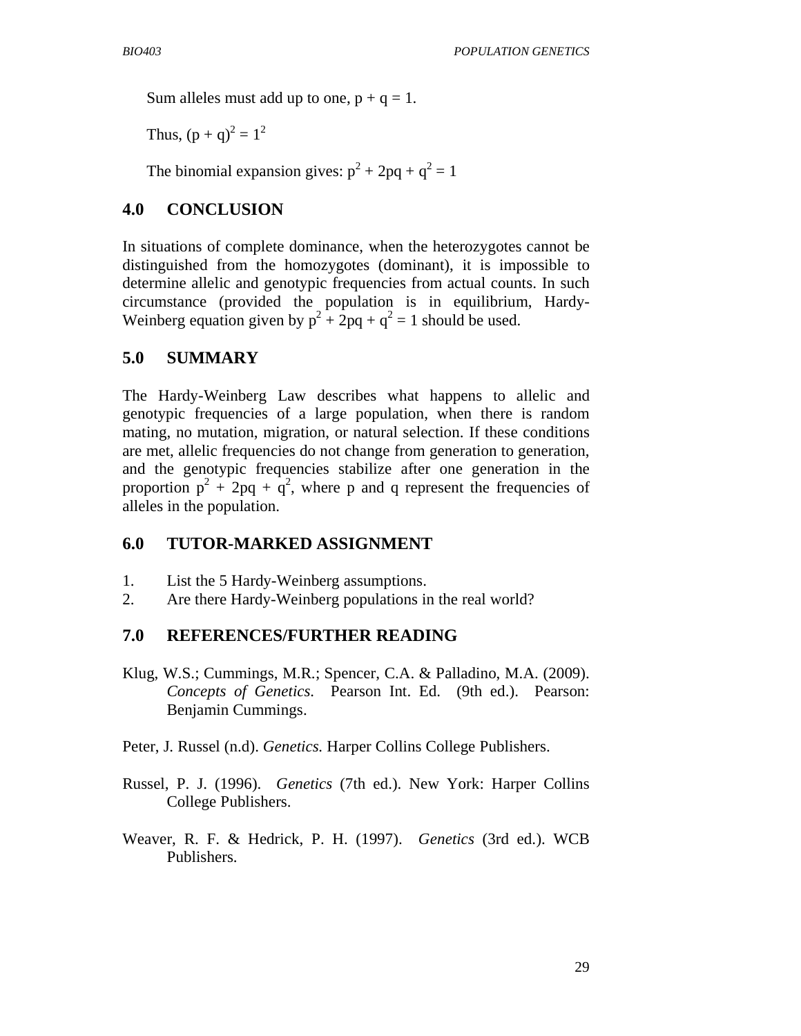Sum alleles must add up to one, $p + q = 1$.

Thus, $(p + q)^2 = 1^2$

The binomial expansion gives: $p^2 + 2pq + q^2 = 1$

## 4.0 CONCLUSION

In situations of complete dominance, when the heterozygotes cannot be distinguished from the homozygotes (dominant), it is impossible to determine allelic and genotypic frequencies from actual counts. In such circumstance (provided the population is in equilibrium, Hardy-Weinberg equation given by $p^2 + 2pq + q^2 = 1$ should be used.

## 5.0 SUMMARY

The Hardy-Weinberg Law describes what happens to allelic and genotypic frequencies of a large population, when there is random mating, no mutation, migration, or natural selection. If these conditions are met, allelic frequencies do not change from generation to generation, and the genotypic frequencies stabilize after one generation in the proportion $p^2 + 2pq + q^2$, where p and q represent the frequencies of alleles in the population.

## 6.0 TUTOR-MARKED ASSIGNMENT

1. List the 5 Hardy-Weinberg assumptions.
2. Are there Hardy-Weinberg populations in the real world?

## 7.0 REFERENCES/FURTHER READING

Klug, W.S.; Cummings, M.R.; Spencer, C.A. & Palladino, M.A. (2009). *Concepts of Genetics.* Pearson Int. Ed. (9th ed.). Pearson: Benjamin Cummings.

Peter, J. Russel (n.d). *Genetics.* Harper Collins College Publishers.

Russel, P. J. (1996). *Genetics* (7th ed.). New York: Harper Collins College Publishers.

Weaver, R. F. & Hedrick, P. H. (1997). *Genetics* (3rd ed.). WCB Publishers.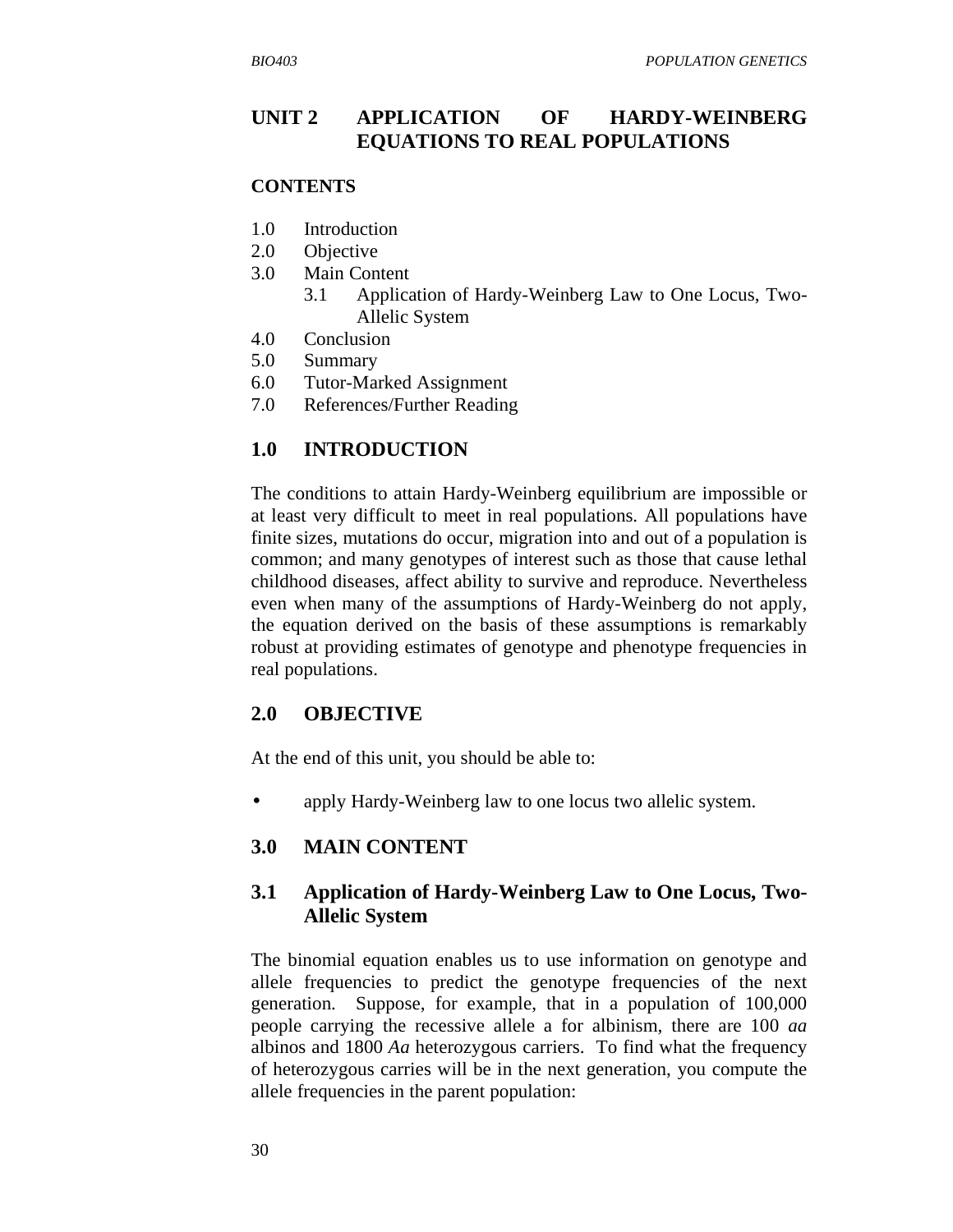# UNIT 2 APPLICATION OF HARDY-WEINBERG EQUATIONS TO REAL POPULATIONS

**CONTENTS**

1.0 Introduction
2.0 Objective
3.0 Main Content
   3.1 Application of Hardy-Weinberg Law to One Locus, Two-Allelic System
4.0 Conclusion
5.0 Summary
6.0 Tutor-Marked Assignment
7.0 References/Further Reading

## 1.0 INTRODUCTION

The conditions to attain Hardy-Weinberg equilibrium are impossible or at least very difficult to meet in real populations. All populations have finite sizes, mutations do occur, migration into and out of a population is common; and many genotypes of interest such as those that cause lethal childhood diseases, affect ability to survive and reproduce. Nevertheless even when many of the assumptions of Hardy-Weinberg do not apply, the equation derived on the basis of these assumptions is remarkably robust at providing estimates of genotype and phenotype frequencies in real populations.

## 2.0 OBJECTIVE

At the end of this unit, you should be able to:

- apply Hardy-Weinberg law to one locus two allelic system.

## 3.0 MAIN CONTENT

### 3.1 Application of Hardy-Weinberg Law to One Locus, Two-Allelic System

The binomial equation enables us to use information on genotype and allele frequencies to predict the genotype frequencies of the next generation. Suppose, for example, that in a population of 100,000 people carrying the recessive allele a for albinism, there are 100 *aa* albinos and 1800 *Aa* heterozygous carriers. To find what the frequency of heterozygous carries will be in the next generation, you compute the allele frequencies in the parent population: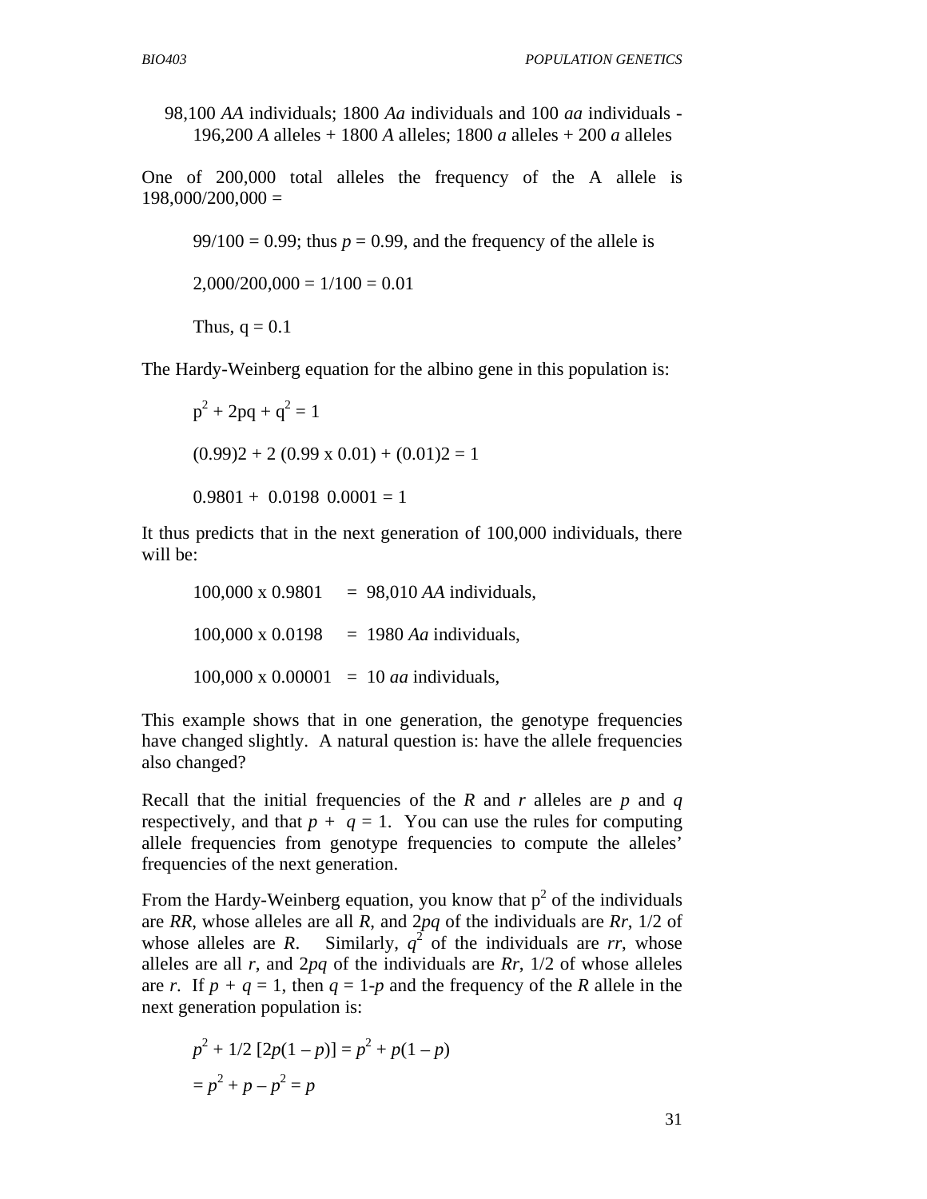98,100 *AA* individuals; 1800 *Aa* individuals and 100 *aa* individuals - 196,200 *A* alleles + 1800 *A* alleles; 1800 *a* alleles + 200 *a* alleles

One of 200,000 total alleles the frequency of the A allele is 198,000/200,000 =

99/100 = 0.99; thus $p = 0.99$, and the frequency of the allele is

2,000/200,000 = 1/100 = 0.01

Thus, $q = 0.1$

The Hardy-Weinberg equation for the albino gene in this population is:

$$p^2 + 2pq + q^2 = 1$$

$$(0.99)2 + 2\ (0.99 \times 0.01) + (0.01)2 = 1$$

$$0.9801 + \ 0.0198 \ \ 0.0001 = 1$$

It thus predicts that in the next generation of 100,000 individuals, there will be:

100,000 x 0.9801 = 98,010 *AA* individuals,

100,000 x 0.0198 = 1980 *Aa* individuals,

100,000 x 0.00001 = 10 *aa* individuals,

This example shows that in one generation, the genotype frequencies have changed slightly. A natural question is: have the allele frequencies also changed?

Recall that the initial frequencies of the *R* and *r* alleles are *p* and *q* respectively, and that $p + q = 1$. You can use the rules for computing allele frequencies from genotype frequencies to compute the alleles' frequencies of the next generation.

From the Hardy-Weinberg equation, you know that $p^2$ of the individuals are *RR*, whose alleles are all *R*, and $2pq$ of the individuals are *Rr*, 1/2 of whose alleles are *R*. Similarly, $q^2$ of the individuals are *rr*, whose alleles are all *r*, and $2pq$ of the individuals are *Rr*, 1/2 of whose alleles are *r*. If $p + q = 1$, then $q = 1\text{-}p$ and the frequency of the *R* allele in the next generation population is:

$$p^2 + 1/2\ [2p(1 - p)] = p^2 + p(1 - p)$$

$$= p^2 + p - p^2 = p$$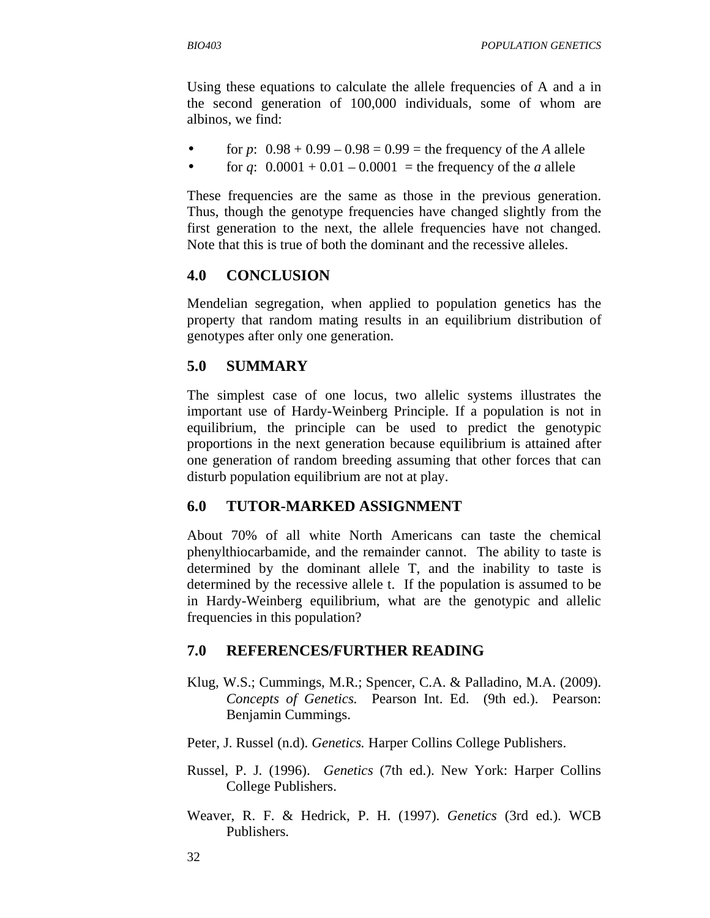Using these equations to calculate the allele frequencies of A and a in the second generation of 100,000 individuals, some of whom are albinos, we find:

- for $p$: 0.98 + 0.99 – 0.98 = 0.99 = the frequency of the *A* allele
- for $q$: 0.0001 + 0.01 – 0.0001 = the frequency of the ***a*** allele

These frequencies are the same as those in the previous generation. Thus, though the genotype frequencies have changed slightly from the first generation to the next, the allele frequencies have not changed. Note that this is true of both the dominant and the recessive alleles.

## 4.0 CONCLUSION

Mendelian segregation, when applied to population genetics has the property that random mating results in an equilibrium distribution of genotypes after only one generation.

## 5.0 SUMMARY

The simplest case of one locus, two allelic systems illustrates the important use of Hardy-Weinberg Principle. If a population is not in equilibrium, the principle can be used to predict the genotypic proportions in the next generation because equilibrium is attained after one generation of random breeding assuming that other forces that can disturb population equilibrium are not at play.

## 6.0 TUTOR-MARKED ASSIGNMENT

About 70% of all white North Americans can taste the chemical phenylthiocarbamide, and the remainder cannot. The ability to taste is determined by the dominant allele T, and the inability to taste is determined by the recessive allele t. If the population is assumed to be in Hardy-Weinberg equilibrium, what are the genotypic and allelic frequencies in this population?

## 7.0 REFERENCES/FURTHER READING

Klug, W.S.; Cummings, M.R.; Spencer, C.A. & Palladino, M.A. (2009). *Concepts of Genetics.* Pearson Int. Ed. (9th ed.). Pearson: Benjamin Cummings.

Peter, J. Russel (n.d). *Genetics.* Harper Collins College Publishers.

Russel, P. J. (1996). *Genetics* (7th ed.). New York: Harper Collins College Publishers.

Weaver, R. F. & Hedrick, P. H. (1997). *Genetics* (3rd ed.). WCB Publishers.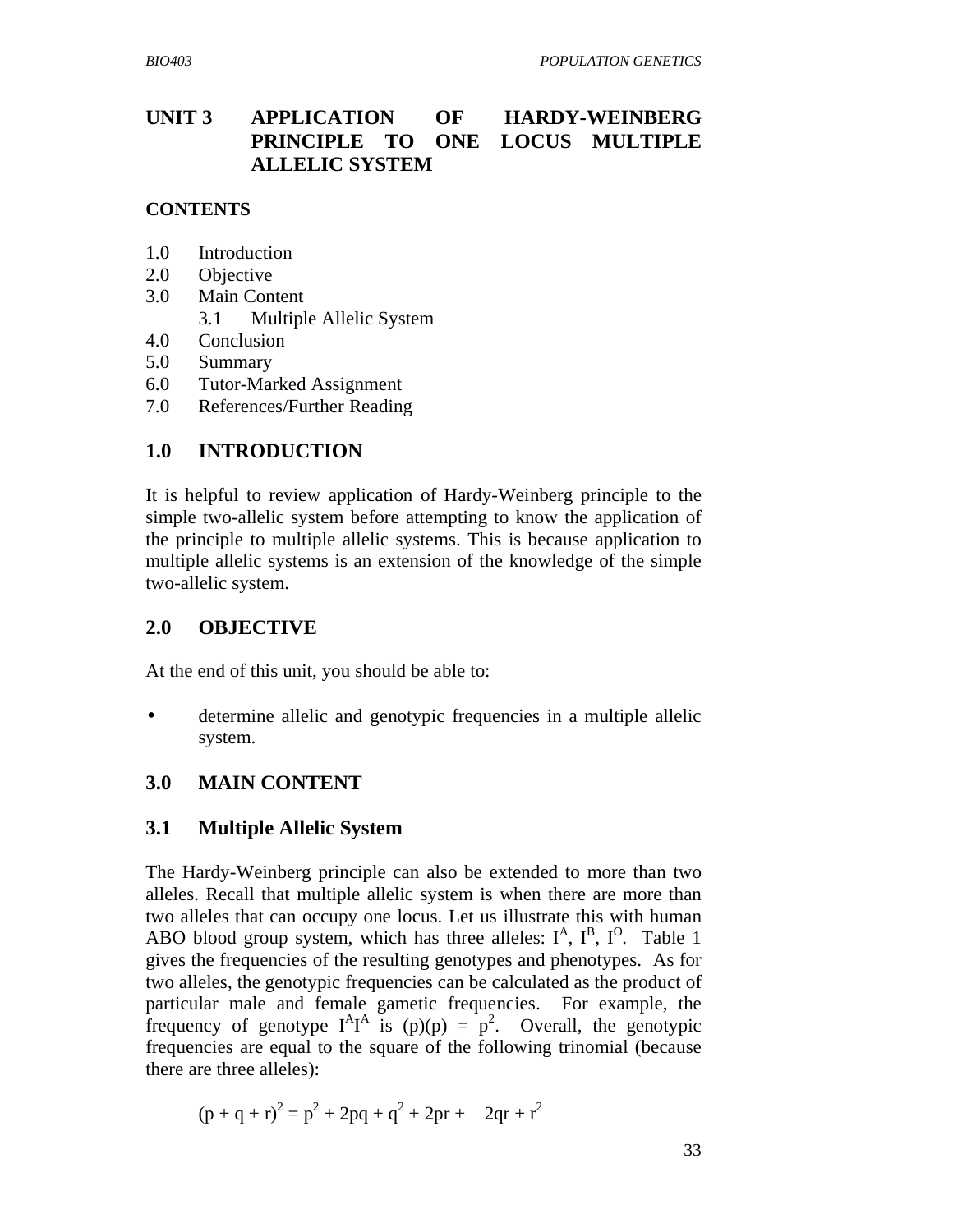# UNIT 3 APPLICATION OF HARDY-WEINBERG PRINCIPLE TO ONE LOCUS MULTIPLE ALLELIC SYSTEM

**CONTENTS**

1.0 Introduction
2.0 Objective
3.0 Main Content
   3.1 Multiple Allelic System
4.0 Conclusion
5.0 Summary
6.0 Tutor-Marked Assignment
7.0 References/Further Reading

## 1.0 INTRODUCTION

It is helpful to review application of Hardy-Weinberg principle to the simple two-allelic system before attempting to know the application of the principle to multiple allelic systems. This is because application to multiple allelic systems is an extension of the knowledge of the simple two-allele system.

## 2.0 OBJECTIVE

At the end of this unit, you should be able to:

- determine allelic and genotypic frequencies in a multiple allelic system.

## 3.0 MAIN CONTENT

### 3.1 Multiple Allelic System

The Hardy-Weinberg principle can also be extended to more than two alleles. Recall that multiple allelic system is when there are more than two alleles that can occupy one locus. Let us illustrate this with human ABO blood group system, which has three alleles: $I^A$, $I^B$, $I^O$. Table 1 gives the frequencies of the resulting genotypes and phenotypes. As for two alleles, the genotypic frequencies can be calculated as the product of particular male and female gametic frequencies. For example, the frequency of genotype $I^AI^A$ is $(p)(p) = p^2$. Overall, the genotypic frequencies are equal to the square of the following trinomial (because there are three alleles):

$$(p + q + r)^2 = p^2 + 2pq + q^2 + 2pr + 2qr + r^2$$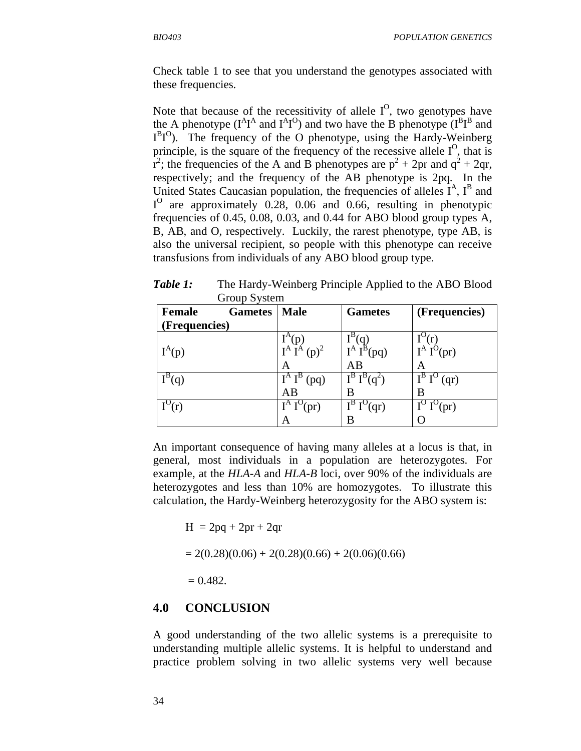Check table 1 to see that you understand the genotypes associated with these frequencies.

Note that because of the recessitivity of allele $I^O$, two genotypes have the A phenotype ($I^AI^A$ and $I^AI^O$) and two have the B phenotype ($I^BI^B$ and $I^BI^O$). The frequency of the O phenotype, using the Hardy-Weinberg principle, is the square of the frequency of the recessive allele $I^O$, that is $r^2$; the frequencies of the A and B phenotypes are $p^2 + 2pr$ and $q^2 + 2qr$, respectively; and the frequency of the AB phenotype is 2pq. In the United States Caucasian population, the frequencies of alleles $I^A$, $I^B$ and $I^O$ are approximately 0.28, 0.06 and 0.66, resulting in phenotypic frequencies of 0.45, 0.08, 0.03, and 0.44 for ABO blood group types A, B, AB, and O, respectively. Luckily, the rarest phenotype, type AB, is also the universal recipient, so people with this phenotype can receive transfusions from individuals of any ABO blood group type.

***Table 1:*** The Hardy-Weinberg Principle Applied to the ABO Blood Group System

| **Female Gametes (Frequencies)** | **Male** | **Gametes** | **(Frequencies)** |
|---|---|---|---|
| | $I^A(p)$ | $I^B(q)$ | $I^O(r)$ |
| $I^A(p)$ | $I^A\ I^A\ (p)^2$ A | $I^A\ I^B(pq)$ AB | $I^A\ I^O(pr)$ A |
| $I^B(q)$ | $I^A\ I^B\ (pq)$ AB | $I^B\ I^B(q^2)$ B | $I^B\ I^O\ (qr)$ B |
| $I^O(r)$ | $I^A\ I^O(pr)$ A | $I^B\ I^O(qr)$ B | $I^O\ I^O(pr)$ O |

An important consequence of having many alleles at a locus is that, in general, most individuals in a population are heterozygotes. For example, at the *HLA-A* and *HLA-B* loci, over 90% of the individuals are heterozygotes and less than 10% are homozygotes. To illustrate this calculation, the Hardy-Weinberg heterozygosity for the ABO system is:

$$H = 2pq + 2pr + 2qr$$

$$= 2(0.28)(0.06) + 2(0.28)(0.66) + 2(0.06)(0.66)$$

$$= 0.482.$$

## 4.0 CONCLUSION

A good understanding of the two allelic systems is a prerequisite to understanding multiple allelic systems. It is helpful to understand and practice problem solving in two allelic systems very well because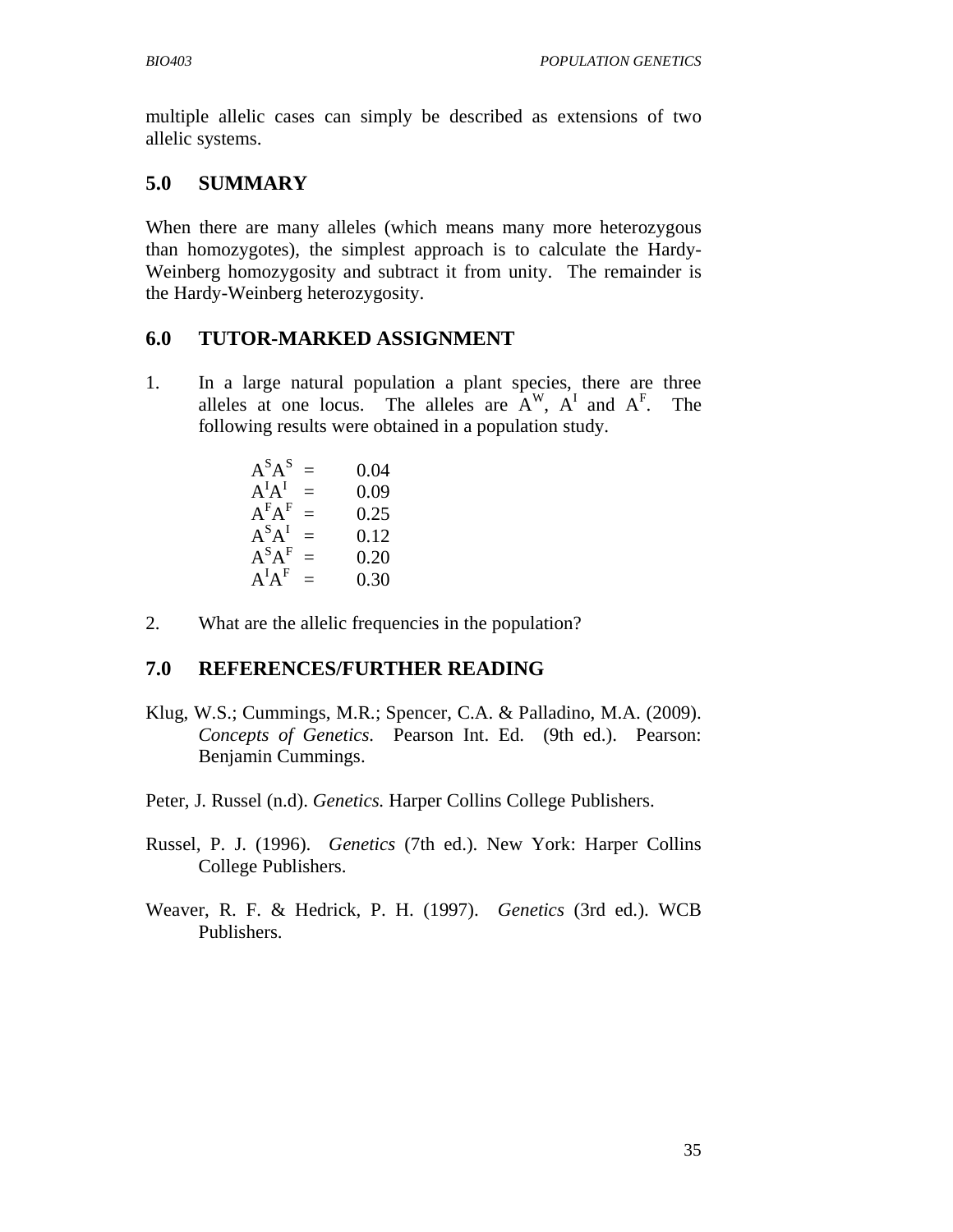multiple allelic cases can simply be described as extensions of two allelic systems.

## 5.0 SUMMARY

When there are many alleles (which means many more heterozygous than homozygotes), the simplest approach is to calculate the Hardy-Weinberg homozygosity and subtract it from unity. The remainder is the Hardy-Weinberg heterozygosity.

## 6.0 TUTOR-MARKED ASSIGNMENT

1. In a large natural population a plant species, there are three alleles at one locus. The alleles are $A^W$, $A^I$ and $A^F$. The following results were obtained in a population study.

   $A^SA^S$ = 0.04
   $A^IA^I$ = 0.09
   $A^FA^F$ = 0.25
   $A^SA^I$ = 0.12
   $A^SA^F$ = 0.20
   $A^IA^F$ = 0.30

2. What are the allelic frequencies in the population?

## 7.0 REFERENCES/FURTHER READING

Klug, W.S.; Cummings, M.R.; Spencer, C.A. & Palladino, M.A. (2009). *Concepts of Genetics*. Pearson Int. Ed. (9th ed.). Pearson: Benjamin Cummings.

Peter, J. Russel (n.d). *Genetics.* Harper Collins College Publishers.

Russel, P. J. (1996). *Genetics* (7th ed.). New York: Harper Collins College Publishers.

Weaver, R. F. & Hedrick, P. H. (1997). *Genetics* (3rd ed.). WCB Publishers.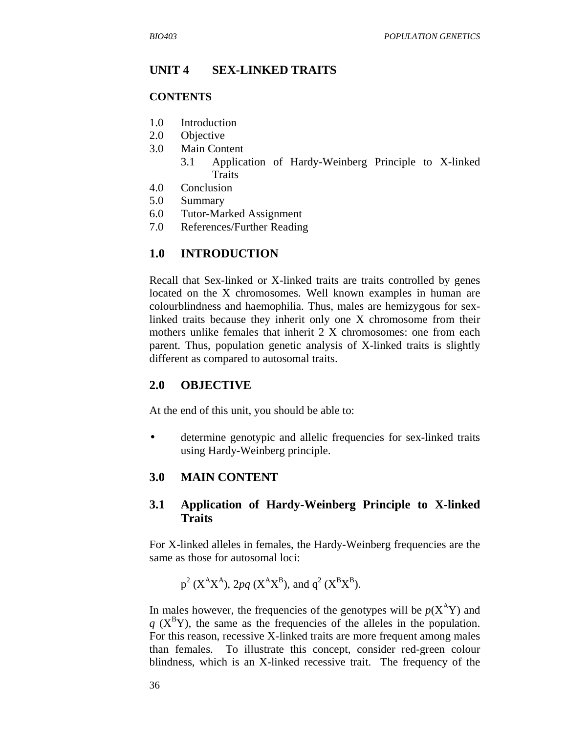## UNIT 4 SEX-LINKED TRAITS

### CONTENTS

1.0 Introduction
2.0 Objective
3.0 Main Content
  3.1 Application of Hardy-Weinberg Principle to X-linked Traits
4.0 Conclusion
5.0 Summary
6.0 Tutor-Marked Assignment
7.0 References/Further Reading

## 1.0 INTRODUCTION

Recall that Sex-linked or X-linked traits are traits controlled by genes located on the X chromosomes. Well known examples in human are colourblindness and haemophilia. Thus, males are hemizygous for sex-linked traits because they inherit only one X chromosome from their mothers unlike females that inherit 2 X chromosomes: one from each parent. Thus, population genetic analysis of X-linked traits is slightly different as compared to autosomal traits.

## 2.0 OBJECTIVE

At the end of this unit, you should be able to:

- determine genotypic and allelic frequencies for sex-linked traits using Hardy-Weinberg principle.

## 3.0 MAIN CONTENT

### 3.1 Application of Hardy-Weinberg Principle to X-linked Traits

For X-linked alleles in females, the Hardy-Weinberg frequencies are the same as those for autosomal loci:

$p^2$ ($X^AX^A$), $2pq$ ($X^AX^B$), and $q^2$ ($X^BX^B$).

In males however, the frequencies of the genotypes will be $p$($X^AY$) and $q$ ($X^BY$), the same as the frequencies of the alleles in the population. For this reason, recessive X-linked traits are more frequent among males than females. To illustrate this concept, consider red-green colour blindness, which is an X-linked recessive trait. The frequency of the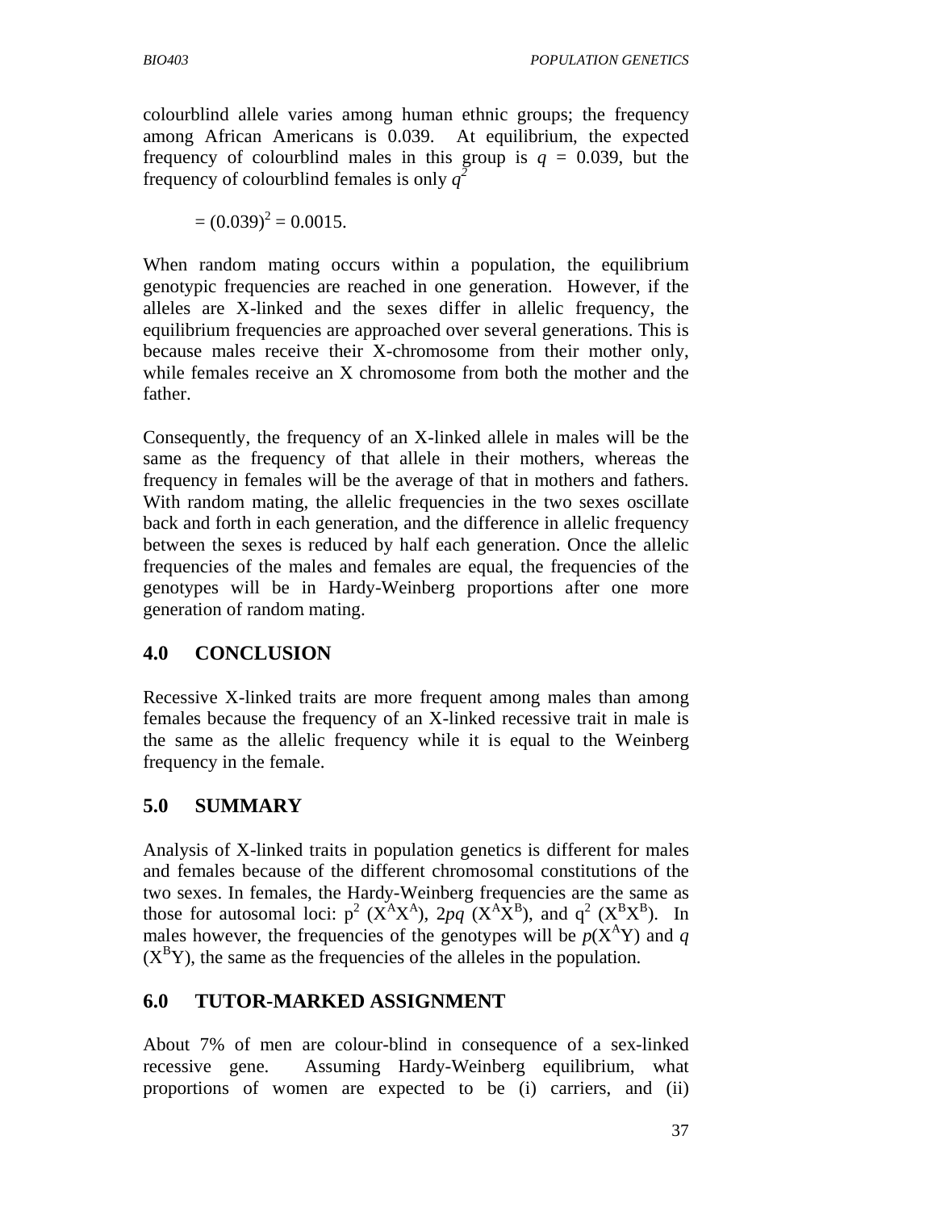colourblind allele varies among human ethnic groups; the frequency among African Americans is 0.039. At equilibrium, the expected frequency of colourblind males in this group is $q = 0.039$, but the frequency of colourblind females is only $q^2$

$$= (0.039)^2 = 0.0015.$$

When random mating occurs within a population, the equilibrium genotypic frequencies are reached in one generation. However, if the alleles are X-linked and the sexes differ in allelic frequency, the equilibrium frequencies are approached over several generations. This is because males receive their X-chromosome from their mother only, while females receive an X chromosome from both the mother and the father.

Consequently, the frequency of an X-linked allele in males will be the same as the frequency of that allele in their mothers, whereas the frequency in females will be the average of that in mothers and fathers. With random mating, the allelic frequencies in the two sexes oscillate back and forth in each generation, and the difference in allelic frequency between the sexes is reduced by half each generation. Once the allelic frequencies of the males and females are equal, the frequencies of the genotypes will be in Hardy-Weinberg proportions after one more generation of random mating.

## 4.0 CONCLUSION

Recessive X-linked traits are more frequent among males than among females because the frequency of an X-linked recessive trait in male is the same as the allelic frequency while it is equal to the Weinberg frequency in the female.

## 5.0 SUMMARY

Analysis of X-linked traits in population genetics is different for males and females because of the different chromosomal constitutions of the two sexes. In females, the Hardy-Weinberg frequencies are the same as those for autosomal loci: $p^2$ ($X^AX^A$), $2pq$ ($X^AX^B$), and $q^2$ ($X^BX^B$). In males however, the frequencies of the genotypes will be $p$($X^AY$) and $q$ ($X^BY$), the same as the frequencies of the alleles in the population.

## 6.0 TUTOR-MARKED ASSIGNMENT

About 7% of men are colour-blind in consequence of a sex-linked recessive gene. Assuming Hardy-Weinberg equilibrium, what proportions of women are expected to be (i) carriers, and (ii)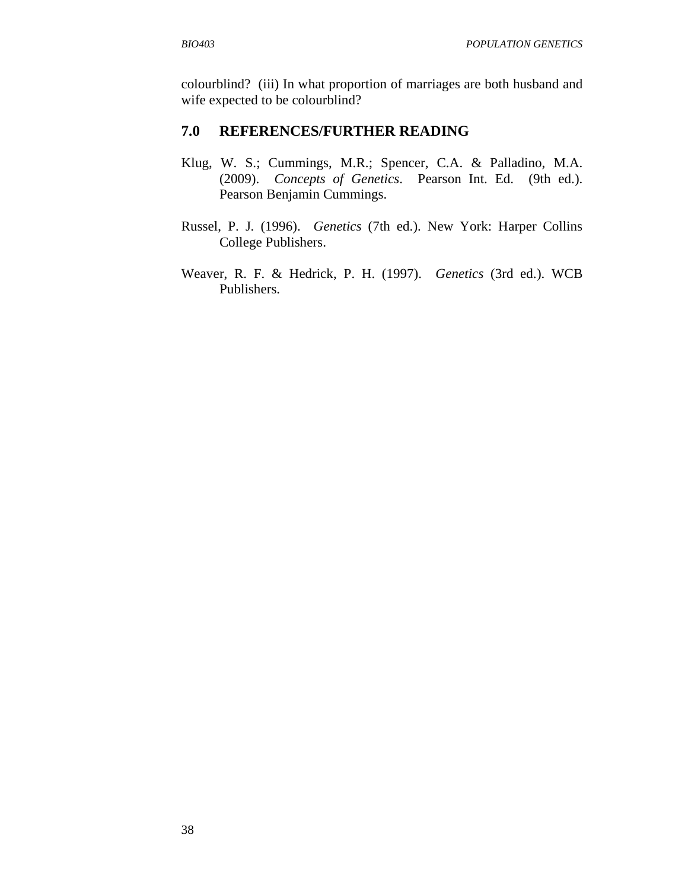colourblind? (iii) In what proportion of marriages are both husband and wife expected to be colourblind?

## 7.0 REFERENCES/FURTHER READING

Klug, W. S.; Cummings, M.R.; Spencer, C.A. & Palladino, M.A. (2009). *Concepts of Genetics*. Pearson Int. Ed. (9th ed.). Pearson Benjamin Cummings.

Russel, P. J. (1996). *Genetics* (7th ed.). New York: Harper Collins College Publishers.

Weaver, R. F. & Hedrick, P. H. (1997). *Genetics* (3rd ed.). WCB Publishers.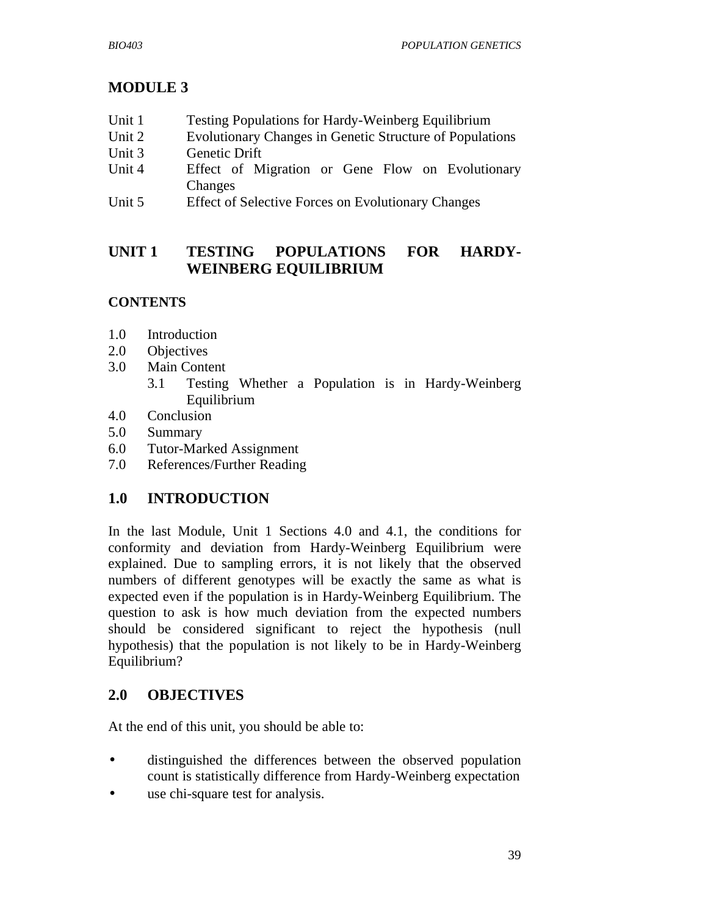# MODULE 3

Unit 1 Testing Populations for Hardy-Weinberg Equilibrium
Unit 2 Evolutionary Changes in Genetic Structure of Populations
Unit 3 Genetic Drift
Unit 4 Effect of Migration or Gene Flow on Evolutionary Changes
Unit 5 Effect of Selective Forces on Evolutionary Changes

## UNIT 1 TESTING POPULATIONS FOR HARDY-WEINBERG EQUILIBRIUM

### CONTENTS

1.0 Introduction
2.0 Objectives
3.0 Main Content
  3.1 Testing Whether a Population is in Hardy-Weinberg Equilibrium
4.0 Conclusion
5.0 Summary
6.0 Tutor-Marked Assignment
7.0 References/Further Reading

## 1.0 INTRODUCTION

In the last Module, Unit 1 Sections 4.0 and 4.1, the conditions for conformity and deviation from Hardy-Weinberg Equilibrium were explained. Due to sampling errors, it is not likely that the observed numbers of different genotypes will be exactly the same as what is expected even if the population is in Hardy-Weinberg Equilibrium. The question to ask is how much deviation from the expected numbers should be considered significant to reject the hypothesis (null hypothesis) that the population is not likely to be in Hardy-Weinberg Equilibrium?

## 2.0 OBJECTIVES

At the end of this unit, you should be able to:

- distinguished the differences between the observed population count is statistically difference from Hardy-Weinberg expectation
- use chi-square test for analysis.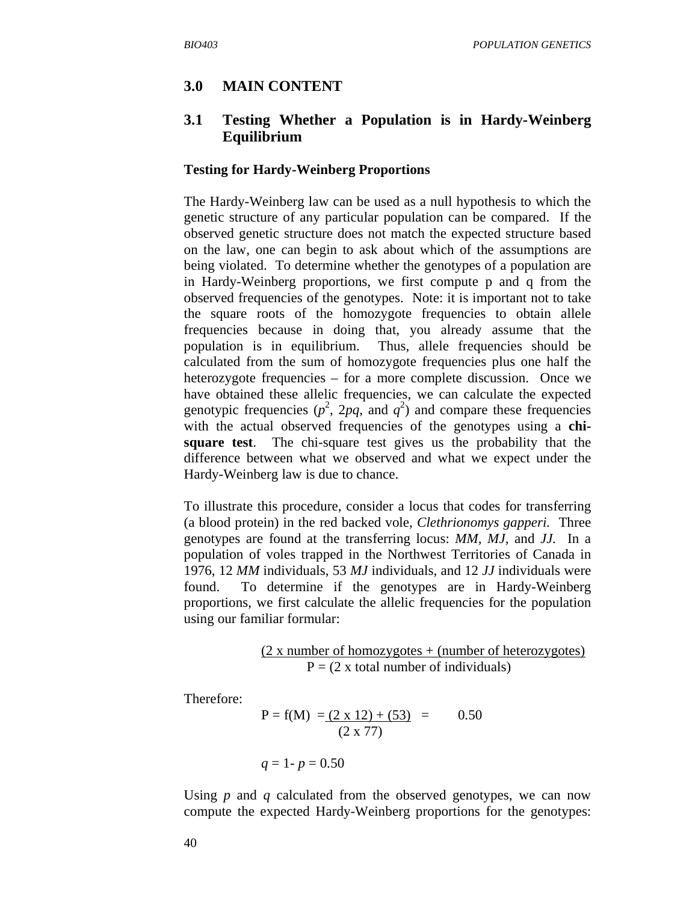## 3.0 MAIN CONTENT

### 3.1 Testing Whether a Population is in Hardy-Weinberg Equilibrium

**Testing for Hardy-Weinberg Proportions**

The Hardy-Weinberg law can be used as a null hypothesis to which the genetic structure of any particular population can be compared. If the observed genetic structure does not match the expected structure based on the law, one can begin to ask about which of the assumptions are being violated. To determine whether the genotypes of a population are in Hardy-Weinberg proportions, we first compute p and q from the observed frequencies of the genotypes. Note: it is important not to take the square roots of the homozygote frequencies to obtain allele frequencies because in doing that, you already assume that the population is in equilibrium. Thus, allele frequencies should be calculated from the sum of homozygote frequencies plus one half the heterozygote frequencies – for a more complete discussion. Once we have obtained these allelic frequencies, we can calculate the expected genotypic frequencies ($p^2$, $2pq$, and $q^2$) and compare these frequencies with the actual observed frequencies of the genotypes using a **chi-square test**. The chi-square test gives us the probability that the difference between what we observed and what we expect under the Hardy-Weinberg law is due to chance.

To illustrate this procedure, consider a locus that codes for transferring (a blood protein) in the red backed vole, *Clethrionomys gapperi.* Three genotypes are found at the transferring locus: *MM, MJ,* and *JJ*. In a population of voles trapped in the Northwest Territories of Canada in 1976, 12 *MM* individuals, 53 *MJ* individuals, and 12 *JJ* individuals were found. To determine if the genotypes are in Hardy-Weinberg proportions, we first calculate the allelic frequencies for the population using our familiar formular:

$$P = \frac{(2 \text{ x number of homozygotes + (number of heterozygotes)}}{(2 \text{ x total number of individuals})}$$

Therefore:

$$P = f(M) = \frac{(2 \times 12) + (53)}{(2 \times 77)} = 0.50$$

$$q = 1 - p = 0.50$$

Using $p$ and $q$ calculated from the observed genotypes, we can now compute the expected Hardy-Weinberg proportions for the genotypes: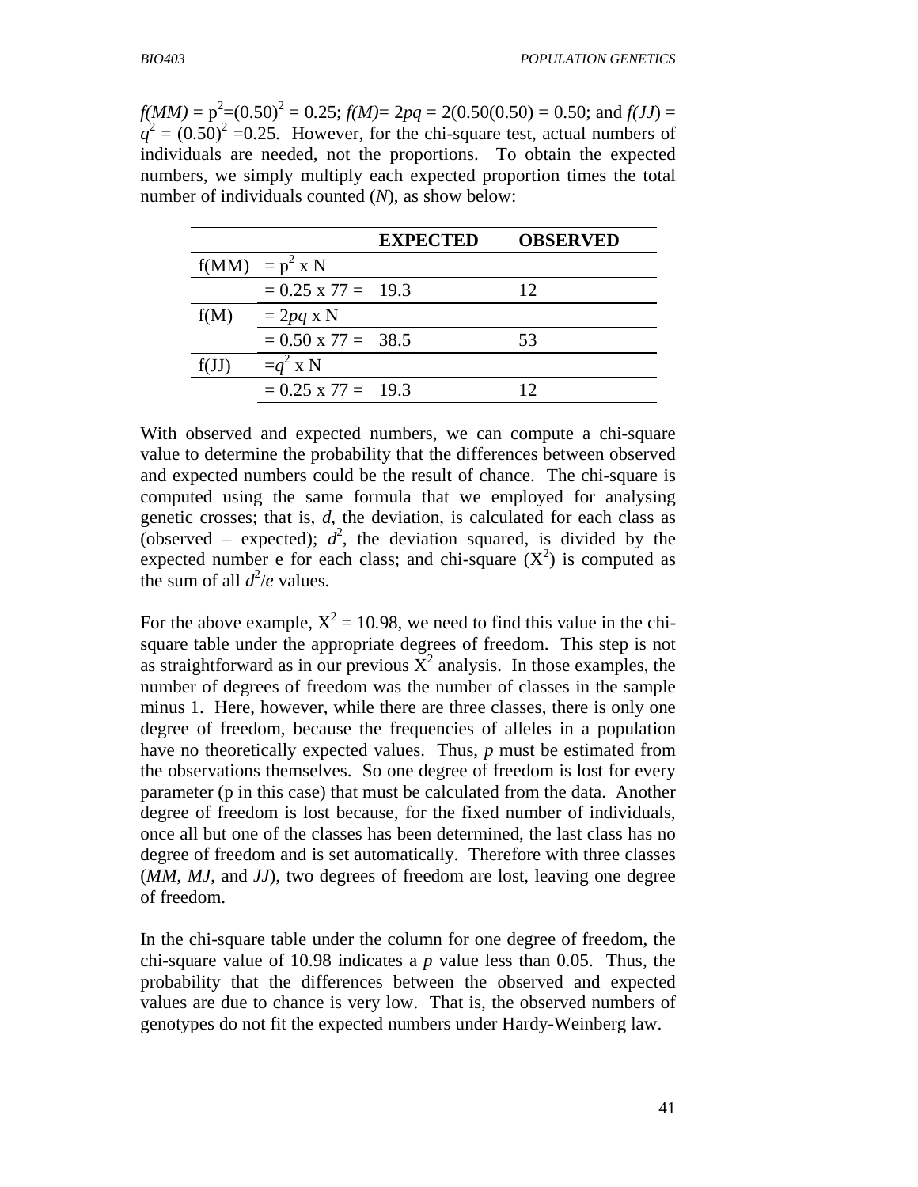*f(MM)* = $p^2$=$(0.50)^2$ = 0.25; *f(M)*= $2pq$ = 2(0.50(0.50) = 0.50; and *f(JJ)* = $q^2$ = $(0.50)^2$ =0.25. However, for the chi-square test, actual numbers of individuals are needed, not the proportions. To obtain the expected numbers, we simply multiply each expected proportion times the total number of individuals counted (*N*), as show below:

| | | EXPECTED | OBSERVED |
|---|---|---|---|
| f(MM) | = $p^2$ x N | | |
| | = 0.25 x 77 = | 19.3 | 12 |
| f(M) | = $2pq$ x N | | |
| | = 0.50 x 77 = | 38.5 | 53 |
| f(JJ) | =$q^2$ x N | | |
| | = 0.25 x 77 = | 19.3 | 12 |

With observed and expected numbers, we can compute a chi-square value to determine the probability that the differences between observed and expected numbers could be the result of chance. The chi-square is computed using the same formula that we employed for analysing genetic crosses; that is, *d*, the deviation, is calculated for each class as (observed – expected); $d^2$, the deviation squared, is divided by the expected number e for each class; and chi-square ($X^2$) is computed as the sum of all $d^2/e$ values.

For the above example, $X^2$ = 10.98, we need to find this value in the chi-square table under the appropriate degrees of freedom. This step is not as straightforward as in our previous $X^2$ analysis. In those examples, the number of degrees of freedom was the number of classes in the sample minus 1. Here, however, while there are three classes, there is only one degree of freedom, because the frequencies of alleles in a population have no theoretically expected values. Thus, *p* must be estimated from the observations themselves. So one degree of freedom is lost for every parameter (p in this case) that must be calculated from the data. Another degree of freedom is lost because, for the fixed number of individuals, once all but one of the classes has been determined, the last class has no degree of freedom and is set automatically. Therefore with three classes (*MM*, *MJ*, and *JJ*), two degrees of freedom are lost, leaving one degree of freedom.

In the chi-square table under the column for one degree of freedom, the chi-square value of 10.98 indicates a *p* value less than 0.05. Thus, the probability that the differences between the observed and expected values are due to chance is very low. That is, the observed numbers of genotypes do not fit the expected numbers under Hardy-Weinberg law.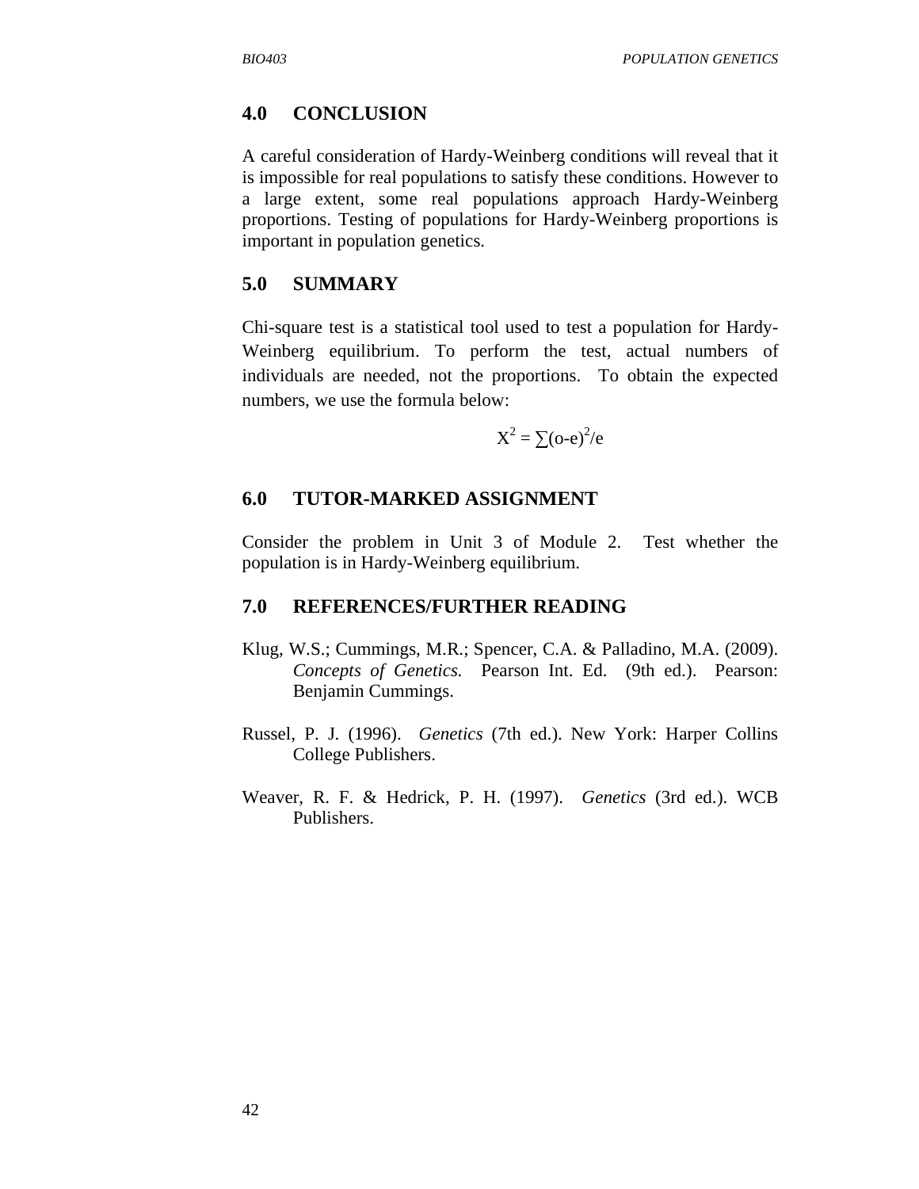## 4.0 CONCLUSION

A careful consideration of Hardy-Weinberg conditions will reveal that it is impossible for real populations to satisfy these conditions. However to a large extent, some real populations approach Hardy-Weinberg proportions. Testing of populations for Hardy-Weinberg proportions is important in population genetics.

## 5.0 SUMMARY

Chi-square test is a statistical tool used to test a population for Hardy-Weinberg equilibrium. To perform the test, actual numbers of individuals are needed, not the proportions. To obtain the expected numbers, we use the formula below:

$$X^2 = \sum(o-e)^2/e$$

## 6.0 TUTOR-MARKED ASSIGNMENT

Consider the problem in Unit 3 of Module 2. Test whether the population is in Hardy-Weinberg equilibrium.

## 7.0 REFERENCES/FURTHER READING

Klug, W.S.; Cummings, M.R.; Spencer, C.A. & Palladino, M.A. (2009). *Concepts of Genetics.* Pearson Int. Ed. (9th ed.). Pearson: Benjamin Cummings.

Russel, P. J. (1996). *Genetics* (7th ed.). New York: Harper Collins College Publishers.

Weaver, R. F. & Hedrick, P. H. (1997). *Genetics* (3rd ed.). WCB Publishers.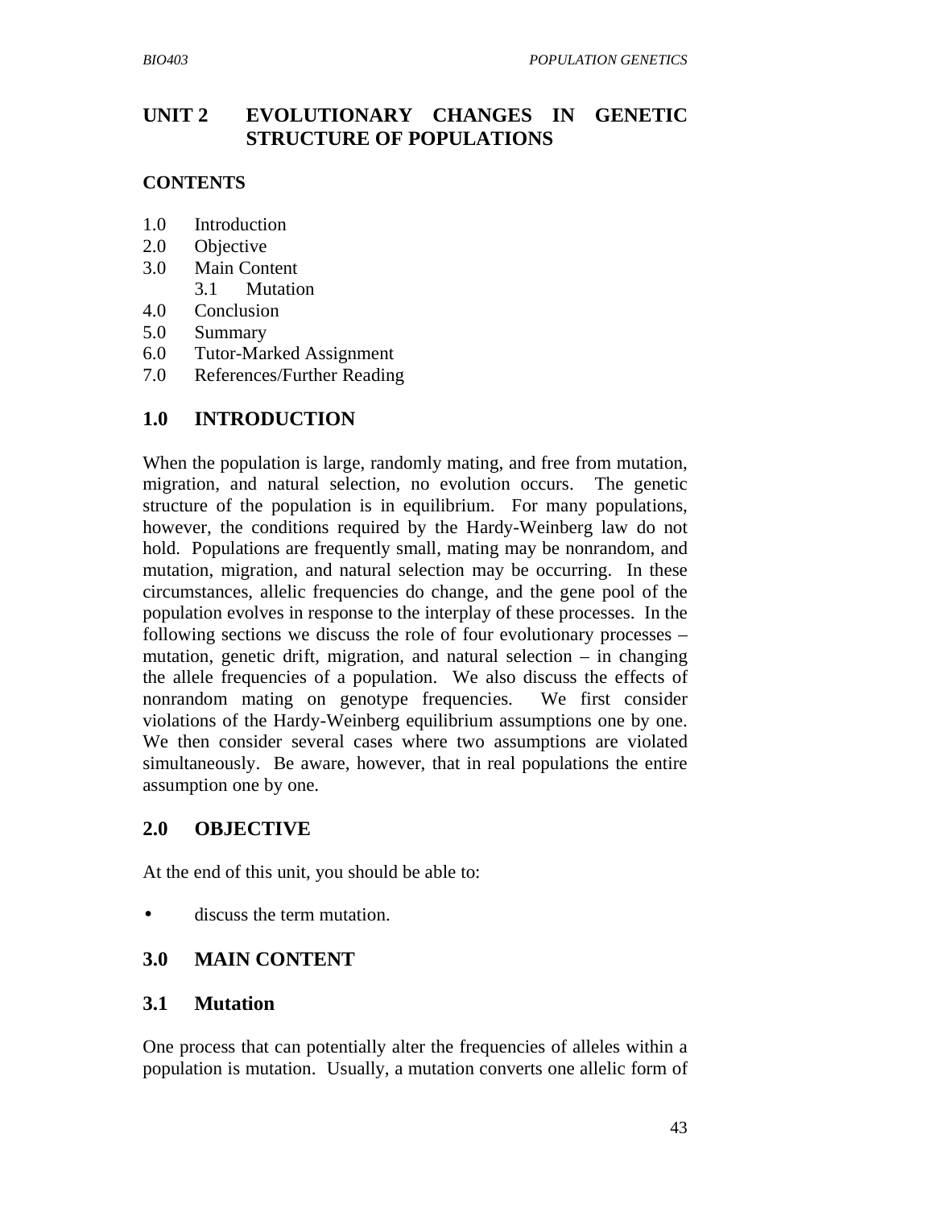# UNIT 2 EVOLUTIONARY CHANGES IN GENETIC STRUCTURE OF POPULATIONS

**CONTENTS**

1.0 Introduction
2.0 Objective
3.0 Main Content
  3.1 Mutation
4.0 Conclusion
5.0 Summary
6.0 Tutor-Marked Assignment
7.0 References/Further Reading

## 1.0 INTRODUCTION

When the population is large, randomly mating, and free from mutation, migration, and natural selection, no evolution occurs. The genetic structure of the population is in equilibrium. For many populations, however, the conditions required by the Hardy-Weinberg law do not hold. Populations are frequently small, mating may be nonrandom, and mutation, migration, and natural selection may be occurring. In these circumstances, allelic frequencies do change, and the gene pool of the population evolves in response to the interplay of these processes. In the following sections we discuss the role of four evolutionary processes – mutation, genetic drift, migration, and natural selection – in changing the allele frequencies of a population. We also discuss the effects of nonrandom mating on genotype frequencies. We first consider violations of the Hardy-Weinberg equilibrium assumptions one by one. We then consider several cases where two assumptions are violated simultaneously. Be aware, however, that in real populations the entire assumption one by one.

## 2.0 OBJECTIVE

At the end of this unit, you should be able to:

- discuss the term mutation.

## 3.0 MAIN CONTENT

### 3.1 Mutation

One process that can potentially alter the frequencies of alleles within a population is mutation. Usually, a mutation converts one allelic form of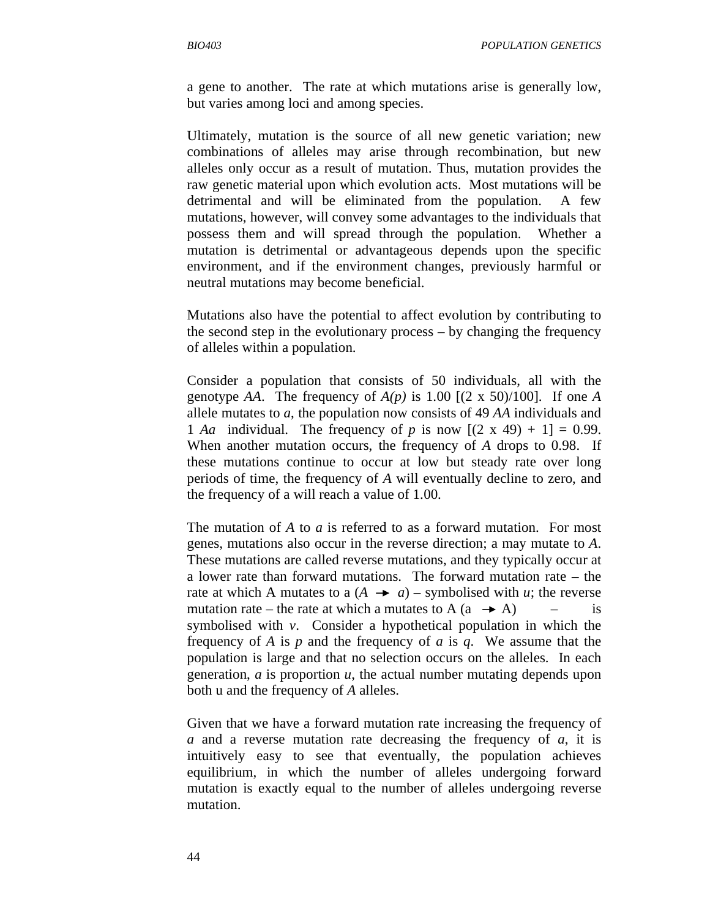a gene to another. The rate at which mutations arise is generally low, but varies among loci and among species.

Ultimately, mutation is the source of all new genetic variation; new combinations of alleles may arise through recombination, but new alleles only occur as a result of mutation. Thus, mutation provides the raw genetic material upon which evolution acts. Most mutations will be detrimental and will be eliminated from the population. A few mutations, however, will convey some advantages to the individuals that possess them and will spread through the population. Whether a mutation is detrimental or advantageous depends upon the specific environment, and if the environment changes, previously harmful or neutral mutations may become beneficial.

Mutations also have the potential to affect evolution by contributing to the second step in the evolutionary process – by changing the frequency of alleles within a population.

Consider a population that consists of 50 individuals, all with the genotype *AA*. The frequency of *A(p)* is 1.00 [(2 x 50)/100]. If one *A* allele mutates to *a*, the population now consists of 49 *AA* individuals and 1 *Aa* individual. The frequency of *p* is now [(2 x 49) + 1] = 0.99. When another mutation occurs, the frequency of *A* drops to 0.98. If these mutations continue to occur at low but steady rate over long periods of time, the frequency of *A* will eventually decline to zero, and the frequency of a will reach a value of 1.00.

The mutation of *A* to *a* is referred to as a forward mutation. For most genes, mutations also occur in the reverse direction; a may mutate to *A*. These mutations are called reverse mutations, and they typically occur at a lower rate than forward mutations. The forward mutation rate – the rate at which A mutates to a ($A \rightarrow a$) – symbolised with $u$; the reverse mutation rate – the rate at which a mutates to A ($a \rightarrow A$) – is symbolised with $v$. Consider a hypothetical population in which the frequency of *A* is $p$ and the frequency of *a* is $q$. We assume that the population is large and that no selection occurs on the alleles. In each generation, *a* is proportion $u$, the actual number mutating depends upon both u and the frequency of *A* alleles.

Given that we have a forward mutation rate increasing the frequency of *a* and a reverse mutation rate decreasing the frequency of *a*, it is intuitively easy to see that eventually, the population achieves equilibrium, in which the number of alleles undergoing forward mutation is exactly equal to the number of alleles undergoing reverse mutation.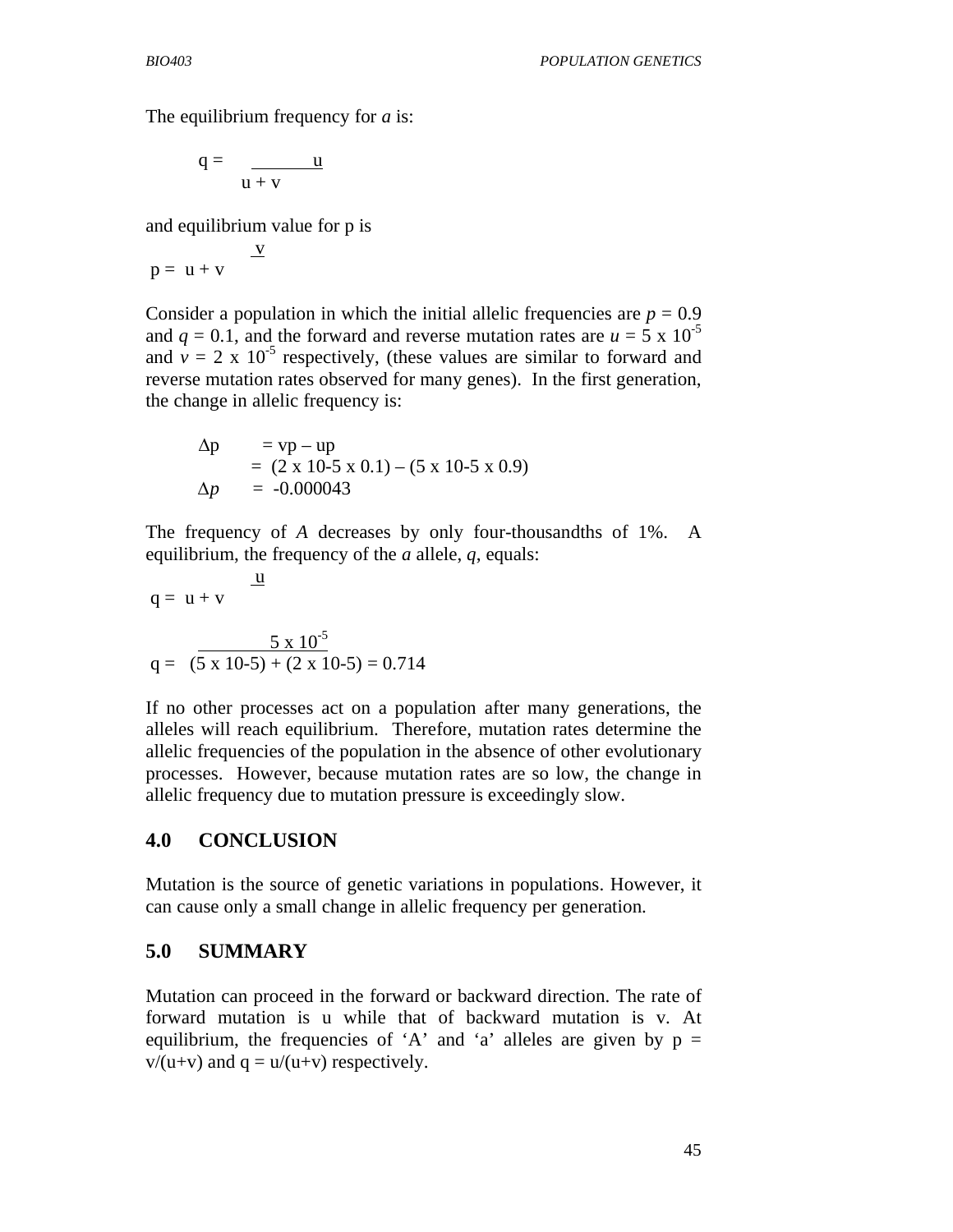The equilibrium frequency for *a* is:

$$q = \frac{u}{u + v}$$

and equilibrium value for p is

$$p = \frac{v}{u + v}$$

Consider a population in which the initial allelic frequencies are $p = 0.9$ and $q = 0.1$, and the forward and reverse mutation rates are $u = 5 \times 10^{-5}$ and $v = 2 \times 10^{-5}$ respectively, (these values are similar to forward and reverse mutation rates observed for many genes). In the first generation, the change in allelic frequency is:

$$\Delta p = vp - up$$

$$= (2 \times 10\text{-}5 \times 0.1) - (5 \times 10\text{-}5 \times 0.9)$$

$$\Delta p = -0.000043$$

The frequency of *A* decreases by only four-thousandths of 1%. A equilibrium, the frequency of the *a* allele, *q*, equals:

$$q = \frac{u}{u + v}$$

$$q = \frac{5 \times 10^{-5}}{(5 \times 10\text{-}5) + (2 \times 10\text{-}5)} = 0.714$$

If no other processes act on a population after many generations, the alleles will reach equilibrium. Therefore, mutation rates determine the allelic frequencies of the population in the absence of other evolutionary processes. However, because mutation rates are so low, the change in allelic frequency due to mutation pressure is exceedingly slow.

## 4.0 CONCLUSION

Mutation is the source of genetic variations in populations. However, it can cause only a small change in allelic frequency per generation.

## 5.0 SUMMARY

Mutation can proceed in the forward or backward direction. The rate of forward mutation is u while that of backward mutation is v. At equilibrium, the frequencies of 'A' and 'a' alleles are given by $p = v/(u+v)$ and $q = u/(u+v)$ respectively.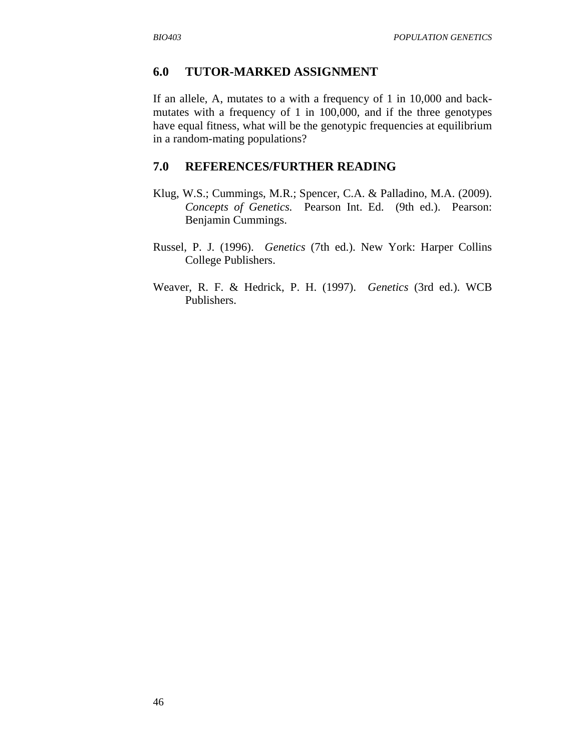## 6.0 TUTOR-MARKED ASSIGNMENT

If an allele, A, mutates to a with a frequency of 1 in 10,000 and back-mutates with a frequency of 1 in 100,000, and if the three genotypes have equal fitness, what will be the genotypic frequencies at equilibrium in a random-mating populations?

## 7.0 REFERENCES/FURTHER READING

Klug, W.S.; Cummings, M.R.; Spencer, C.A. & Palladino, M.A. (2009). *Concepts of Genetics.* Pearson Int. Ed. (9th ed.). Pearson: Benjamin Cummings.

Russel, P. J. (1996). *Genetics* (7th ed.). New York: Harper Collins College Publishers.

Weaver, R. F. & Hedrick, P. H. (1997). *Genetics* (3rd ed.). WCB Publishers.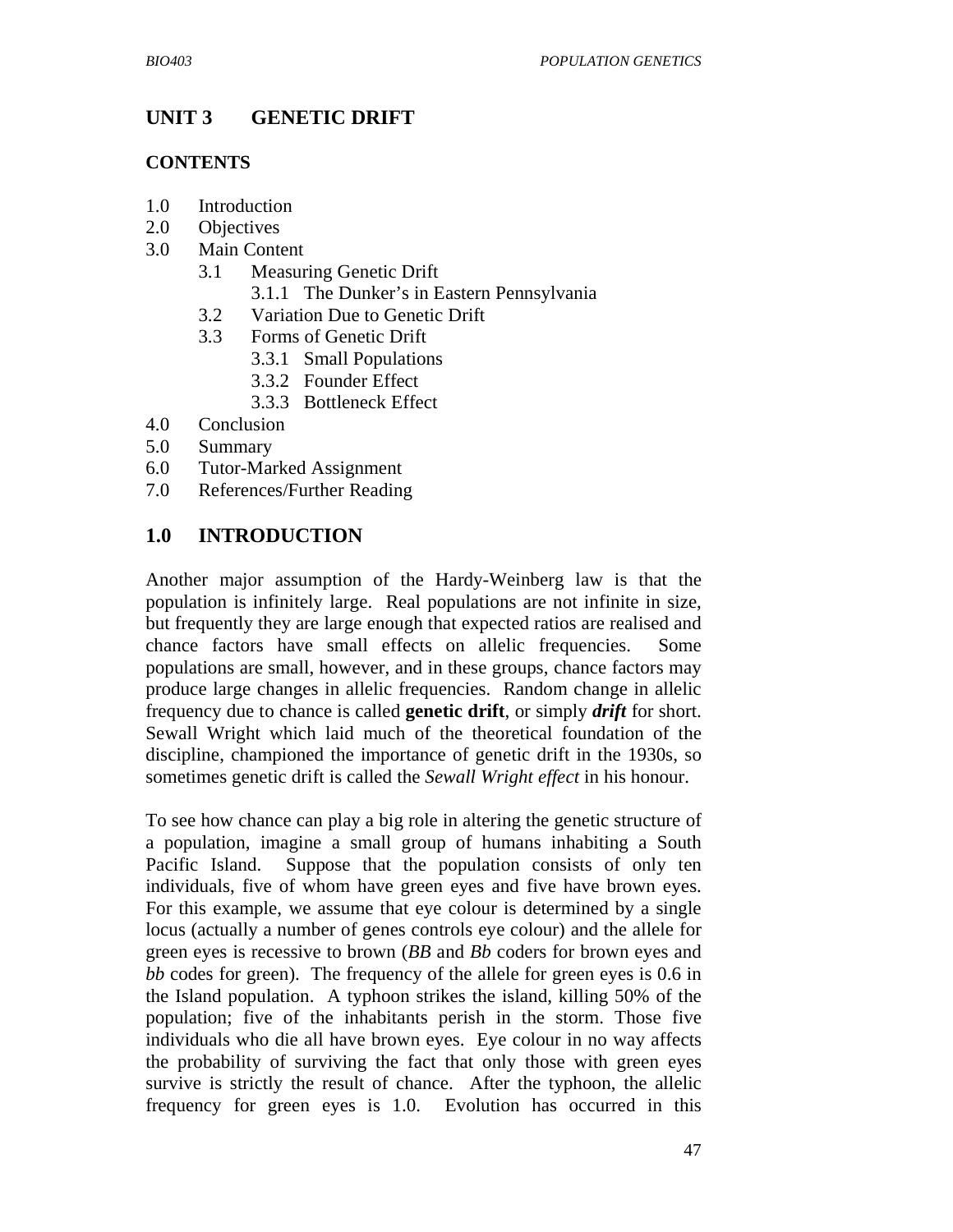# UNIT 3 GENETIC DRIFT

## CONTENTS

1.0 Introduction
2.0 Objectives
3.0 Main Content
   3.1 Measuring Genetic Drift
      3.1.1 The Dunker's in Eastern Pennsylvania
   3.2 Variation Due to Genetic Drift
   3.3 Forms of Genetic Drift
      3.3.1 Small Populations
      3.3.2 Founder Effect
      3.3.3 Bottleneck Effect
4.0 Conclusion
5.0 Summary
6.0 Tutor-Marked Assignment
7.0 References/Further Reading

## 1.0 INTRODUCTION

Another major assumption of the Hardy-Weinberg law is that the population is infinitely large. Real populations are not infinite in size, but frequently they are large enough that expected ratios are realised and chance factors have small effects on allelic frequencies. Some populations are small, however, and in these groups, chance factors may produce large changes in allelic frequencies. Random change in allelic frequency due to chance is called **genetic drift**, or simply ***drift*** for short. Sewall Wright which laid much of the theoretical foundation of the discipline, championed the importance of genetic drift in the 1930s, so sometimes genetic drift is called the *Sewall Wright effect* in his honour.

To see how chance can play a big role in altering the genetic structure of a population, imagine a small group of humans inhabiting a South Pacific Island. Suppose that the population consists of only ten individuals, five of whom have green eyes and five have brown eyes. For this example, we assume that eye colour is determined by a single locus (actually a number of genes controls eye colour) and the allele for green eyes is recessive to brown (*BB* and *Bb* coders for brown eyes and *bb* codes for green). The frequency of the allele for green eyes is 0.6 in the Island population. A typhoon strikes the island, killing 50% of the population; five of the inhabitants perish in the storm. Those five individuals who die all have brown eyes. Eye colour in no way affects the probability of surviving the fact that only those with green eyes survive is strictly the result of chance. After the typhoon, the allelic frequency for green eyes is 1.0. Evolution has occurred in this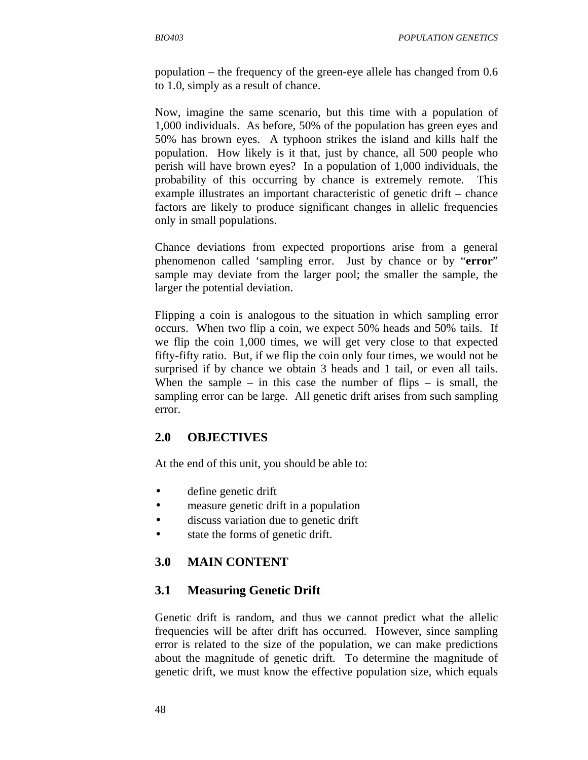population – the frequency of the green-eye allele has changed from 0.6 to 1.0, simply as a result of chance.

Now, imagine the same scenario, but this time with a population of 1,000 individuals. As before, 50% of the population has green eyes and 50% has brown eyes. A typhoon strikes the island and kills half the population. How likely is it that, just by chance, all 500 people who perish will have brown eyes? In a population of 1,000 individuals, the probability of this occurring by chance is extremely remote. This example illustrates an important characteristic of genetic drift – chance factors are likely to produce significant changes in allelic frequencies only in small populations.

Chance deviations from expected proportions arise from a general phenomenon called 'sampling error. Just by chance or by "**error**" sample may deviate from the larger pool; the smaller the sample, the larger the potential deviation.

Flipping a coin is analogous to the situation in which sampling error occurs. When two flip a coin, we expect 50% heads and 50% tails. If we flip the coin 1,000 times, we will get very close to that expected fifty-fifty ratio. But, if we flip the coin only four times, we would not be surprised if by chance we obtain 3 heads and 1 tail, or even all tails. When the sample – in this case the number of flips – is small, the sampling error can be large. All genetic drift arises from such sampling error.

## 2.0 OBJECTIVES

At the end of this unit, you should be able to:

- define genetic drift
- measure genetic drift in a population
- discuss variation due to genetic drift
- state the forms of genetic drift.

## 3.0 MAIN CONTENT

### 3.1 Measuring Genetic Drift

Genetic drift is random, and thus we cannot predict what the allelic frequencies will be after drift has occurred. However, since sampling error is related to the size of the population, we can make predictions about the magnitude of genetic drift. To determine the magnitude of genetic drift, we must know the effective population size, which equals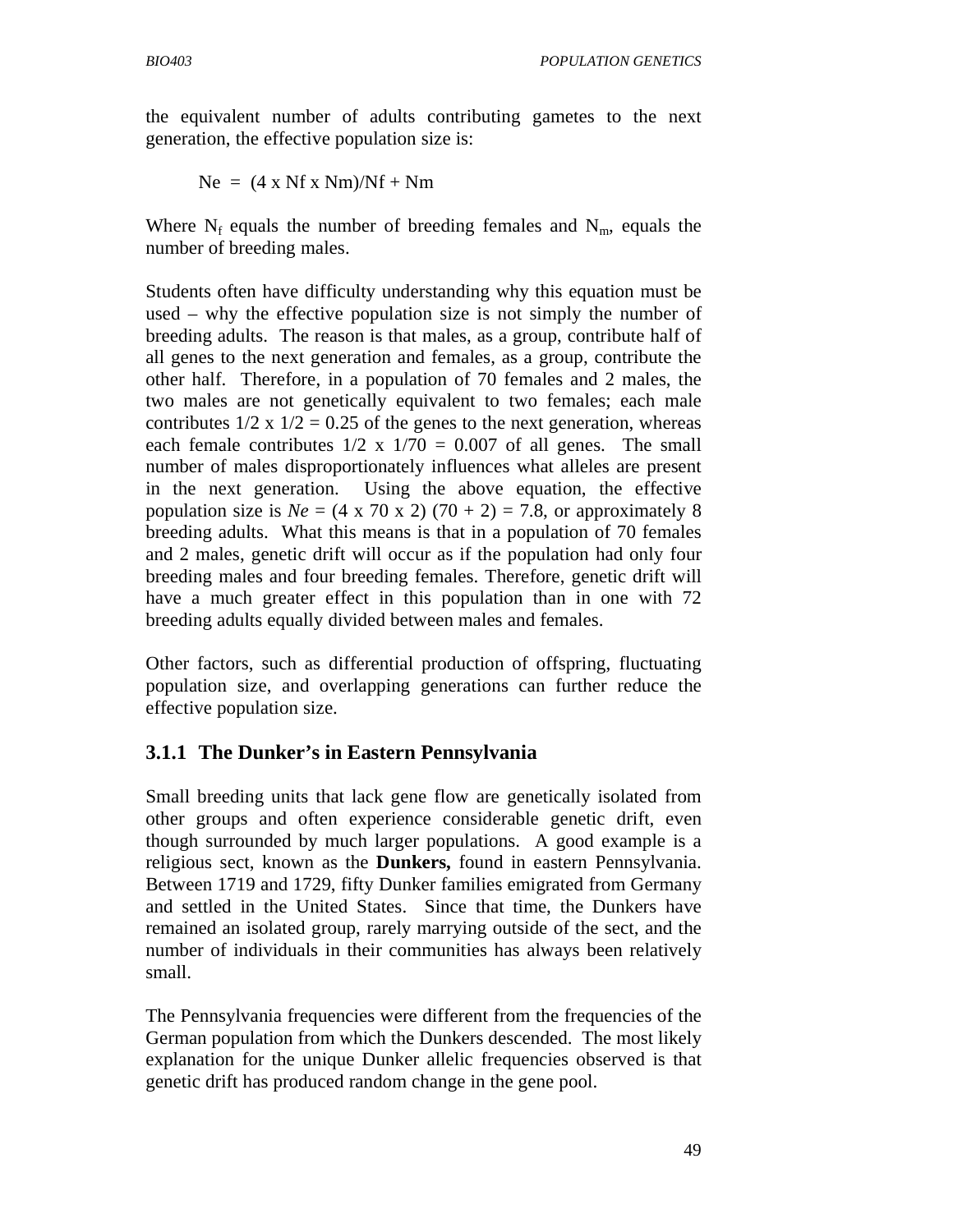the equivalent number of adults contributing gametes to the next generation, the effective population size is:

$$Ne = (4 \times Nf \times Nm)/Nf + Nm$$

Where $N_f$ equals the number of breeding females and $N_m$, equals the number of breeding males.

Students often have difficulty understanding why this equation must be used – why the effective population size is not simply the number of breeding adults. The reason is that males, as a group, contribute half of all genes to the next generation and females, as a group, contribute the other half. Therefore, in a population of 70 females and 2 males, the two males are not genetically equivalent to two females; each male contributes $1/2 \times 1/2 = 0.25$ of the genes to the next generation, whereas each female contributes $1/2 \times 1/70 = 0.007$ of all genes. The small number of males disproportionately influences what alleles are present in the next generation. Using the above equation, the effective population size is $Ne = (4 \times 70 \times 2)\ (70 + 2) = 7.8$, or approximately 8 breeding adults. What this means is that in a population of 70 females and 2 males, genetic drift will occur as if the population had only four breeding males and four breeding females. Therefore, genetic drift will have a much greater effect in this population than in one with 72 breeding adults equally divided between males and females.

Other factors, such as differential production of offspring, fluctuating population size, and overlapping generations can further reduce the effective population size.

### 3.1.1 The Dunker's in Eastern Pennsylvania

Small breeding units that lack gene flow are genetically isolated from other groups and often experience considerable genetic drift, even though surrounded by much larger populations. A good example is a religious sect, known as the **Dunkers,** found in eastern Pennsylvania. Between 1719 and 1729, fifty Dunker families emigrated from Germany and settled in the United States. Since that time, the Dunkers have remained an isolated group, rarely marrying outside of the sect, and the number of individuals in their communities has always been relatively small.

The Pennsylvania frequencies were different from the frequencies of the German population from which the Dunkers descended. The most likely explanation for the unique Dunker allelic frequencies observed is that genetic drift has produced random change in the gene pool.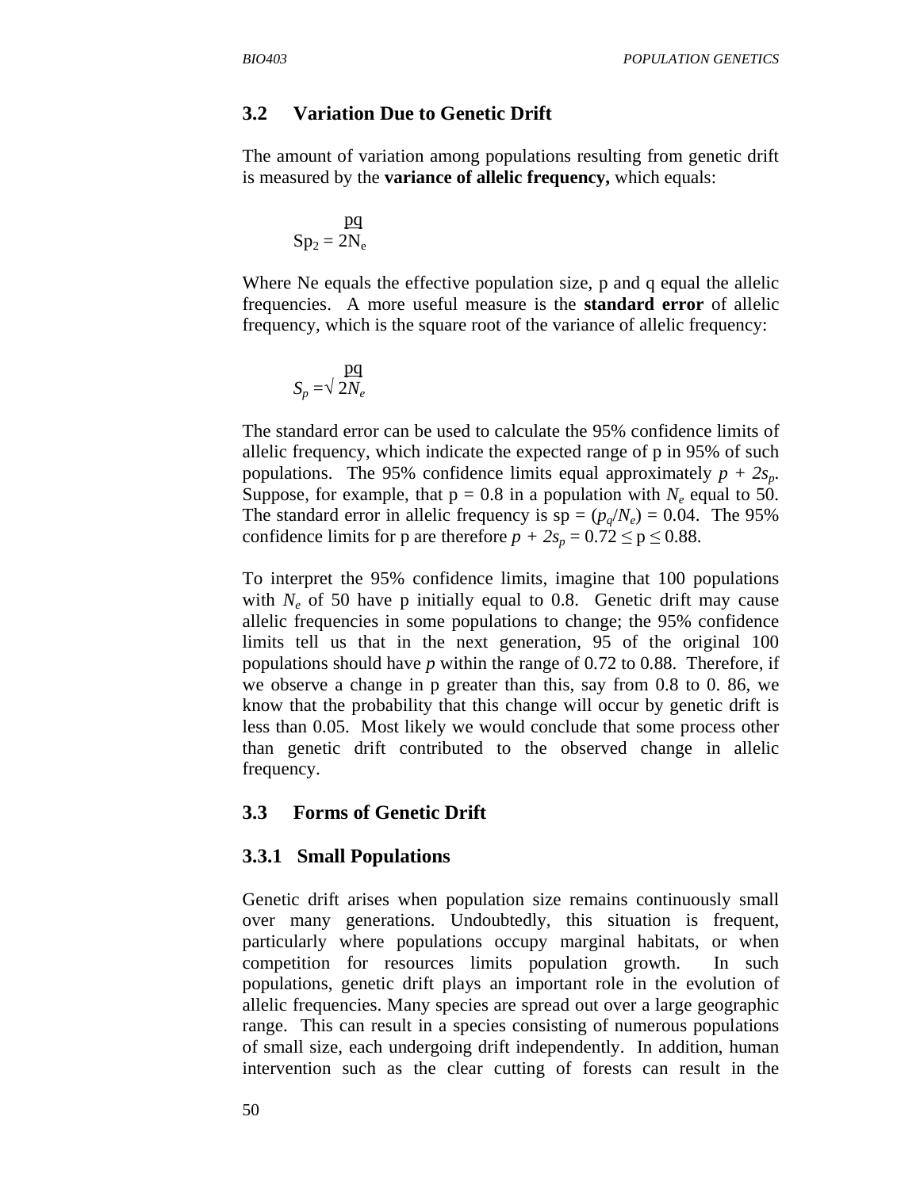### 3.2 Variation Due to Genetic Drift

The amount of variation among populations resulting from genetic drift is measured by the **variance of allelic frequency,** which equals:

$$Sp_2 = \frac{pq}{2N_e}$$

Where Ne equals the effective population size, p and q equal the allelic frequencies. A more useful measure is the **standard error** of allelic frequency, which is the square root of the variance of allelic frequency:

$$S_p = \sqrt{\frac{pq}{2N_e}}$$

The standard error can be used to calculate the 95% confidence limits of allelic frequency, which indicate the expected range of p in 95% of such populations. The 95% confidence limits equal approximately $p + 2s_p$. Suppose, for example, that p = 0.8 in a population with $N_e$ equal to 50. The standard error in allelic frequency is sp = $(p_q/N_e)$ = 0.04. The 95% confidence limits for p are therefore $p + 2s_p = 0.72 \leq p \leq 0.88$.

To interpret the 95% confidence limits, imagine that 100 populations with $N_e$ of 50 have p initially equal to 0.8. Genetic drift may cause allelic frequencies in some populations to change; the 95% confidence limits tell us that in the next generation, 95 of the original 100 populations should have *p* within the range of 0.72 to 0.88. Therefore, if we observe a change in p greater than this, say from 0.8 to 0. 86, we know that the probability that this change will occur by genetic drift is less than 0.05. Most likely we would conclude that some process other than genetic drift contributed to the observed change in allelic frequency.

### 3.3 Forms of Genetic Drift

#### 3.3.1 Small Populations

Genetic drift arises when population size remains continuously small over many generations. Undoubtedly, this situation is frequent, particularly where populations occupy marginal habitats, or when competition for resources limits population growth. In such populations, genetic drift plays an important role in the evolution of allelic frequencies. Many species are spread out over a large geographic range. This can result in a species consisting of numerous populations of small size, each undergoing drift independently. In addition, human intervention such as the clear cutting of forests can result in the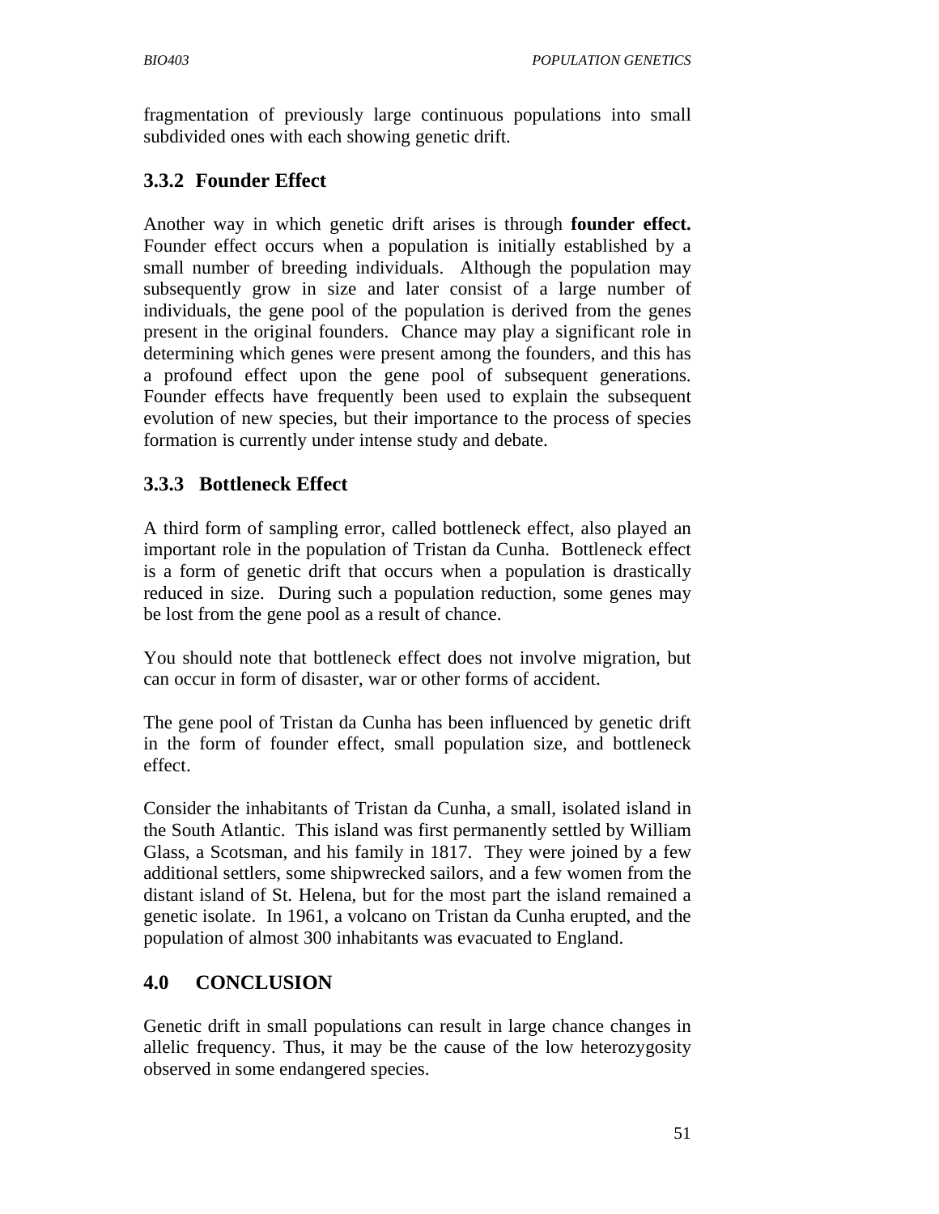fragmentation of previously large continuous populations into small subdivided ones with each showing genetic drift.

### 3.3.2 Founder Effect

Another way in which genetic drift arises is through **founder effect.** Founder effect occurs when a population is initially established by a small number of breeding individuals. Although the population may subsequently grow in size and later consist of a large number of individuals, the gene pool of the population is derived from the genes present in the original founders. Chance may play a significant role in determining which genes were present among the founders, and this has a profound effect upon the gene pool of subsequent generations. Founder effects have frequently been used to explain the subsequent evolution of new species, but their importance to the process of species formation is currently under intense study and debate.

### 3.3.3 Bottleneck Effect

A third form of sampling error, called bottleneck effect, also played an important role in the population of Tristan da Cunha. Bottleneck effect is a form of genetic drift that occurs when a population is drastically reduced in size. During such a population reduction, some genes may be lost from the gene pool as a result of chance.

You should note that bottleneck effect does not involve migration, but can occur in form of disaster, war or other forms of accident.

The gene pool of Tristan da Cunha has been influenced by genetic drift in the form of founder effect, small population size, and bottleneck effect.

Consider the inhabitants of Tristan da Cunha, a small, isolated island in the South Atlantic. This island was first permanently settled by William Glass, a Scotsman, and his family in 1817. They were joined by a few additional settlers, some shipwrecked sailors, and a few women from the distant island of St. Helena, but for the most part the island remained a genetic isolate. In 1961, a volcano on Tristan da Cunha erupted, and the population of almost 300 inhabitants was evacuated to England.

## 4.0 CONCLUSION

Genetic drift in small populations can result in large chance changes in allelic frequency. Thus, it may be the cause of the low heterozygosity observed in some endangered species.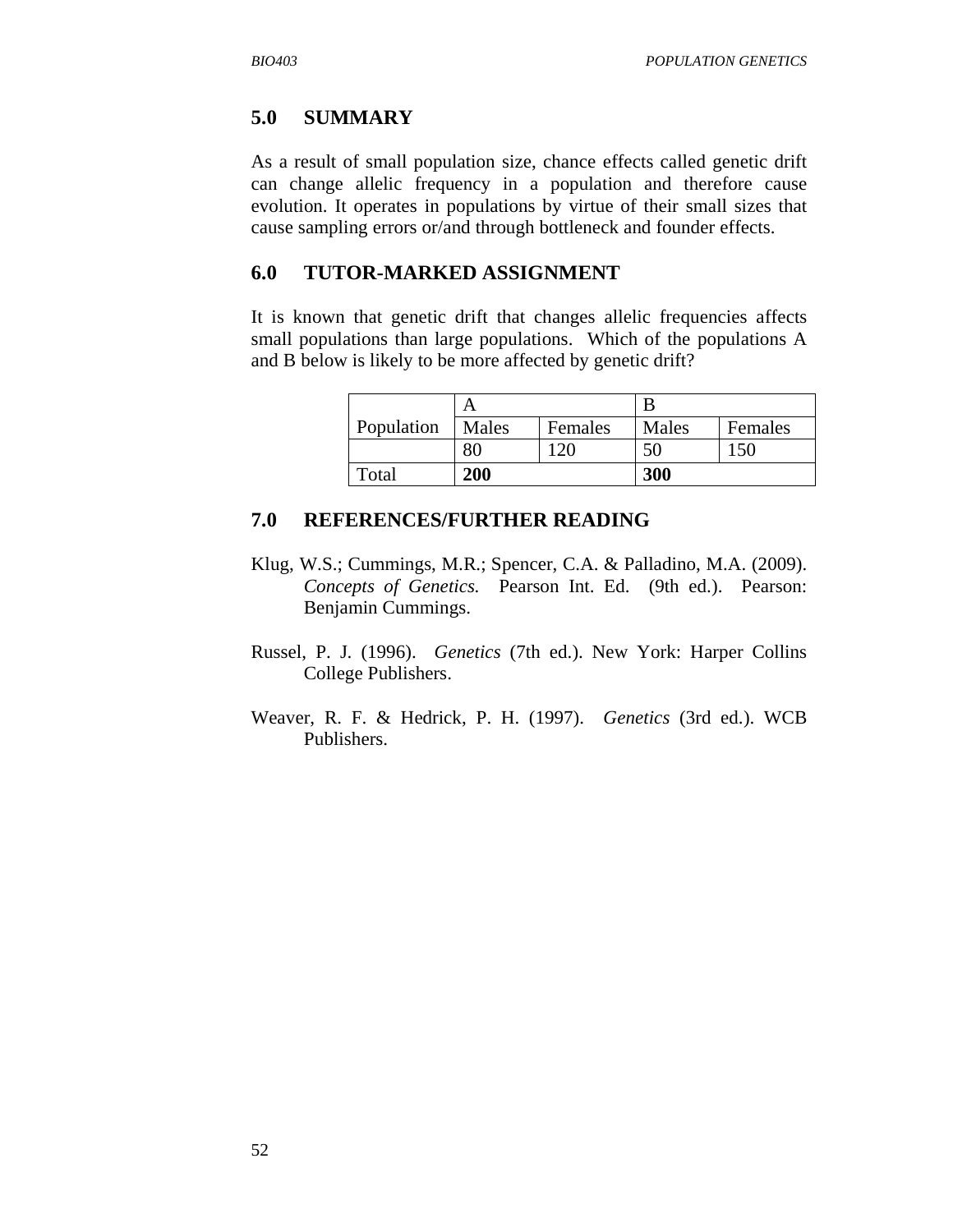## 5.0 SUMMARY

As a result of small population size, chance effects called genetic drift can change allelic frequency in a population and therefore cause evolution. It operates in populations by virtue of their small sizes that cause sampling errors or/and through bottleneck and founder effects.

## 6.0 TUTOR-MARKED ASSIGNMENT

It is known that genetic drift that changes allelic frequencies affects small populations than large populations. Which of the populations A and B below is likely to be more affected by genetic drift?

| Population | A | | B | |
|---|---|---|---|---|
| | Males | Females | Males | Females |
| | 80 | 120 | 50 | 150 |
| Total | **200** | | **300** | |

## 7.0 REFERENCES/FURTHER READING

Klug, W.S.; Cummings, M.R.; Spencer, C.A. & Palladino, M.A. (2009). *Concepts of Genetics.* Pearson Int. Ed. (9th ed.). Pearson: Benjamin Cummings.

Russel, P. J. (1996). *Genetics* (7th ed.). New York: Harper Collins College Publishers.

Weaver, R. F. & Hedrick, P. H. (1997). *Genetics* (3rd ed.). WCB Publishers.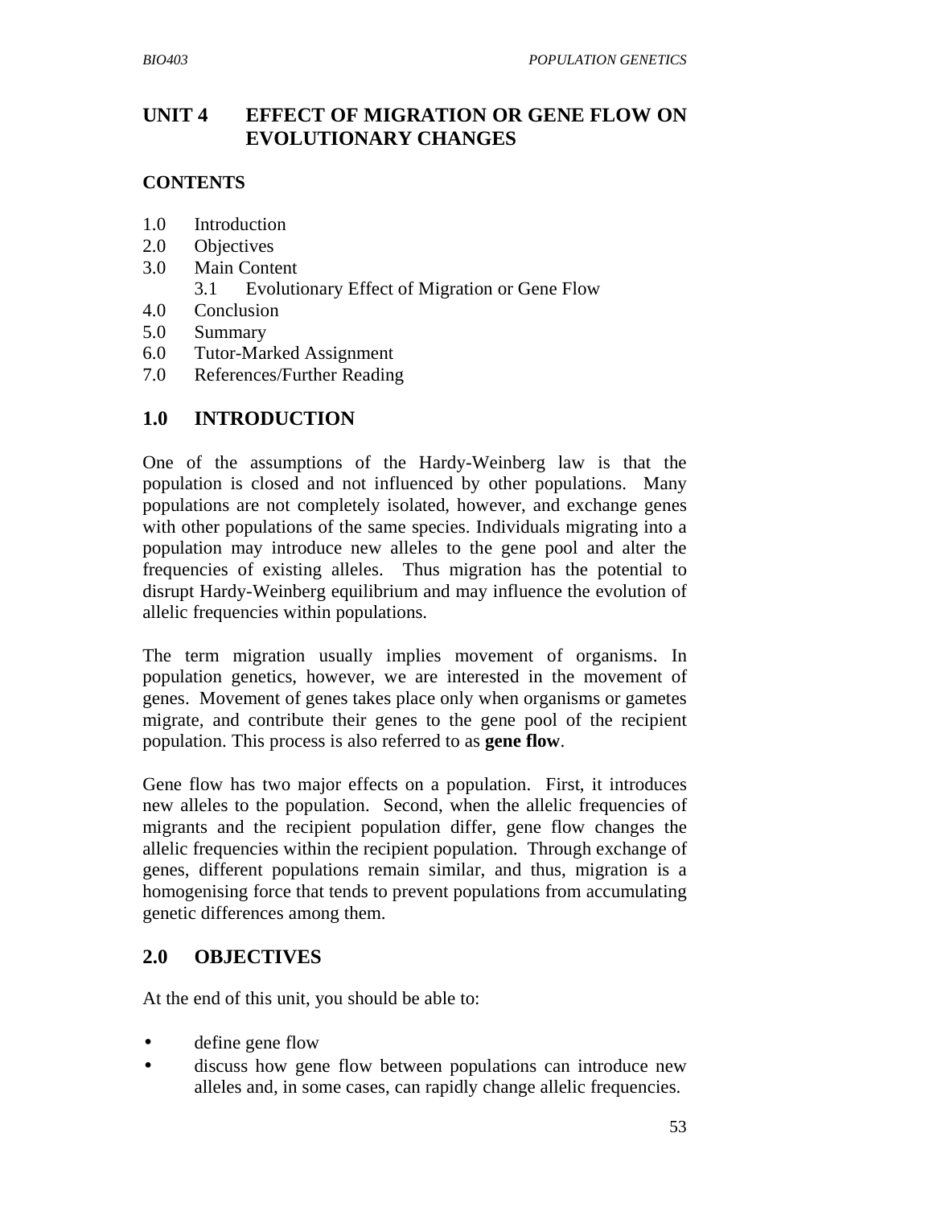# UNIT 4 EFFECT OF MIGRATION OR GENE FLOW ON EVOLUTIONARY CHANGES

**CONTENTS**

1.0 Introduction
2.0 Objectives
3.0 Main Content
  3.1 Evolutionary Effect of Migration or Gene Flow
4.0 Conclusion
5.0 Summary
6.0 Tutor-Marked Assignment
7.0 References/Further Reading

## 1.0 INTRODUCTION

One of the assumptions of the Hardy-Weinberg law is that the population is closed and not influenced by other populations. Many populations are not completely isolated, however, and exchange genes with other populations of the same species. Individuals migrating into a population may introduce new alleles to the gene pool and alter the frequencies of existing alleles. Thus migration has the potential to disrupt Hardy-Weinberg equilibrium and may influence the evolution of allelic frequencies within populations.

The term migration usually implies movement of organisms. In population genetics, however, we are interested in the movement of genes. Movement of genes takes place only when organisms or gametes migrate, and contribute their genes to the gene pool of the recipient population. This process is also referred to as **gene flow**.

Gene flow has two major effects on a population. First, it introduces new alleles to the population. Second, when the allelic frequencies of migrants and the recipient population differ, gene flow changes the allelic frequencies within the recipient population. Through exchange of genes, different populations remain similar, and thus, migration is a homogenising force that tends to prevent populations from accumulating genetic differences among them.

## 2.0 OBJECTIVES

At the end of this unit, you should be able to:

- define gene flow
- discuss how gene flow between populations can introduce new alleles and, in some cases, can rapidly change allelic frequencies.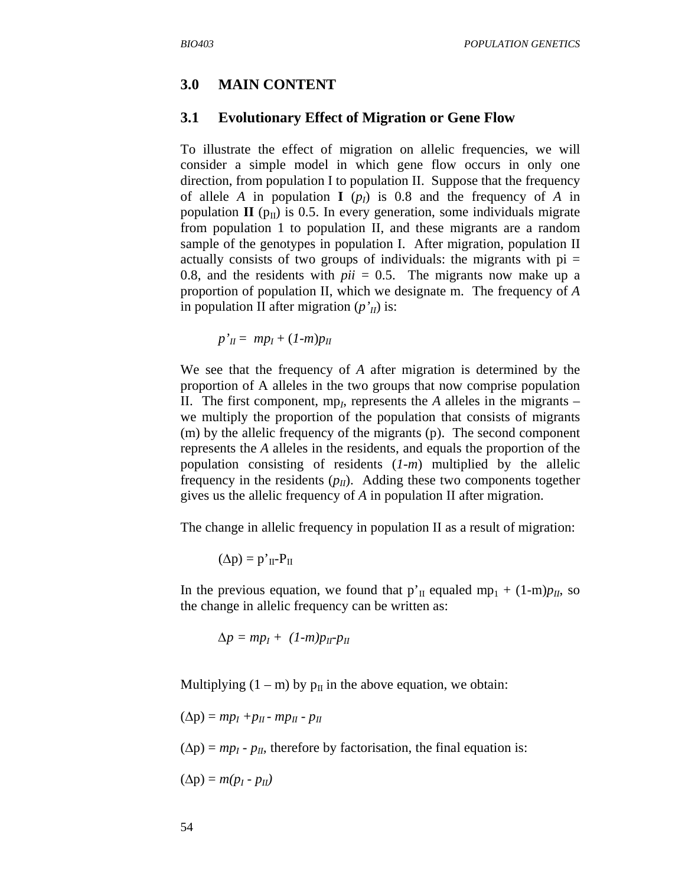## 3.0 MAIN CONTENT

### 3.1 Evolutionary Effect of Migration or Gene Flow

To illustrate the effect of migration on allelic frequencies, we will consider a simple model in which gene flow occurs in only one direction, from population I to population II. Suppose that the frequency of allele *A* in population **I** ($p_I$) is 0.8 and the frequency of *A* in population **II** ($p_{II}$) is 0.5. In every generation, some individuals migrate from population 1 to population II, and these migrants are a random sample of the genotypes in population I. After migration, population II actually consists of two groups of individuals: the migrants with pi = 0.8, and the residents with *pii* = 0.5. The migrants now make up a proportion of population II, which we designate m. The frequency of *A* in population II after migration ($p'_{II}$) is:

$$p'_{II} = mp_I + (1\text{-}m)p_{II}$$

We see that the frequency of *A* after migration is determined by the proportion of A alleles in the two groups that now comprise population II. The first component, $mp_I$, represents the *A* alleles in the migrants – we multiply the proportion of the population that consists of migrants (m) by the allelic frequency of the migrants (p). The second component represents the *A* alleles in the residents, and equals the proportion of the population consisting of residents (*1-m*) multiplied by the allelic frequency in the residents ($p_{II}$). Adding these two components together gives us the allelic frequency of *A* in population II after migration.

The change in allelic frequency in population II as a result of migration:

$$(\Delta p) = p'_{II} - P_{II}$$

In the previous equation, we found that $p'_{II}$ equaled $mp_1 + (1\text{-}m)p_{II}$, so the change in allelic frequency can be written as:

$$\Delta p = mp_I + (1\text{-}m)p_{II} - p_{II}$$

Multiplying (1 – m) by $p_{II}$ in the above equation, we obtain:

$$(\Delta p) = mp_I + p_{II} - mp_{II} - p_{II}$$

$(\Delta p) = mp_I - p_{II}$, therefore by factorisation, the final equation is:

$$(\Delta p) = m(p_I - p_{II})$$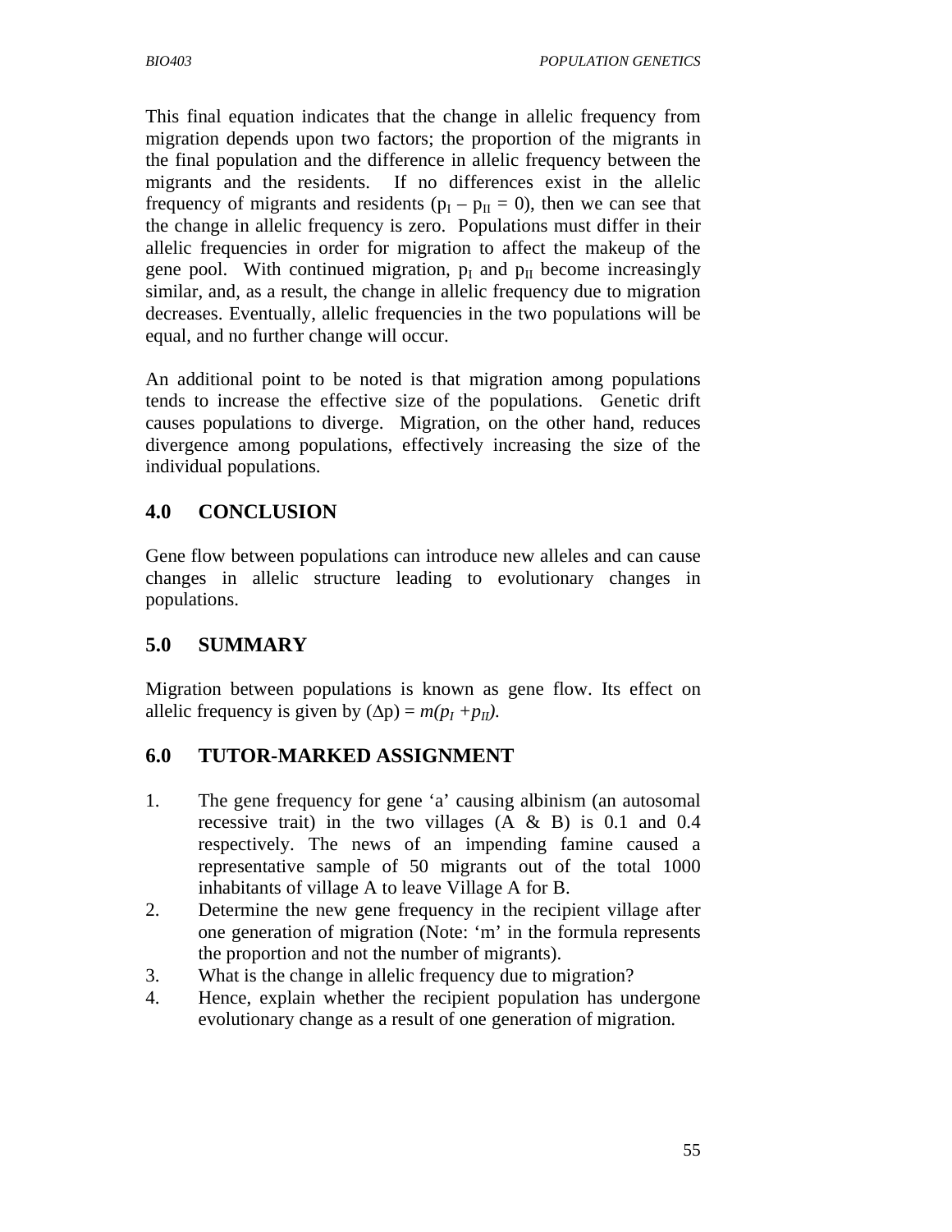This final equation indicates that the change in allelic frequency from migration depends upon two factors; the proportion of the migrants in the final population and the difference in allelic frequency between the migrants and the residents. If no differences exist in the allelic frequency of migrants and residents ($p_I - p_{II} = 0$), then we can see that the change in allelic frequency is zero. Populations must differ in their allelic frequencies in order for migration to affect the makeup of the gene pool. With continued migration, $p_I$ and $p_{II}$ become increasingly similar, and, as a result, the change in allelic frequency due to migration decreases. Eventually, allelic frequencies in the two populations will be equal, and no further change will occur.

An additional point to be noted is that migration among populations tends to increase the effective size of the populations. Genetic drift causes populations to diverge. Migration, on the other hand, reduces divergence among populations, effectively increasing the size of the individual populations.

## 4.0 CONCLUSION

Gene flow between populations can introduce new alleles and can cause changes in allelic structure leading to evolutionary changes in populations.

## 5.0 SUMMARY

Migration between populations is known as gene flow. Its effect on allelic frequency is given by $(\Delta p) = m(p_I + p_{II})$.

## 6.0 TUTOR-MARKED ASSIGNMENT

1. The gene frequency for gene 'a' causing albinism (an autosomal recessive trait) in the two villages (A & B) is 0.1 and 0.4 respectively. The news of an impending famine caused a representative sample of 50 migrants out of the total 1000 inhabitants of village A to leave Village A for B.
2. Determine the new gene frequency in the recipient village after one generation of migration (Note: 'm' in the formula represents the proportion and not the number of migrants).
3. What is the change in allelic frequency due to migration?
4. Hence, explain whether the recipient population has undergone evolutionary change as a result of one generation of migration.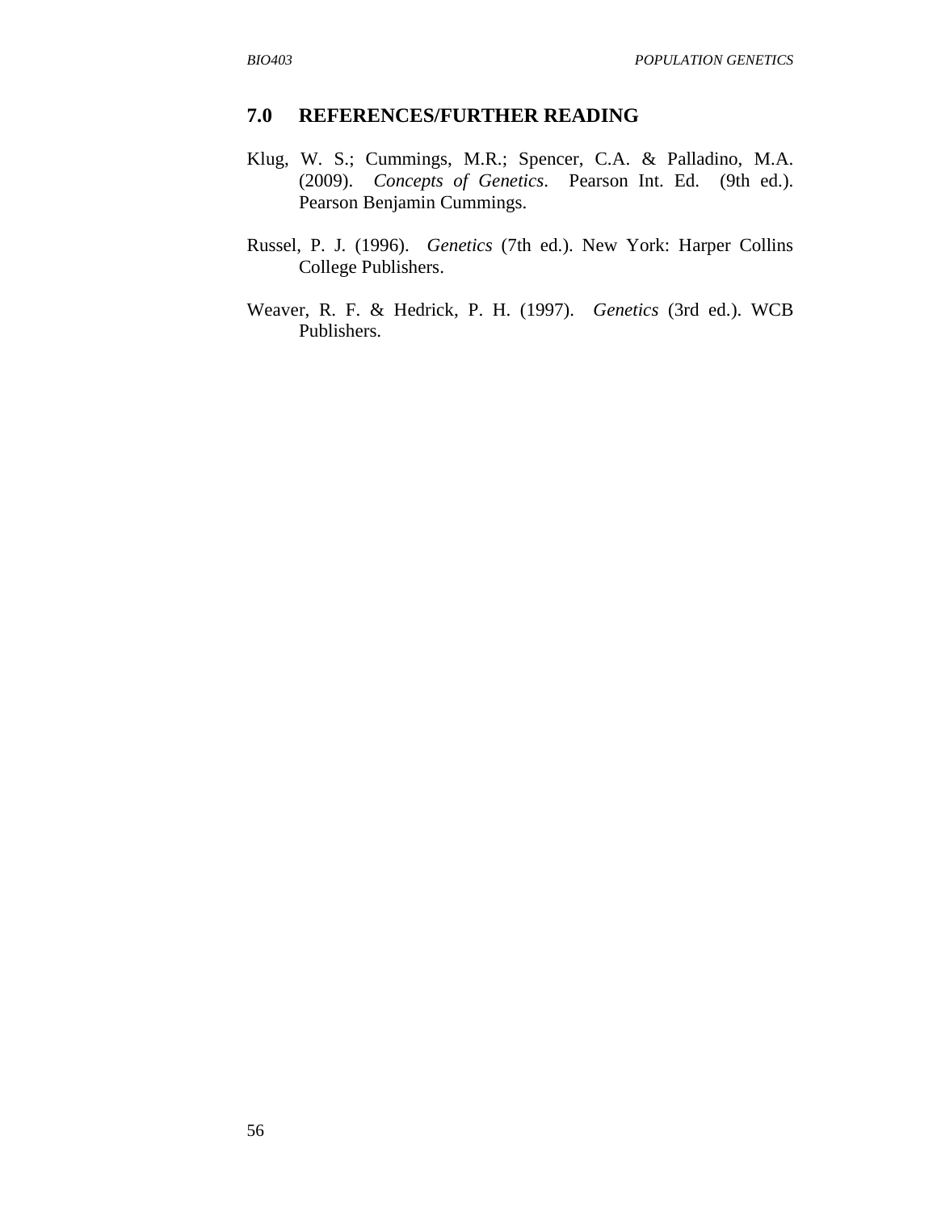## 7.0 REFERENCES/FURTHER READING

Klug, W. S.; Cummings, M.R.; Spencer, C.A. & Palladino, M.A. (2009). *Concepts of Genetics*. Pearson Int. Ed. (9th ed.). Pearson Benjamin Cummings.

Russel, P. J. (1996). *Genetics* (7th ed.). New York: Harper Collins College Publishers.

Weaver, R. F. & Hedrick, P. H. (1997). *Genetics* (3rd ed.). WCB Publishers.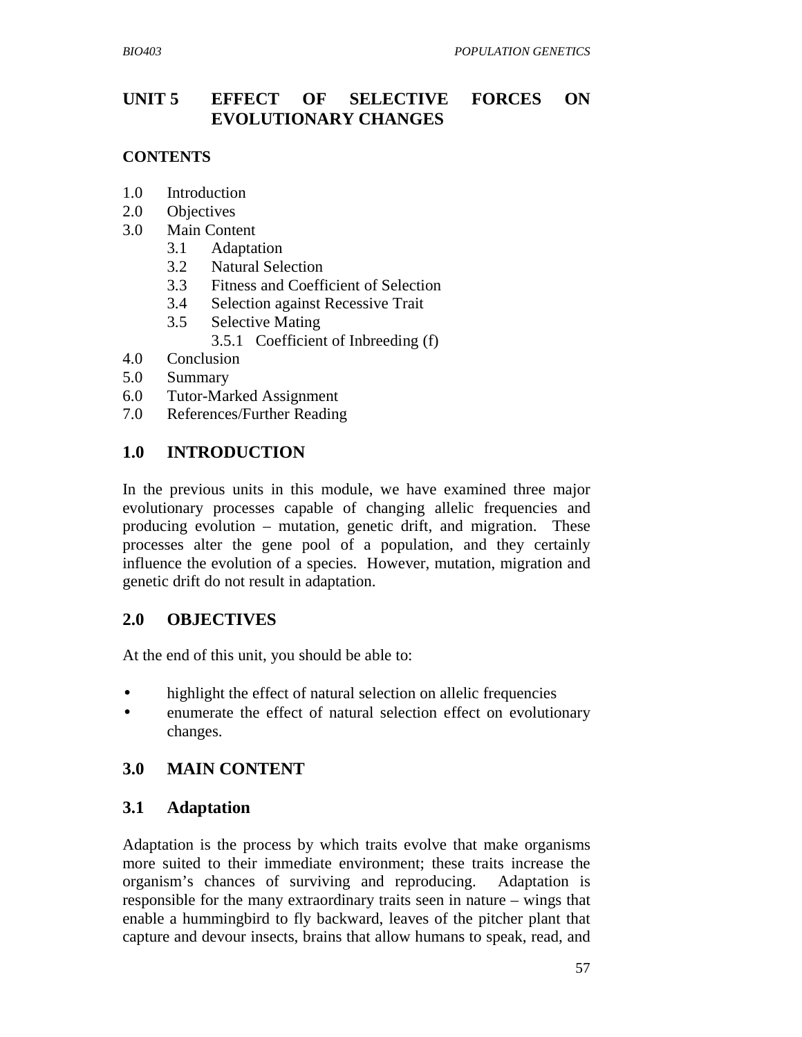# UNIT 5 EFFECT OF SELECTIVE FORCES ON EVOLUTIONARY CHANGES

**CONTENTS**

1.0 Introduction
2.0 Objectives
3.0 Main Content
  3.1 Adaptation
  3.2 Natural Selection
  3.3 Fitness and Coefficient of Selection
  3.4 Selection against Recessive Trait
  3.5 Selective Mating
    3.5.1 Coefficient of Inbreeding (f)
4.0 Conclusion
5.0 Summary
6.0 Tutor-Marked Assignment
7.0 References/Further Reading

## 1.0 INTRODUCTION

In the previous units in this module, we have examined three major evolutionary processes capable of changing allelic frequencies and producing evolution – mutation, genetic drift, and migration. These processes alter the gene pool of a population, and they certainly influence the evolution of a species. However, mutation, migration and genetic drift do not result in adaptation.

## 2.0 OBJECTIVES

At the end of this unit, you should be able to:

- highlight the effect of natural selection on allelic frequencies
- enumerate the effect of natural selection effect on evolutionary changes.

## 3.0 MAIN CONTENT

### 3.1 Adaptation

Adaptation is the process by which traits evolve that make organisms more suited to their immediate environment; these traits increase the organism's chances of surviving and reproducing. Adaptation is responsible for the many extraordinary traits seen in nature – wings that enable a hummingbird to fly backward, leaves of the pitcher plant that capture and devour insects, brains that allow humans to speak, read, and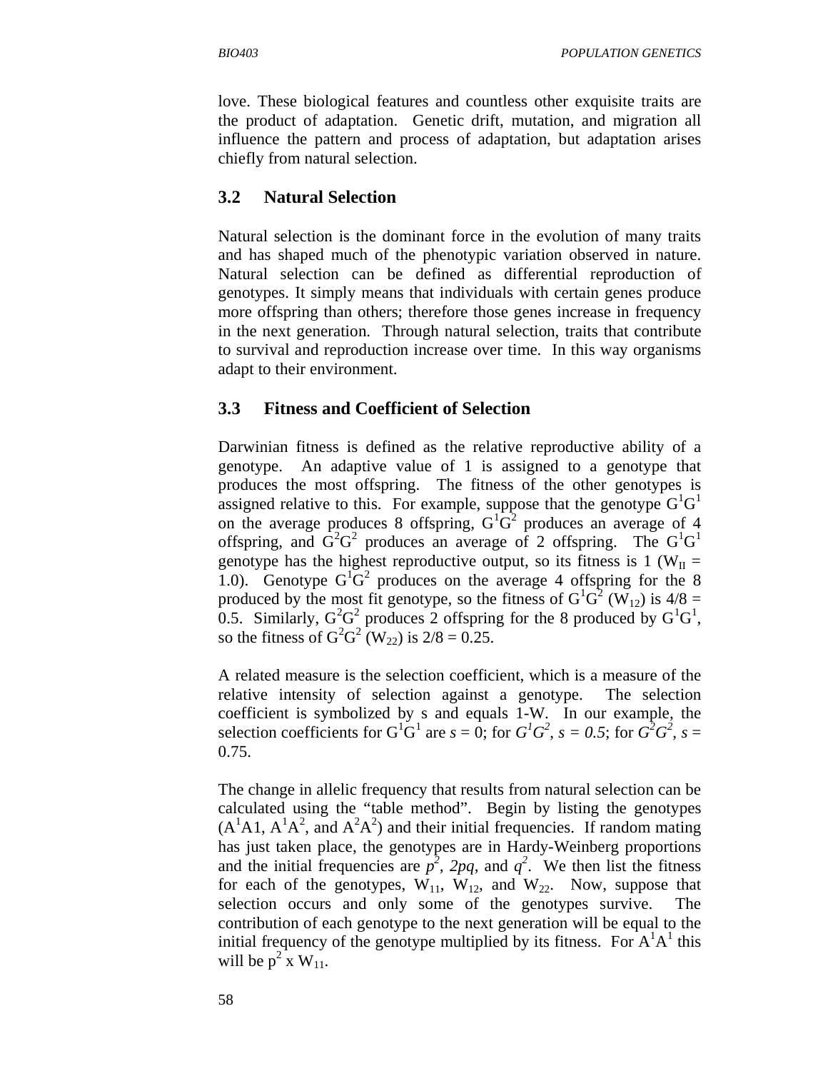love. These biological features and countless other exquisite traits are the product of adaptation. Genetic drift, mutation, and migration all influence the pattern and process of adaptation, but adaptation arises chiefly from natural selection.

### 3.2 Natural Selection

Natural selection is the dominant force in the evolution of many traits and has shaped much of the phenotypic variation observed in nature. Natural selection can be defined as differential reproduction of genotypes. It simply means that individuals with certain genes produce more offspring than others; therefore those genes increase in frequency in the next generation. Through natural selection, traits that contribute to survival and reproduction increase over time. In this way organisms adapt to their environment.

### 3.3 Fitness and Coefficient of Selection

Darwinian fitness is defined as the relative reproductive ability of a genotype. An adaptive value of 1 is assigned to a genotype that produces the most offspring. The fitness of the other genotypes is assigned relative to this. For example, suppose that the genotype $G^1G^1$ on the average produces 8 offspring, $G^1G^2$ produces an average of 4 offspring, and $G^2G^2$ produces an average of 2 offspring. The $G^1G^1$ genotype has the highest reproductive output, so its fitness is 1 ($W_{II}$ = 1.0). Genotype $G^1G^2$ produces on the average 4 offspring for the 8 produced by the most fit genotype, so the fitness of $G^1G^2$ ($W_{12}$) is 4/8 = 0.5. Similarly, $G^2G^2$ produces 2 offspring for the 8 produced by $G^1G^1$, so the fitness of $G^2G^2$ ($W_{22}$) is 2/8 = 0.25.

A related measure is the selection coefficient, which is a measure of the relative intensity of selection against a genotype. The selection coefficient is symbolized by s and equals 1-W. In our example, the selection coefficients for $G^1G^1$ are $s = 0$; for $G^1G^2$, $s = 0.5$; for $G^2G^2$, $s =$ 0.75.

The change in allelic frequency that results from natural selection can be calculated using the "table method". Begin by listing the genotypes ($A^1$A1, $A^1A^2$, and $A^2A^2$) and their initial frequencies. If random mating has just taken place, the genotypes are in Hardy-Weinberg proportions and the initial frequencies are $p^2$, $2pq$, and $q^2$. We then list the fitness for each of the genotypes, $W_{11}$, $W_{12}$, and $W_{22}$. Now, suppose that selection occurs and only some of the genotypes survive. The contribution of each genotype to the next generation will be equal to the initial frequency of the genotype multiplied by its fitness. For $A^1A^1$ this will be $p^2$ x $W_{11}$.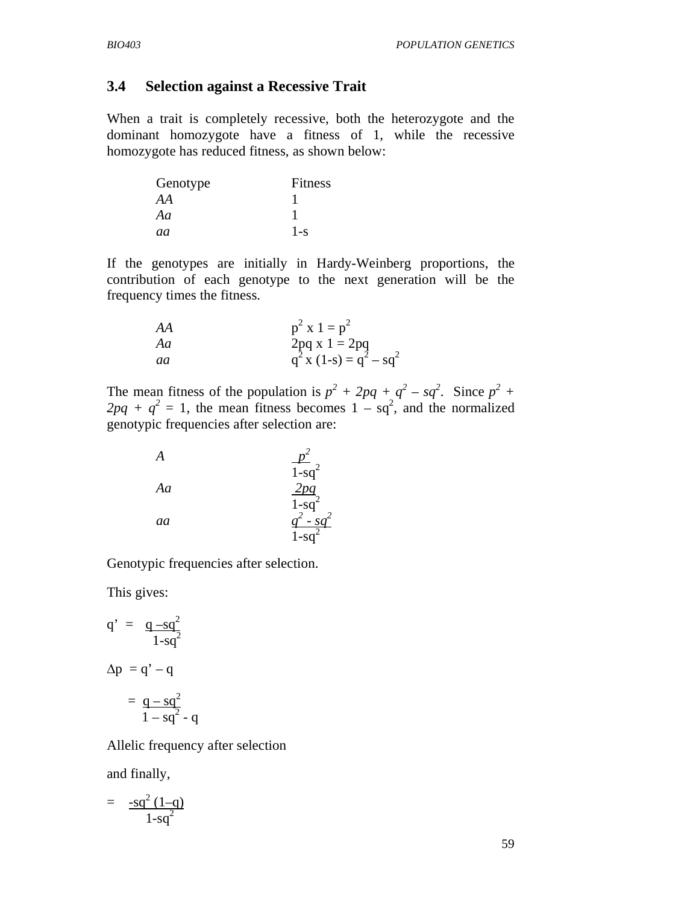### 3.4 Selection against a Recessive Trait

When a trait is completely recessive, both the heterozygote and the dominant homozygote have a fitness of 1, while the recessive homozygote has reduced fitness, as shown below:

| Genotype | Fitness |
|---|---|
| *AA* | 1 |
| *Aa* | 1 |
| *aa* | 1-s |

If the genotypes are initially in Hardy-Weinberg proportions, the contribution of each genotype to the next generation will be the frequency times the fitness.

| | |
|---|---|
| *AA* | $p^2 \times 1 = p^2$ |
| *Aa* | $2pq \times 1 = 2pq$ |
| *aa* | $q^2 \times (1\text{-}s) = q^2 - sq^2$ |

The mean fitness of the population is $p^2 + 2pq + q^2 - sq^2$. Since $p^2 + 2pq + q^2 = 1$, the mean fitness becomes $1 - sq^2$, and the normalized genotypic frequencies after selection are:

| | |
|---|---|
| *A* | $\dfrac{p^2}{1-sq^2}$ |
| *Aa* | $\dfrac{2pq}{1-sq^2}$ |
| *aa* | $\dfrac{q^2 - sq^2}{1-sq^2}$ |

Genotypic frequencies after selection.

This gives:

$$q' = \frac{q - sq^2}{1-sq^2}$$

$$\Delta p = q' - q$$

$$= \frac{q - sq^2}{1 - sq^2 - q}$$

Allelic frequency after selection

and finally,

$$= \frac{-sq^2(1-q)}{1-sq^2}$$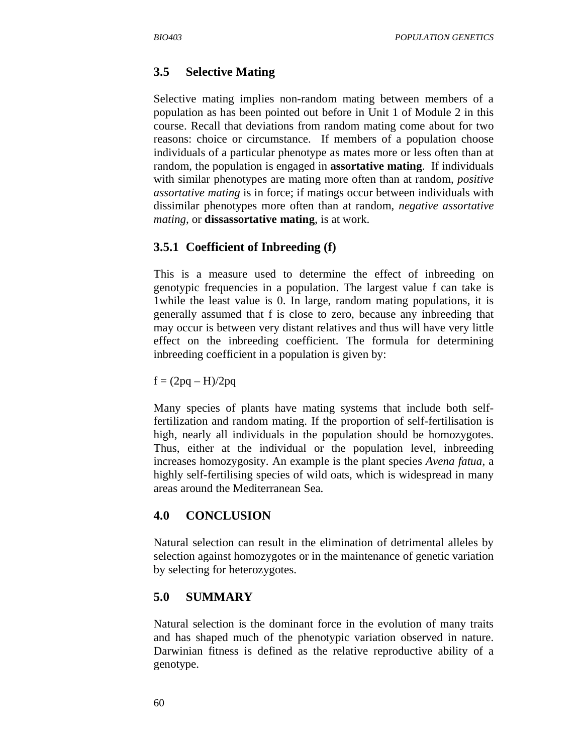## 3.5 Selective Mating

Selective mating implies non-random mating between members of a population as has been pointed out before in Unit 1 of Module 2 in this course. Recall that deviations from random mating come about for two reasons: choice or circumstance. If members of a population choose individuals of a particular phenotype as mates more or less often than at random, the population is engaged in **assortative mating**. If individuals with similar phenotypes are mating more often than at random, *positive assortative mating* is in force; if matings occur between individuals with dissimilar phenotypes more often than at random, *negative assortative mating,* or **dissassortative mating**, is at work.

### 3.5.1 Coefficient of Inbreeding (f)

This is a measure used to determine the effect of inbreeding on genotypic frequencies in a population. The largest value f can take is 1while the least value is 0. In large, random mating populations, it is generally assumed that f is close to zero, because any inbreeding that may occur is between very distant relatives and thus will have very little effect on the inbreeding coefficient. The formula for determining inbreeding coefficient in a population is given by:

$f = (2pq - H)/2pq$

Many species of plants have mating systems that include both self-fertilization and random mating. If the proportion of self-fertilisation is high, nearly all individuals in the population should be homozygotes. Thus, either at the individual or the population level, inbreeding increases homozygosity. An example is the plant species *Avena fatua*, a highly self-fertilising species of wild oats, which is widespread in many areas around the Mediterranean Sea.

## 4.0 CONCLUSION

Natural selection can result in the elimination of detrimental alleles by selection against homozygotes or in the maintenance of genetic variation by selecting for heterozygotes.

## 5.0 SUMMARY

Natural selection is the dominant force in the evolution of many traits and has shaped much of the phenotypic variation observed in nature. Darwinian fitness is defined as the relative reproductive ability of a genotype.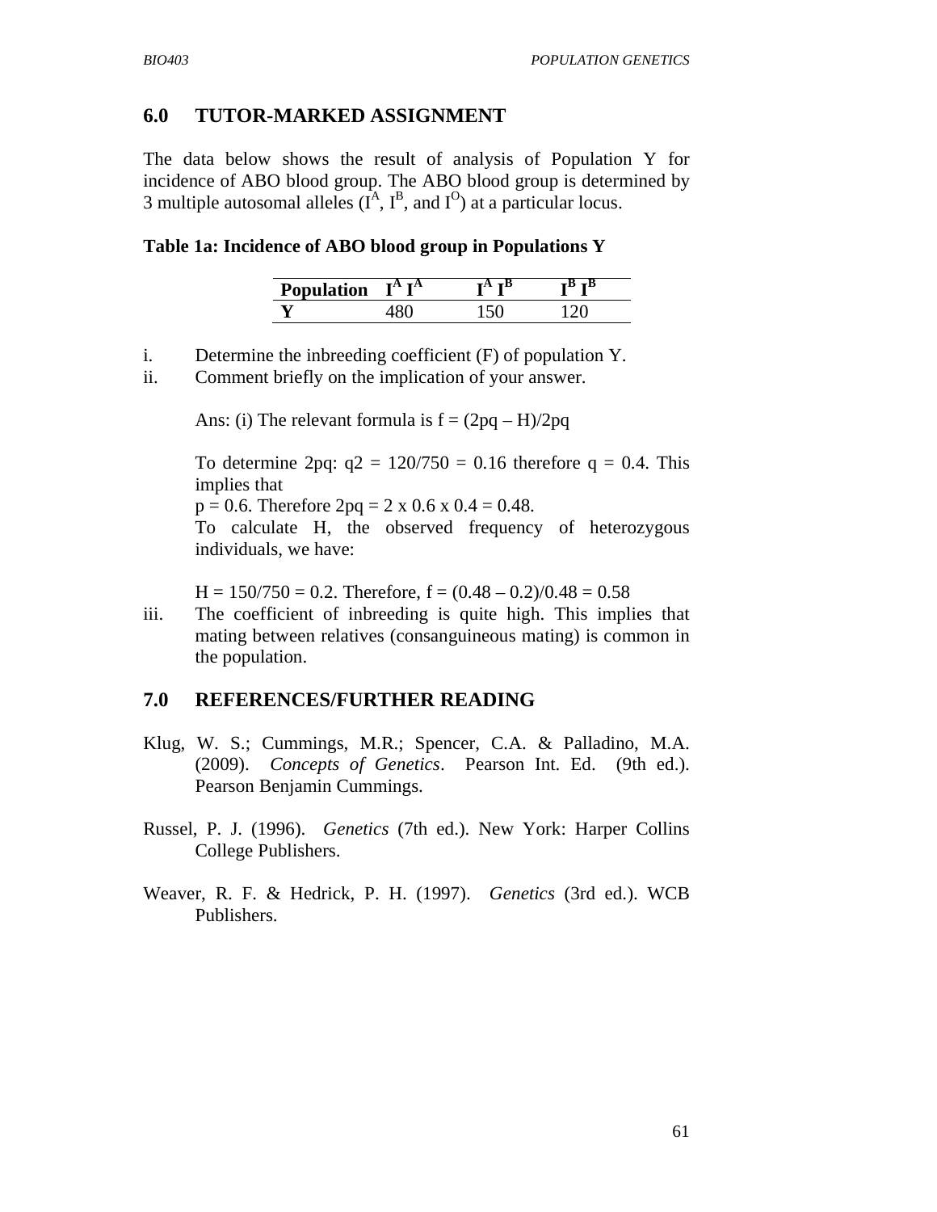## 6.0 TUTOR-MARKED ASSIGNMENT

The data below shows the result of analysis of Population Y for incidence of ABO blood group. The ABO blood group is determined by 3 multiple autosomal alleles ($I^A$, $I^B$, and $I^O$) at a particular locus.

**Table 1a: Incidence of ABO blood group in Populations Y**

| Population | $I^A I^A$ | $I^A I^B$ | $I^B I^B$ |
|---|---|---|---|
| **Y** | 480 | 150 | 120 |

i. Determine the inbreeding coefficient (F) of population Y.

ii. Comment briefly on the implication of your answer.

Ans: (i) The relevant formula is f = (2pq – H)/2pq

To determine 2pq: q2 = 120/750 = 0.16 therefore q = 0.4. This implies that
p = 0.6. Therefore 2pq = 2 x 0.6 x 0.4 = 0.48.
To calculate H, the observed frequency of heterozygous individuals, we have:

H = 150/750 = 0.2. Therefore, f = (0.48 – 0.2)/0.48 = 0.58

iii. The coefficient of inbreeding is quite high. This implies that mating between relatives (consanguineous mating) is common in the population.

## 7.0 REFERENCES/FURTHER READING

Klug, W. S.; Cummings, M.R.; Spencer, C.A. & Palladino, M.A. (2009). *Concepts of Genetics*. Pearson Int. Ed. (9th ed.). Pearson Benjamin Cummings.

Russel, P. J. (1996). *Genetics* (7th ed.). New York: Harper Collins College Publishers.

Weaver, R. F. & Hedrick, P. H. (1997). *Genetics* (3rd ed.). WCB Publishers.